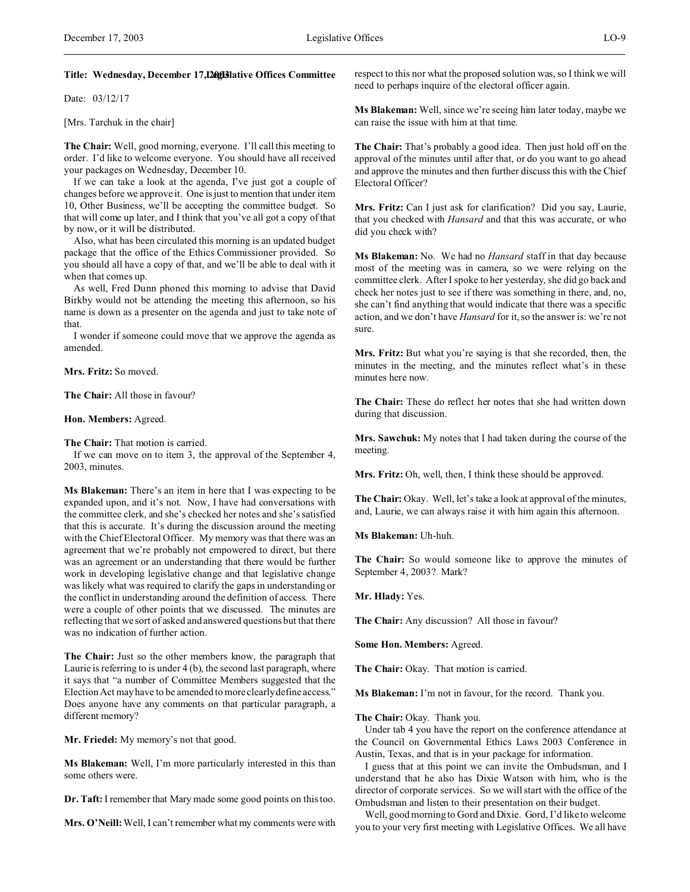**Title: Wednesday, December 17, 2003 Legislative Offices Committee**

Date: 03/12/17

[Mrs. Tarchuk in the chair]

**The Chair:** Well, good morning, everyone. I'll call this meeting to order. I'd like to welcome everyone. You should have all received your packages on Wednesday, December 10.

If we can take a look at the agenda, I've just got a couple of changes before we approve it. One is just to mention that under item 10, Other Business, we'll be accepting the committee budget. So that will come up later, and I think that you've all got a copy of that by now, or it will be distributed.

Also, what has been circulated this morning is an updated budget package that the office of the Ethics Commissioner provided. So you should all have a copy of that, and we'll be able to deal with it when that comes up.

As well, Fred Dunn phoned this morning to advise that David Birkby would not be attending the meeting this afternoon, so his name is down as a presenter on the agenda and just to take note of that.

I wonder if someone could move that we approve the agenda as amended.

**Mrs. Fritz:** So moved.

**The Chair:** All those in favour?

**Hon. Members:** Agreed.

**The Chair:** That motion is carried.

If we can move on to item 3, the approval of the September 4, 2003, minutes.

**Ms Blakeman:** There's an item in here that I was expecting to be expanded upon, and it's not. Now, I have had conversations with the committee clerk, and she's checked her notes and she's satisfied that this is accurate. It's during the discussion around the meeting with the Chief Electoral Officer. My memory was that there was an agreement that we're probably not empowered to direct, but there was an agreement or an understanding that there would be further work in developing legislative change and that legislative change was likely what was required to clarify the gaps in understanding or the conflict in understanding around the definition of access. There were a couple of other points that we discussed. The minutes are reflecting that we sort of asked and answered questions but that there was no indication of further action.

**The Chair:** Just so the other members know, the paragraph that Laurie is referring to is under 4 (b), the second last paragraph, where it says that "a number of Committee Members suggested that the Election Act may have to be amended to more clearly define access." Does anyone have any comments on that particular paragraph, a different memory?

**Mr. Friedel:** My memory's not that good.

**Ms Blakeman:** Well, I'm more particularly interested in this than some others were.

**Dr. Taft:** I remember that Mary made some good points on this too.

**Mrs. O'Neill:** Well, I can't remember what my comments were with respect to this nor what the proposed solution was, so I think we will need to perhaps inquire of the electoral officer again.

**Ms Blakeman:** Well, since we're seeing him later today, maybe we can raise the issue with him at that time.

**The Chair:** That's probably a good idea. Then just hold off on the approval of the minutes until after that, or do you want to go ahead and approve the minutes and then further discuss this with the Chief Electoral Officer?

**Mrs. Fritz:** Can I just ask for clarification? Did you say, Laurie, that you checked with *Hansard* and that this was accurate, or who did you check with?

**Ms Blakeman:** No. We had no *Hansard* staff in that day because most of the meeting was in camera, so we were relying on the committee clerk. After I spoke to her yesterday, she did go back and check her notes just to see if there was something in there, and, no, she can't find anything that would indicate that there was a specific action, and we don't have *Hansard* for it, so the answer is: we're not sure.

**Mrs. Fritz:** But what you're saying is that she recorded, then, the minutes in the meeting, and the minutes reflect what's in these minutes here now.

**The Chair:** These do reflect her notes that she had written down during that discussion.

**Mrs. Sawchuk:** My notes that I had taken during the course of the meeting.

**Mrs. Fritz:** Oh, well, then, I think these should be approved.

**The Chair:** Okay. Well, let's take a look at approval of the minutes, and, Laurie, we can always raise it with him again this afternoon.

**Ms Blakeman:** Uh-huh.

**The Chair:** So would someone like to approve the minutes of September 4, 2003? Mark?

**Mr. Hlady:** Yes.

**The Chair:** Any discussion? All those in favour?

**Some Hon. Members:** Agreed.

**The Chair:** Okay. That motion is carried.

**Ms Blakeman:** I'm not in favour, for the record. Thank you.

**The Chair:** Okay. Thank you.

Under tab 4 you have the report on the conference attendance at the Council on Governmental Ethics Laws 2003 Conference in Austin, Texas, and that is in your package for information.

I guess that at this point we can invite the Ombudsman, and I understand that he also has Dixie Watson with him, who is the director of corporate services. So we will start with the office of the Ombudsman and listen to their presentation on their budget.

Well, good morning to Gord and Dixie. Gord, I'd like to welcome you to your very first meeting with Legislative Offices. We all have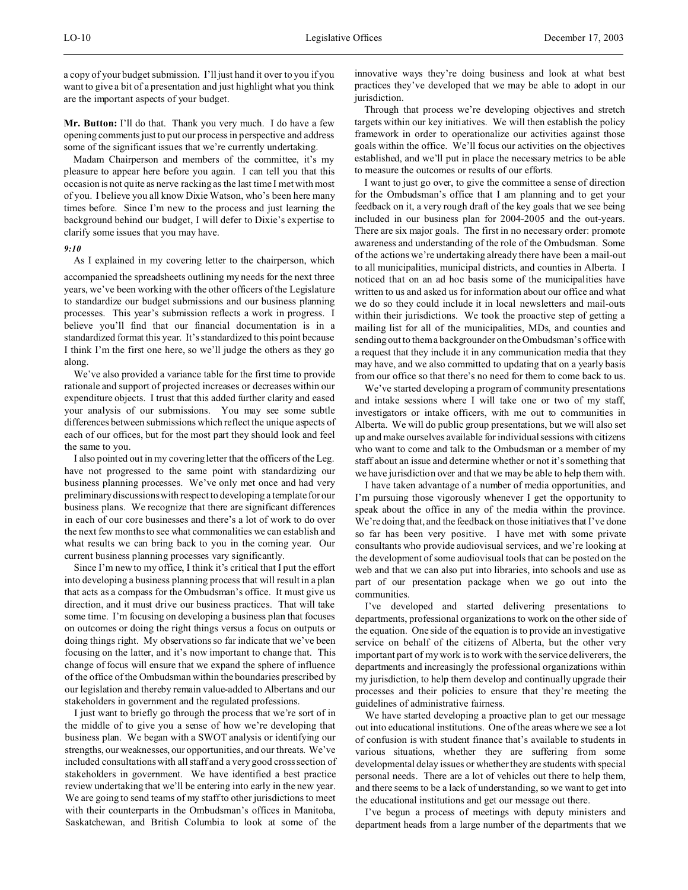a copy of your budget submission. I'll just hand it over to you if you want to give a bit of a presentation and just highlight what you think are the important aspects of your budget.

**Mr. Button:** I'll do that. Thank you very much. I do have a few opening comments just to put our process in perspective and address some of the significant issues that we're currently undertaking.

Madam Chairperson and members of the committee, it's my pleasure to appear here before you again. I can tell you that this occasion is not quite as nerve racking as the last time I met with most of you. I believe you all know Dixie Watson, who's been here many times before. Since I'm new to the process and just learning the background behind our budget, I will defer to Dixie's expertise to clarify some issues that you may have.

*9:10*

As I explained in my covering letter to the chairperson, which accompanied the spreadsheets outlining my needs for the next three years, we've been working with the other officers of the Legislature to standardize our budget submissions and our business planning processes. This year's submission reflects a work in progress. I believe you'll find that our financial documentation is in a standardized format this year. It's standardized to this point because I think I'm the first one here, so we'll judge the others as they go along.

We've also provided a variance table for the first time to provide rationale and support of projected increases or decreases within our expenditure objects. I trust that this added further clarity and eased your analysis of our submissions. You may see some subtle differences between submissions which reflect the unique aspects of each of our offices, but for the most part they should look and feel the same to you.

I also pointed out in my covering letter that the officers of the Leg. have not progressed to the same point with standardizing our business planning processes. We've only met once and had very preliminary discussions with respect to developing a template for our business plans. We recognize that there are significant differences in each of our core businesses and there's a lot of work to do over the next few months to see what commonalities we can establish and what results we can bring back to you in the coming year. Our current business planning processes vary significantly.

Since I'm new to my office, I think it's critical that I put the effort into developing a business planning process that will result in a plan that acts as a compass for the Ombudsman's office. It must give us direction, and it must drive our business practices. That will take some time. I'm focusing on developing a business plan that focuses on outcomes or doing the right things versus a focus on outputs or doing things right. My observations so far indicate that we've been focusing on the latter, and it's now important to change that. This change of focus will ensure that we expand the sphere of influence of the office of the Ombudsman within the boundaries prescribed by our legislation and thereby remain value-added to Albertans and our stakeholders in government and the regulated professions.

I just want to briefly go through the process that we're sort of in the middle of to give you a sense of how we're developing that business plan. We began with a SWOT analysis or identifying our strengths, our weaknesses, our opportunities, and our threats. We've included consultations with all staff and a very good cross section of stakeholders in government. We have identified a best practice review undertaking that we'll be entering into early in the new year. We are going to send teams of my staff to other jurisdictions to meet with their counterparts in the Ombudsman's offices in Manitoba, Saskatchewan, and British Columbia to look at some of the innovative ways they're doing business and look at what best practices they've developed that we may be able to adopt in our jurisdiction.

Through that process we're developing objectives and stretch targets within our key initiatives. We will then establish the policy framework in order to operationalize our activities against those goals within the office. We'll focus our activities on the objectives established, and we'll put in place the necessary metrics to be able to measure the outcomes or results of our efforts.

I want to just go over, to give the committee a sense of direction for the Ombudsman's office that I am planning and to get your feedback on it, a very rough draft of the key goals that we see being included in our business plan for 2004-2005 and the out-years. There are six major goals. The first in no necessary order: promote awareness and understanding of the role of the Ombudsman. Some of the actions we're undertaking already there have been a mail-out to all municipalities, municipal districts, and counties in Alberta. I noticed that on an ad hoc basis some of the municipalities have written to us and asked us for information about our office and what we do so they could include it in local newsletters and mail-outs within their jurisdictions. We took the proactive step of getting a mailing list for all of the municipalities, MDs, and counties and sending out to them a backgrounder on the Ombudsman's office with a request that they include it in any communication media that they may have, and we also committed to updating that on a yearly basis from our office so that there's no need for them to come back to us.

We've started developing a program of community presentations and intake sessions where I will take one or two of my staff, investigators or intake officers, with me out to communities in Alberta. We will do public group presentations, but we will also set up and make ourselves available for individual sessions with citizens who want to come and talk to the Ombudsman or a member of my staff about an issue and determine whether or not it's something that we have jurisdiction over and that we may be able to help them with.

I have taken advantage of a number of media opportunities, and I'm pursuing those vigorously whenever I get the opportunity to speak about the office in any of the media within the province. We're doing that, and the feedback on those initiatives that I've done so far has been very positive. I have met with some private consultants who provide audiovisual services, and we're looking at the development of some audiovisual tools that can be posted on the web and that we can also put into libraries, into schools and use as part of our presentation package when we go out into the communities.

I've developed and started delivering presentations to departments, professional organizations to work on the other side of the equation. One side of the equation is to provide an investigative service on behalf of the citizens of Alberta, but the other very important part of my work is to work with the service deliverers, the departments and increasingly the professional organizations within my jurisdiction, to help them develop and continually upgrade their processes and their policies to ensure that they're meeting the guidelines of administrative fairness.

We have started developing a proactive plan to get our message out into educational institutions. One of the areas where we see a lot of confusion is with student finance that's available to students in various situations, whether they are suffering from some developmental delay issues or whether they are students with special personal needs. There are a lot of vehicles out there to help them, and there seems to be a lack of understanding, so we want to get into the educational institutions and get our message out there.

I've begun a process of meetings with deputy ministers and department heads from a large number of the departments that we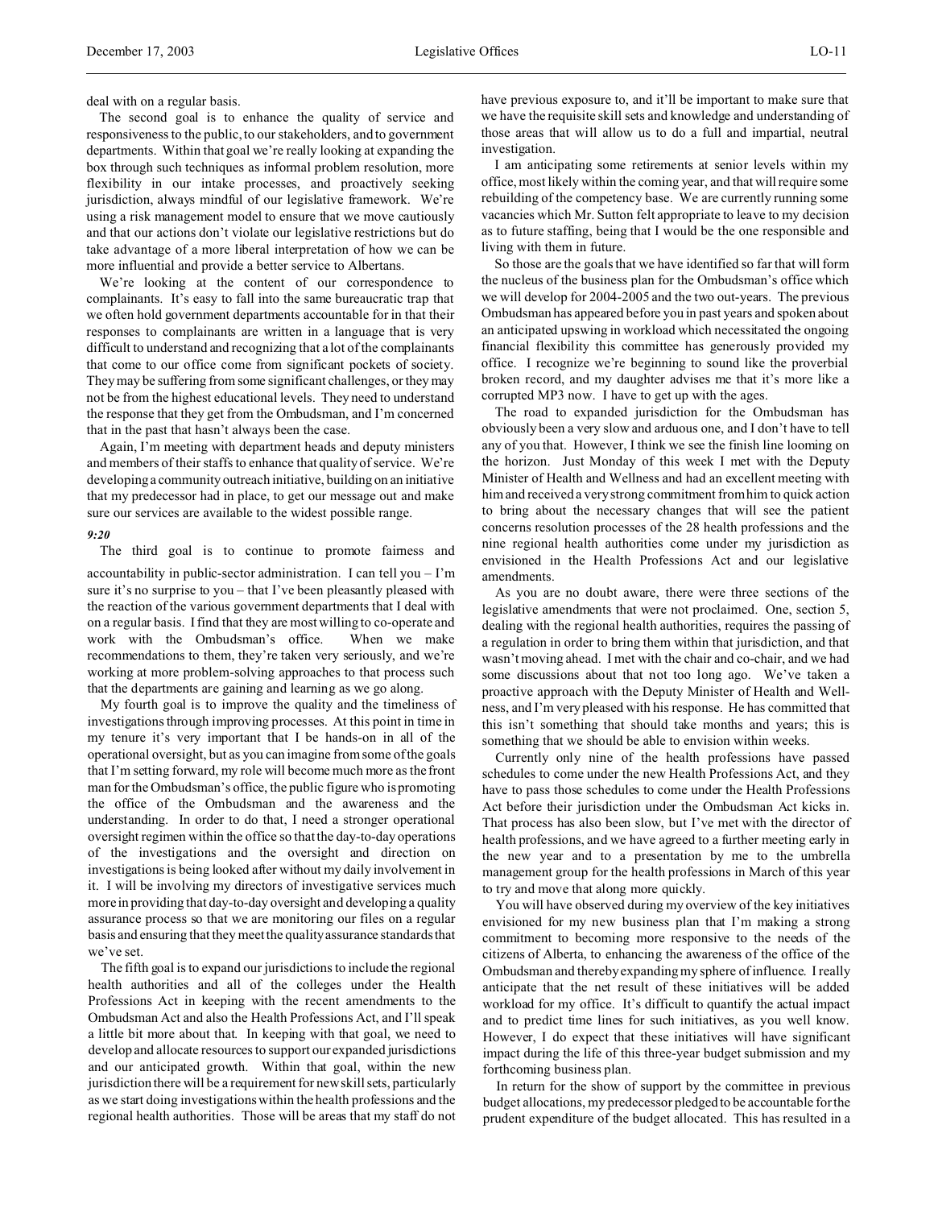deal with on a regular basis.

The second goal is to enhance the quality of service and responsiveness to the public, to our stakeholders, and to government departments. Within that goal we're really looking at expanding the box through such techniques as informal problem resolution, more flexibility in our intake processes, and proactively seeking jurisdiction, always mindful of our legislative framework. We're using a risk management model to ensure that we move cautiously and that our actions don't violate our legislative restrictions but do take advantage of a more liberal interpretation of how we can be more influential and provide a better service to Albertans.

We're looking at the content of our correspondence to complainants. It's easy to fall into the same bureaucratic trap that we often hold government departments accountable for in that their responses to complainants are written in a language that is very difficult to understand and recognizing that a lot of the complainants that come to our office come from significant pockets of society. They may be suffering from some significant challenges, or they may not be from the highest educational levels. They need to understand the response that they get from the Ombudsman, and I'm concerned that in the past that hasn't always been the case.

Again, I'm meeting with department heads and deputy ministers and members of their staffs to enhance that quality of service. We're developing a community outreach initiative, building on an initiative that my predecessor had in place, to get our message out and make sure our services are available to the widest possible range.

*9:20*

The third goal is to continue to promote fairness and accountability in public-sector administration. I can tell you – I'm sure it's no surprise to you – that I've been pleasantly pleased with the reaction of the various government departments that I deal with on a regular basis. I find that they are most willing to co-operate and work with the Ombudsman's office. When we make recommendations to them, they're taken very seriously, and we're working at more problem-solving approaches to that process such that the departments are gaining and learning as we go along.

My fourth goal is to improve the quality and the timeliness of investigations through improving processes. At this point in time in my tenure it's very important that I be hands-on in all of the operational oversight, but as you can imagine from some of the goals that I'm setting forward, my role will become much more as the front man for the Ombudsman's office, the public figure who is promoting the office of the Ombudsman and the awareness and the understanding. In order to do that, I need a stronger operational oversight regimen within the office so that the day-to-day operations of the investigations and the oversight and direction on investigations is being looked after without my daily involvement in it. I will be involving my directors of investigative services much more in providing that day-to-day oversight and developing a quality assurance process so that we are monitoring our files on a regular basis and ensuring that they meet the quality assurance standards that we've set.

The fifth goal is to expand our jurisdictions to include the regional health authorities and all of the colleges under the Health Professions Act in keeping with the recent amendments to the Ombudsman Act and also the Health Professions Act, and I'll speak a little bit more about that. In keeping with that goal, we need to develop and allocate resources to support our expanded jurisdictions and our anticipated growth. Within that goal, within the new jurisdiction there will be a requirement for new skill sets, particularly as we start doing investigations within the health professions and the regional health authorities. Those will be areas that my staff do not have previous exposure to, and it'll be important to make sure that we have the requisite skill sets and knowledge and understanding of those areas that will allow us to do a full and impartial, neutral investigation.

I am anticipating some retirements at senior levels within my office, most likely within the coming year, and that will require some rebuilding of the competency base. We are currently running some vacancies which Mr. Sutton felt appropriate to leave to my decision as to future staffing, being that I would be the one responsible and living with them in future.

So those are the goals that we have identified so far that will form the nucleus of the business plan for the Ombudsman's office which we will develop for 2004-2005 and the two out-years. The previous Ombudsman has appeared before you in past years and spoken about an anticipated upswing in workload which necessitated the ongoing financial flexibility this committee has generously provided my office. I recognize we're beginning to sound like the proverbial broken record, and my daughter advises me that it's more like a corrupted MP3 now. I have to get up with the ages.

The road to expanded jurisdiction for the Ombudsman has obviously been a very slow and arduous one, and I don't have to tell any of you that. However, I think we see the finish line looming on the horizon. Just Monday of this week I met with the Deputy Minister of Health and Wellness and had an excellent meeting with him and received a very strong commitment from him to quick action to bring about the necessary changes that will see the patient concerns resolution processes of the 28 health professions and the nine regional health authorities come under my jurisdiction as envisioned in the Health Professions Act and our legislative amendments.

As you are no doubt aware, there were three sections of the legislative amendments that were not proclaimed. One, section 5, dealing with the regional health authorities, requires the passing of a regulation in order to bring them within that jurisdiction, and that wasn't moving ahead. I met with the chair and co-chair, and we had some discussions about that not too long ago. We've taken a proactive approach with the Deputy Minister of Health and Wellness, and I'm very pleased with his response. He has committed that this isn't something that should take months and years; this is something that we should be able to envision within weeks.

Currently only nine of the health professions have passed schedules to come under the new Health Professions Act, and they have to pass those schedules to come under the Health Professions Act before their jurisdiction under the Ombudsman Act kicks in. That process has also been slow, but I've met with the director of health professions, and we have agreed to a further meeting early in the new year and to a presentation by me to the umbrella management group for the health professions in March of this year to try and move that along more quickly.

You will have observed during my overview of the key initiatives envisioned for my new business plan that I'm making a strong commitment to becoming more responsive to the needs of the citizens of Alberta, to enhancing the awareness of the office of the Ombudsman and thereby expanding my sphere of influence. I really anticipate that the net result of these initiatives will be added workload for my office. It's difficult to quantify the actual impact and to predict time lines for such initiatives, as you well know. However, I do expect that these initiatives will have significant impact during the life of this three-year budget submission and my forthcoming business plan.

In return for the show of support by the committee in previous budget allocations, my predecessor pledged to be accountable for the prudent expenditure of the budget allocated. This has resulted in a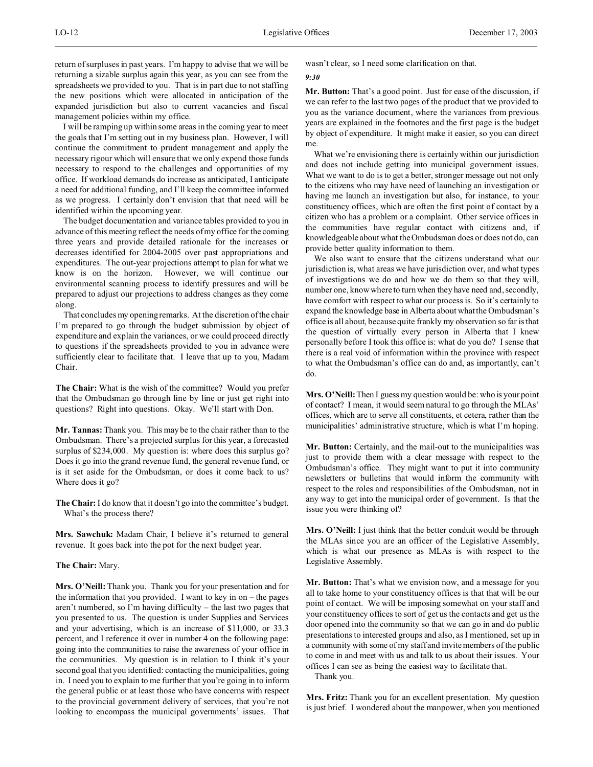return of surpluses in past years. I'm happy to advise that we will be returning a sizable surplus again this year, as you can see from the spreadsheets we provided to you. That is in part due to not staffing the new positions which were allocated in anticipation of the expanded jurisdiction but also to current vacancies and fiscal management policies within my office.

I will be ramping up within some areas in the coming year to meet the goals that I'm setting out in my business plan. However, I will continue the commitment to prudent management and apply the necessary rigour which will ensure that we only expend those funds necessary to respond to the challenges and opportunities of my office. If workload demands do increase as anticipated, I anticipate a need for additional funding, and I'll keep the committee informed as we progress. I certainly don't envision that that need will be identified within the upcoming year.

The budget documentation and variance tables provided to you in advance of this meeting reflect the needs of my office for the coming three years and provide detailed rationale for the increases or decreases identified for 2004-2005 over past appropriations and expenditures. The out-year projections attempt to plan for what we know is on the horizon. However, we will continue our environmental scanning process to identify pressures and will be prepared to adjust our projections to address changes as they come along.

That concludes my opening remarks. At the discretion of the chair I'm prepared to go through the budget submission by object of expenditure and explain the variances, or we could proceed directly to questions if the spreadsheets provided to you in advance were sufficiently clear to facilitate that. I leave that up to you, Madam Chair.

**The Chair:** What is the wish of the committee? Would you prefer that the Ombudsman go through line by line or just get right into questions? Right into questions. Okay. We'll start with Don.

**Mr. Tannas:** Thank you. This may be to the chair rather than to the Ombudsman. There's a projected surplus for this year, a forecasted surplus of $234,000. My question is: where does this surplus go? Does it go into the grand revenue fund, the general revenue fund, or is it set aside for the Ombudsman, or does it come back to us? Where does it go?

**The Chair:** I do know that it doesn't go into the committee's budget. What's the process there?

**Mrs. Sawchuk:** Madam Chair, I believe it's returned to general revenue. It goes back into the pot for the next budget year.

**The Chair:** Mary.

**Mrs. O'Neill:** Thank you. Thank you for your presentation and for the information that you provided. I want to key in on – the pages aren't numbered, so I'm having difficulty – the last two pages that you presented to us. The question is under Supplies and Services and your advertising, which is an increase of $11,000, or 33.3 percent, and I reference it over in number 4 on the following page: going into the communities to raise the awareness of your office in the communities. My question is in relation to I think it's your second goal that you identified: contacting the municipalities, going in. I need you to explain to me further that you're going in to inform the general public or at least those who have concerns with respect to the provincial government delivery of services, that you're not looking to encompass the municipal governments' issues. That wasn't clear, so I need some clarification on that.

*9:30*

**Mr. Button:** That's a good point. Just for ease of the discussion, if we can refer to the last two pages of the product that we provided to you as the variance document, where the variances from previous years are explained in the footnotes and the first page is the budget by object of expenditure. It might make it easier, so you can direct me.

What we're envisioning there is certainly within our jurisdiction and does not include getting into municipal government issues. What we want to do is to get a better, stronger message out not only to the citizens who may have need of launching an investigation or having me launch an investigation but also, for instance, to your constituency offices, which are often the first point of contact by a citizen who has a problem or a complaint. Other service offices in the communities have regular contact with citizens and, if knowledgeable about what the Ombudsman does or does not do, can provide better quality information to them.

We also want to ensure that the citizens understand what our jurisdiction is, what areas we have jurisdiction over, and what types of investigations we do and how we do them so that they will, number one, know where to turn when they have need and, secondly, have comfort with respect to what our process is. So it's certainly to expand the knowledge base in Alberta about what the Ombudsman's office is all about, because quite frankly my observation so far is that the question of virtually every person in Alberta that I knew personally before I took this office is: what do you do? I sense that there is a real void of information within the province with respect to what the Ombudsman's office can do and, as importantly, can't do.

**Mrs. O'Neill:** Then I guess my question would be: who is your point of contact? I mean, it would seem natural to go through the MLAs' offices, which are to serve all constituents, et cetera, rather than the municipalities' administrative structure, which is what I'm hoping.

**Mr. Button:** Certainly, and the mail-out to the municipalities was just to provide them with a clear message with respect to the Ombudsman's office. They might want to put it into community newsletters or bulletins that would inform the community with respect to the roles and responsibilities of the Ombudsman, not in any way to get into the municipal order of government. Is that the issue you were thinking of?

**Mrs. O'Neill:** I just think that the better conduit would be through the MLAs since you are an officer of the Legislative Assembly, which is what our presence as MLAs is with respect to the Legislative Assembly.

**Mr. Button:** That's what we envision now, and a message for you all to take home to your constituency offices is that that will be our point of contact. We will be imposing somewhat on your staff and your constituency offices to sort of get us the contacts and get us the door opened into the community so that we can go in and do public presentations to interested groups and also, as I mentioned, set up in a community with some of my staff and invite members of the public to come in and meet with us and talk to us about their issues. Your offices I can see as being the easiest way to facilitate that.

Thank you.

**Mrs. Fritz:** Thank you for an excellent presentation. My question is just brief. I wondered about the manpower, when you mentioned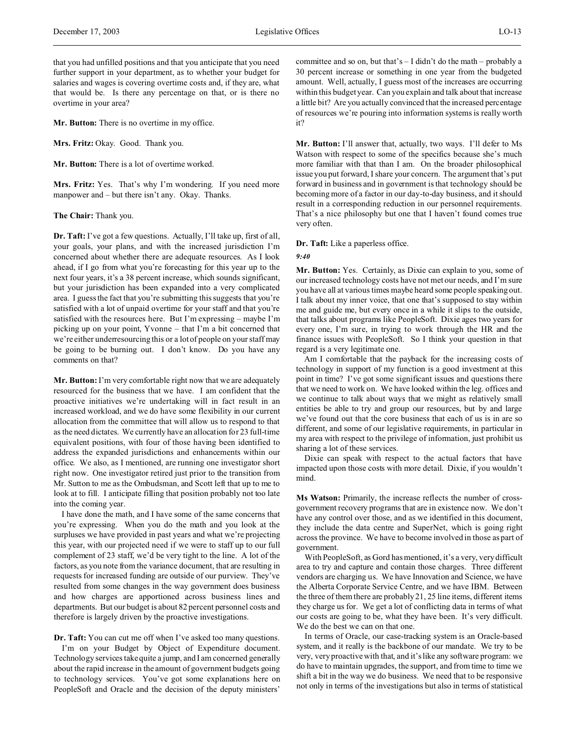that you had unfilled positions and that you anticipate that you need further support in your department, as to whether your budget for salaries and wages is covering overtime costs and, if they are, what that would be. Is there any percentage on that, or is there no overtime in your area?

**Mr. Button:** There is no overtime in my office.

**Mrs. Fritz:** Okay. Good. Thank you.

**Mr. Button:** There is a lot of overtime worked.

**Mrs. Fritz:** Yes. That's why I'm wondering. If you need more manpower and – but there isn't any. Okay. Thanks.

**The Chair:** Thank you.

**Dr. Taft:** I've got a few questions. Actually, I'll take up, first of all, your goals, your plans, and with the increased jurisdiction I'm concerned about whether there are adequate resources. As I look ahead, if I go from what you're forecasting for this year up to the next four years, it's a 38 percent increase, which sounds significant, but your jurisdiction has been expanded into a very complicated area. I guess the fact that you're submitting this suggests that you're satisfied with a lot of unpaid overtime for your staff and that you're satisfied with the resources here. But I'm expressing – maybe I'm picking up on your point, Yvonne – that I'm a bit concerned that we're either underresourcing this or a lot of people on your staff may be going to be burning out. I don't know. Do you have any comments on that?

**Mr. Button:** I'm very comfortable right now that we are adequately resourced for the business that we have. I am confident that the proactive initiatives we're undertaking will in fact result in an increased workload, and we do have some flexibility in our current allocation from the committee that will allow us to respond to that as the need dictates. We currently have an allocation for 23 full-time equivalent positions, with four of those having been identified to address the expanded jurisdictions and enhancements within our office. We also, as I mentioned, are running one investigator short right now. One investigator retired just prior to the transition from Mr. Sutton to me as the Ombudsman, and Scott left that up to me to look at to fill. I anticipate filling that position probably not too late into the coming year.

I have done the math, and I have some of the same concerns that you're expressing. When you do the math and you look at the surpluses we have provided in past years and what we're projecting this year, with our projected need if we were to staff up to our full complement of 23 staff, we'd be very tight to the line. A lot of the factors, as you note from the variance document, that are resulting in requests for increased funding are outside of our purview. They've resulted from some changes in the way government does business and how charges are apportioned across business lines and departments. But our budget is about 82 percent personnel costs and therefore is largely driven by the proactive investigations.

**Dr. Taft:** You can cut me off when I've asked too many questions.

I'm on your Budget by Object of Expenditure document. Technology services take quite a jump, and I am concerned generally about the rapid increase in the amount of government budgets going to technology services. You've got some explanations here on PeopleSoft and Oracle and the decision of the deputy ministers' committee and so on, but that's – I didn't do the math – probably a 30 percent increase or something in one year from the budgeted amount. Well, actually, I guess most of the increases are occurring within this budget year. Can you explain and talk about that increase a little bit? Are you actually convinced that the increased percentage of resources we're pouring into information systems is really worth it?

**Mr. Button:** I'll answer that, actually, two ways. I'll defer to Ms Watson with respect to some of the specifics because she's much more familiar with that than I am. On the broader philosophical issue you put forward, I share your concern. The argument that's put forward in business and in government is that technology should be becoming more of a factor in our day-to-day business, and it should result in a corresponding reduction in our personnel requirements. That's a nice philosophy but one that I haven't found comes true very often.

**Dr. Taft:** Like a paperless office.

*9:40*

**Mr. Button:** Yes. Certainly, as Dixie can explain to you, some of our increased technology costs have not met our needs, and I'm sure you have all at various times maybe heard some people speaking out. I talk about my inner voice, that one that's supposed to stay within me and guide me, but every once in a while it slips to the outside, that talks about programs like PeopleSoft. Dixie ages two years for every one, I'm sure, in trying to work through the HR and the finance issues with PeopleSoft. So I think your question in that regard is a very legitimate one.

Am I comfortable that the payback for the increasing costs of technology in support of my function is a good investment at this point in time? I've got some significant issues and questions there that we need to work on. We have looked within the leg. offices and we continue to talk about ways that we might as relatively small entities be able to try and group our resources, but by and large we've found out that the core business that each of us is in are so different, and some of our legislative requirements, in particular in my area with respect to the privilege of information, just prohibit us sharing a lot of these services.

Dixie can speak with respect to the actual factors that have impacted upon those costs with more detail. Dixie, if you wouldn't mind.

**Ms Watson:** Primarily, the increase reflects the number of cross-government recovery programs that are in existence now. We don't have any control over those, and as we identified in this document, they include the data centre and SuperNet, which is going right across the province. We have to become involved in those as part of government.

With PeopleSoft, as Gord has mentioned, it's a very, very difficult area to try and capture and contain those charges. Three different vendors are charging us. We have Innovation and Science, we have the Alberta Corporate Service Centre, and we have IBM. Between the three of them there are probably 21, 25 line items, different items they charge us for. We get a lot of conflicting data in terms of what our costs are going to be, what they have been. It's very difficult. We do the best we can on that one.

In terms of Oracle, our case-tracking system is an Oracle-based system, and it really is the backbone of our mandate. We try to be very, very proactive with that, and it's like any software program: we do have to maintain upgrades, the support, and from time to time we shift a bit in the way we do business. We need that to be responsive not only in terms of the investigations but also in terms of statistical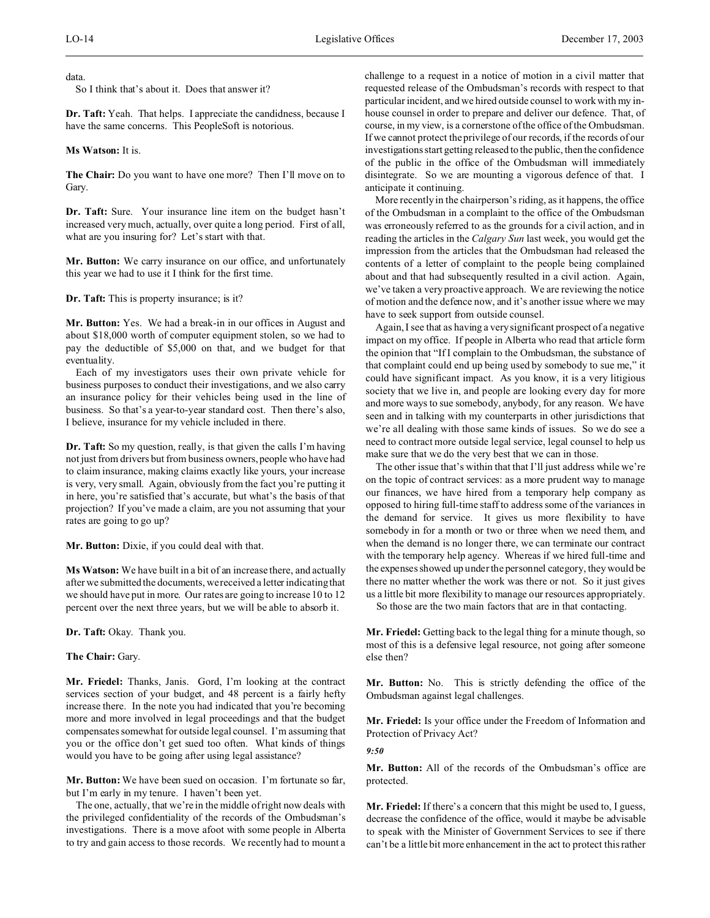data.

So I think that's about it. Does that answer it?

**Dr. Taft:** Yeah. That helps. I appreciate the candidness, because I have the same concerns. This PeopleSoft is notorious.

**Ms Watson:** It is.

**The Chair:** Do you want to have one more? Then I'll move on to Gary.

**Dr. Taft:** Sure. Your insurance line item on the budget hasn't increased very much, actually, over quite a long period. First of all, what are you insuring for? Let's start with that.

**Mr. Button:** We carry insurance on our office, and unfortunately this year we had to use it I think for the first time.

**Dr. Taft:** This is property insurance; is it?

**Mr. Button:** Yes. We had a break-in in our offices in August and about $18,000 worth of computer equipment stolen, so we had to pay the deductible of $5,000 on that, and we budget for that eventuality.

Each of my investigators uses their own private vehicle for business purposes to conduct their investigations, and we also carry an insurance policy for their vehicles being used in the line of business. So that's a year-to-year standard cost. Then there's also, I believe, insurance for my vehicle included in there.

**Dr. Taft:** So my question, really, is that given the calls I'm having not just from drivers but from business owners, people who have had to claim insurance, making claims exactly like yours, your increase is very, very small. Again, obviously from the fact you're putting it in here, you're satisfied that's accurate, but what's the basis of that projection? If you've made a claim, are you not assuming that your rates are going to go up?

**Mr. Button:** Dixie, if you could deal with that.

**Ms Watson:** We have built in a bit of an increase there, and actually after we submitted the documents, we received a letter indicating that we should have put in more. Our rates are going to increase 10 to 12 percent over the next three years, but we will be able to absorb it.

**Dr. Taft:** Okay. Thank you.

**The Chair:** Gary.

**Mr. Friedel:** Thanks, Janis. Gord, I'm looking at the contract services section of your budget, and 48 percent is a fairly hefty increase there. In the note you had indicated that you're becoming more and more involved in legal proceedings and that the budget compensates somewhat for outside legal counsel. I'm assuming that you or the office don't get sued too often. What kinds of things would you have to be going after using legal assistance?

**Mr. Button:** We have been sued on occasion. I'm fortunate so far, but I'm early in my tenure. I haven't been yet.

The one, actually, that we're in the middle of right now deals with the privileged confidentiality of the records of the Ombudsman's investigations. There is a move afoot with some people in Alberta to try and gain access to those records. We recently had to mount a challenge to a request in a notice of motion in a civil matter that requested release of the Ombudsman's records with respect to that particular incident, and we hired outside counsel to work with my in-house counsel in order to prepare and deliver our defence. That, of course, in my view, is a cornerstone of the office of the Ombudsman. If we cannot protect the privilege of our records, if the records of our investigations start getting released to the public, then the confidence of the public in the office of the Ombudsman will immediately disintegrate. So we are mounting a vigorous defence of that. I anticipate it continuing.

More recently in the chairperson's riding, as it happens, the office of the Ombudsman in a complaint to the office of the Ombudsman was erroneously referred to as the grounds for a civil action, and in reading the articles in the *Calgary Sun* last week, you would get the impression from the articles that the Ombudsman had released the contents of a letter of complaint to the people being complained about and that had subsequently resulted in a civil action. Again, we've taken a very proactive approach. We are reviewing the notice of motion and the defence now, and it's another issue where we may have to seek support from outside counsel.

Again, I see that as having a very significant prospect of a negative impact on my office. If people in Alberta who read that article form the opinion that "If I complain to the Ombudsman, the substance of that complaint could end up being used by somebody to sue me," it could have significant impact. As you know, it is a very litigious society that we live in, and people are looking every day for more and more ways to sue somebody, anybody, for any reason. We have seen and in talking with my counterparts in other jurisdictions that we're all dealing with those same kinds of issues. So we do see a need to contract more outside legal service, legal counsel to help us make sure that we do the very best that we can in those.

The other issue that's within that that I'll just address while we're on the topic of contract services: as a more prudent way to manage our finances, we have hired from a temporary help company as opposed to hiring full-time staff to address some of the variances in the demand for service. It gives us more flexibility to have somebody in for a month or two or three when we need them, and when the demand is no longer there, we can terminate our contract with the temporary help agency. Whereas if we hired full-time and the expenses showed up under the personnel category, they would be there no matter whether the work was there or not. So it just gives us a little bit more flexibility to manage our resources appropriately.

So those are the two main factors that are in that contacting.

**Mr. Friedel:** Getting back to the legal thing for a minute though, so most of this is a defensive legal resource, not going after someone else then?

**Mr. Button:** No. This is strictly defending the office of the Ombudsman against legal challenges.

**Mr. Friedel:** Is your office under the Freedom of Information and Protection of Privacy Act?

*9:50*

**Mr. Button:** All of the records of the Ombudsman's office are protected.

**Mr. Friedel:** If there's a concern that this might be used to, I guess, decrease the confidence of the office, would it maybe be advisable to speak with the Minister of Government Services to see if there can't be a little bit more enhancement in the act to protect this rather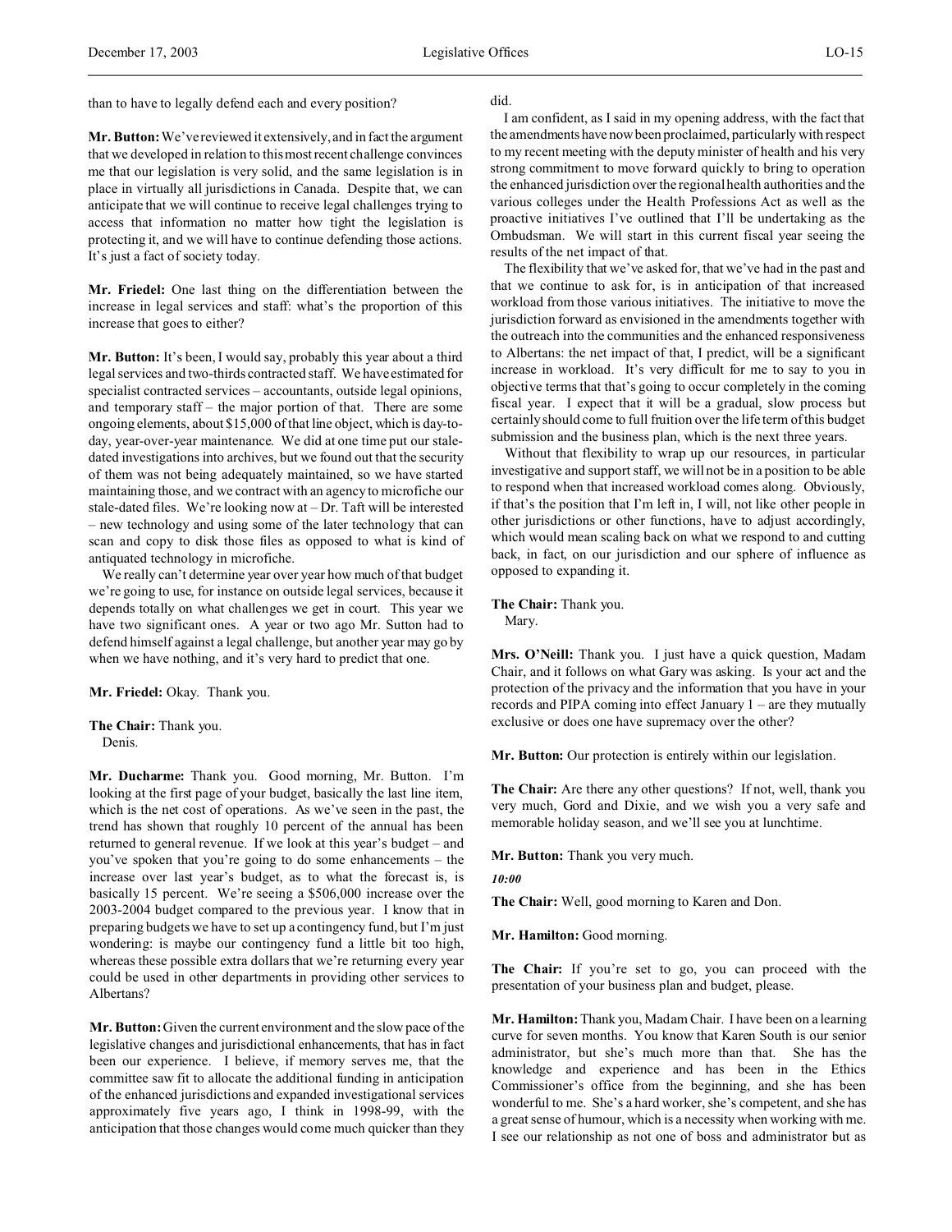than to have to legally defend each and every position?

**Mr. Button:** We've reviewed it extensively, and in fact the argument that we developed in relation to this most recent challenge convinces me that our legislation is very solid, and the same legislation is in place in virtually all jurisdictions in Canada. Despite that, we can anticipate that we will continue to receive legal challenges trying to access that information no matter how tight the legislation is protecting it, and we will have to continue defending those actions. It's just a fact of society today.

**Mr. Friedel:** One last thing on the differentiation between the increase in legal services and staff: what's the proportion of this increase that goes to either?

**Mr. Button:** It's been, I would say, probably this year about a third legal services and two-thirds contracted staff. We have estimated for specialist contracted services – accountants, outside legal opinions, and temporary staff – the major portion of that. There are some ongoing elements, about $15,000 of that line object, which is day-to-day, year-over-year maintenance. We did at one time put our stale-dated investigations into archives, but we found out that the security of them was not being adequately maintained, so we have started maintaining those, and we contract with an agency to microfiche our stale-dated files. We're looking now at – Dr. Taft will be interested – new technology and using some of the later technology that can scan and copy to disk those files as opposed to what is kind of antiquated technology in microfiche.

We really can't determine year over year how much of that budget we're going to use, for instance on outside legal services, because it depends totally on what challenges we get in court. This year we have two significant ones. A year or two ago Mr. Sutton had to defend himself against a legal challenge, but another year may go by when we have nothing, and it's very hard to predict that one.

**Mr. Friedel:** Okay. Thank you.

**The Chair:** Thank you.
Denis.

**Mr. Ducharme:** Thank you. Good morning, Mr. Button. I'm looking at the first page of your budget, basically the last line item, which is the net cost of operations. As we've seen in the past, the trend has shown that roughly 10 percent of the annual has been returned to general revenue. If we look at this year's budget – and you've spoken that you're going to do some enhancements – the increase over last year's budget, as to what the forecast is, is basically 15 percent. We're seeing a $506,000 increase over the 2003-2004 budget compared to the previous year. I know that in preparing budgets we have to set up a contingency fund, but I'm just wondering: is maybe our contingency fund a little bit too high, whereas these possible extra dollars that we're returning every year could be used in other departments in providing other services to Albertans?

**Mr. Button:** Given the current environment and the slow pace of the legislative changes and jurisdictional enhancements, that has in fact been our experience. I believe, if memory serves me, that the committee saw fit to allocate the additional funding in anticipation of the enhanced jurisdictions and expanded investigational services approximately five years ago, I think in 1998-99, with the anticipation that those changes would come much quicker than they did.

I am confident, as I said in my opening address, with the fact that the amendments have now been proclaimed, particularly with respect to my recent meeting with the deputy minister of health and his very strong commitment to move forward quickly to bring to operation the enhanced jurisdiction over the regional health authorities and the various colleges under the Health Professions Act as well as the proactive initiatives I've outlined that I'll be undertaking as the Ombudsman. We will start in this current fiscal year seeing the results of the net impact of that.

The flexibility that we've asked for, that we've had in the past and that we continue to ask for, is in anticipation of that increased workload from those various initiatives. The initiative to move the jurisdiction forward as envisioned in the amendments together with the outreach into the communities and the enhanced responsiveness to Albertans: the net impact of that, I predict, will be a significant increase in workload. It's very difficult for me to say to you in objective terms that that's going to occur completely in the coming fiscal year. I expect that it will be a gradual, slow process but certainly should come to full fruition over the life term of this budget submission and the business plan, which is the next three years.

Without that flexibility to wrap up our resources, in particular investigative and support staff, we will not be in a position to be able to respond when that increased workload comes along. Obviously, if that's the position that I'm left in, I will, not like other people in other jurisdictions or other functions, have to adjust accordingly, which would mean scaling back on what we respond to and cutting back, in fact, on our jurisdiction and our sphere of influence as opposed to expanding it.

**The Chair:** Thank you.
Mary.

**Mrs. O'Neill:** Thank you. I just have a quick question, Madam Chair, and it follows on what Gary was asking. Is your act and the protection of the privacy and the information that you have in your records and PIPA coming into effect January 1 – are they mutually exclusive or does one have supremacy over the other?

**Mr. Button:** Our protection is entirely within our legislation.

**The Chair:** Are there any other questions? If not, well, thank you very much, Gord and Dixie, and we wish you a very safe and memorable holiday season, and we'll see you at lunchtime.

**Mr. Button:** Thank you very much.

*10:00*

**The Chair:** Well, good morning to Karen and Don.

**Mr. Hamilton:** Good morning.

**The Chair:** If you're set to go, you can proceed with the presentation of your business plan and budget, please.

**Mr. Hamilton:** Thank you, Madam Chair. I have been on a learning curve for seven months. You know that Karen South is our senior administrator, but she's much more than that. She has the knowledge and experience and has been in the Ethics Commissioner's office from the beginning, and she has been wonderful to me. She's a hard worker, she's competent, and she has a great sense of humour, which is a necessity when working with me. I see our relationship as not one of boss and administrator but as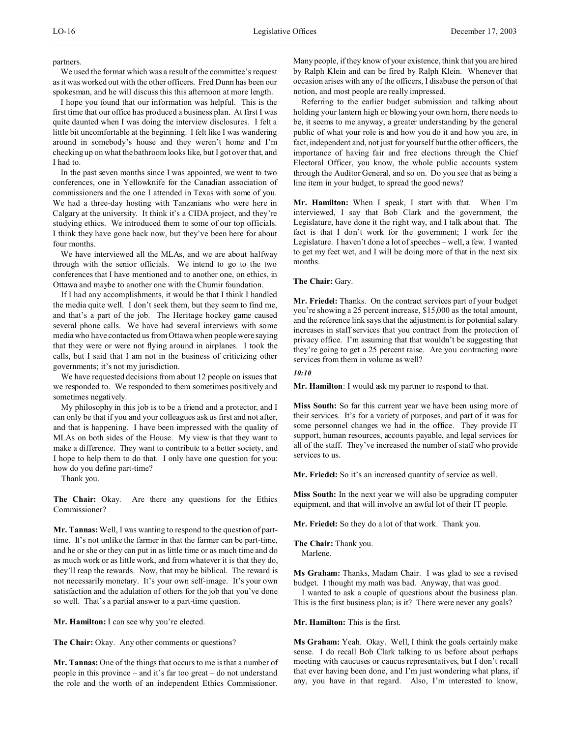partners.

We used the format which was a result of the committee's request as it was worked out with the other officers. Fred Dunn has been our spokesman, and he will discuss this this afternoon at more length.

I hope you found that our information was helpful. This is the first time that our office has produced a business plan. At first I was quite daunted when I was doing the interview disclosures. I felt a little bit uncomfortable at the beginning. I felt like I was wandering around in somebody's house and they weren't home and I'm checking up on what the bathroom looks like, but I got over that, and I had to.

In the past seven months since I was appointed, we went to two conferences, one in Yellowknife for the Canadian association of commissioners and the one I attended in Texas with some of you. We had a three-day hosting with Tanzanians who were here in Calgary at the university. It think it's a CIDA project, and they're studying ethics. We introduced them to some of our top officials. I think they have gone back now, but they've been here for about four months.

We have interviewed all the MLAs, and we are about halfway through with the senior officials. We intend to go to the two conferences that I have mentioned and to another one, on ethics, in Ottawa and maybe to another one with the Chumir foundation.

If I had any accomplishments, it would be that I think I handled the media quite well. I don't seek them, but they seem to find me, and that's a part of the job. The Heritage hockey game caused several phone calls. We have had several interviews with some media who have contacted us from Ottawa when people were saying that they were or were not flying around in airplanes. I took the calls, but I said that I am not in the business of criticizing other governments; it's not my jurisdiction.

We have requested decisions from about 12 people on issues that we responded to. We responded to them sometimes positively and sometimes negatively.

My philosophy in this job is to be a friend and a protector, and I can only be that if you and your colleagues ask us first and not after, and that is happening. I have been impressed with the quality of MLAs on both sides of the House. My view is that they want to make a difference. They want to contribute to a better society, and I hope to help them to do that. I only have one question for you: how do you define part-time?

Thank you.

**The Chair:** Okay. Are there any questions for the Ethics Commissioner?

**Mr. Tannas:** Well, I was wanting to respond to the question of part-time. It's not unlike the farmer in that the farmer can be part-time, and he or she or they can put in as little time or as much time and do as much work or as little work, and from whatever it is that they do, they'll reap the rewards. Now, that may be biblical. The reward is not necessarily monetary. It's your own self-image. It's your own satisfaction and the adulation of others for the job that you've done so well. That's a partial answer to a part-time question.

**Mr. Hamilton:** I can see why you're elected.

**The Chair:** Okay. Any other comments or questions?

**Mr. Tannas:** One of the things that occurs to me is that a number of people in this province – and it's far too great – do not understand the role and the worth of an independent Ethics Commissioner. Many people, if they know of your existence, think that you are hired by Ralph Klein and can be fired by Ralph Klein. Whenever that occasion arises with any of the officers, I disabuse the person of that notion, and most people are really impressed.

Referring to the earlier budget submission and talking about holding your lantern high or blowing your own horn, there needs to be, it seems to me anyway, a greater understanding by the general public of what your role is and how you do it and how you are, in fact, independent and, not just for yourself but the other officers, the importance of having fair and free elections through the Chief Electoral Officer, you know, the whole public accounts system through the Auditor General, and so on. Do you see that as being a line item in your budget, to spread the good news?

**Mr. Hamilton:** When I speak, I start with that. When I'm interviewed, I say that Bob Clark and the government, the Legislature, have done it the right way, and I talk about that. The fact is that I don't work for the government; I work for the Legislature. I haven't done a lot of speeches – well, a few. I wanted to get my feet wet, and I will be doing more of that in the next six months.

**The Chair:** Gary.

**Mr. Friedel:** Thanks. On the contract services part of your budget you're showing a 25 percent increase, $15,000 as the total amount, and the reference link says that the adjustment is for potential salary increases in staff services that you contract from the protection of privacy office. I'm assuming that that wouldn't be suggesting that they're going to get a 25 percent raise. Are you contracting more services from them in volume as well?

*10:10*

**Mr. Hamilton**: I would ask my partner to respond to that.

**Miss South:** So far this current year we have been using more of their services. It's for a variety of purposes, and part of it was for some personnel changes we had in the office. They provide IT support, human resources, accounts payable, and legal services for all of the staff. They've increased the number of staff who provide services to us.

**Mr. Friedel:** So it's an increased quantity of service as well.

**Miss South:** In the next year we will also be upgrading computer equipment, and that will involve an awful lot of their IT people.

**Mr. Friedel:** So they do a lot of that work. Thank you.

**The Chair:** Thank you.
Marlene.

**Ms Graham:** Thanks, Madam Chair. I was glad to see a revised budget. I thought my math was bad. Anyway, that was good.

I wanted to ask a couple of questions about the business plan. This is the first business plan; is it? There were never any goals?

**Mr. Hamilton:** This is the first.

**Ms Graham:** Yeah. Okay. Well, I think the goals certainly make sense. I do recall Bob Clark talking to us before about perhaps meeting with caucuses or caucus representatives, but I don't recall that ever having been done, and I'm just wondering what plans, if any, you have in that regard. Also, I'm interested to know,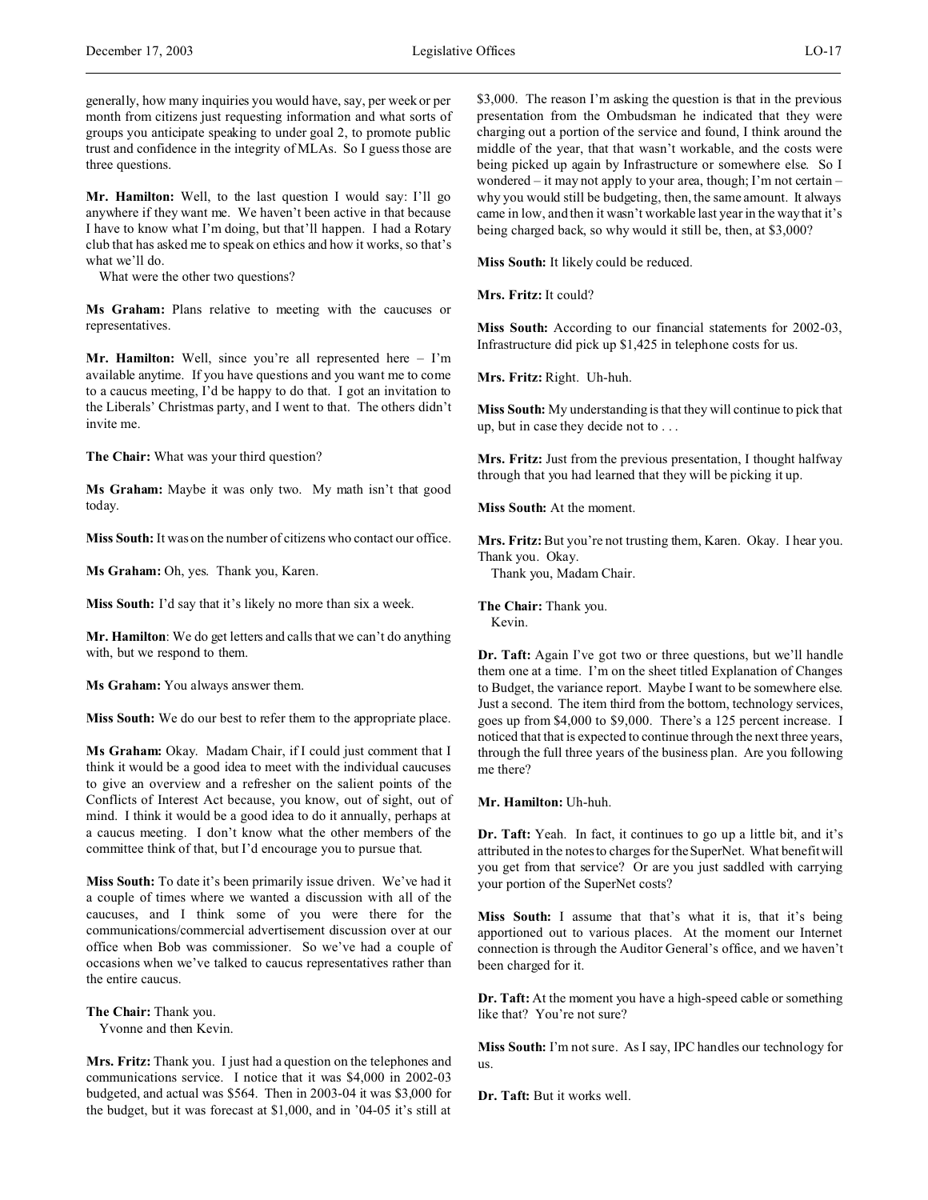generally, how many inquiries you would have, say, per week or per month from citizens just requesting information and what sorts of groups you anticipate speaking to under goal 2, to promote public trust and confidence in the integrity of MLAs. So I guess those are three questions.

**Mr. Hamilton:** Well, to the last question I would say: I'll go anywhere if they want me. We haven't been active in that because I have to know what I'm doing, but that'll happen. I had a Rotary club that has asked me to speak on ethics and how it works, so that's what we'll do.

What were the other two questions?

**Ms Graham:** Plans relative to meeting with the caucuses or representatives.

**Mr. Hamilton:** Well, since you're all represented here – I'm available anytime. If you have questions and you want me to come to a caucus meeting, I'd be happy to do that. I got an invitation to the Liberals' Christmas party, and I went to that. The others didn't invite me.

**The Chair:** What was your third question?

**Ms Graham:** Maybe it was only two. My math isn't that good today.

**Miss South:** It was on the number of citizens who contact our office.

**Ms Graham:** Oh, yes. Thank you, Karen.

**Miss South:** I'd say that it's likely no more than six a week.

**Mr. Hamilton**: We do get letters and calls that we can't do anything with, but we respond to them.

**Ms Graham:** You always answer them.

**Miss South:** We do our best to refer them to the appropriate place.

**Ms Graham:** Okay. Madam Chair, if I could just comment that I think it would be a good idea to meet with the individual caucuses to give an overview and a refresher on the salient points of the Conflicts of Interest Act because, you know, out of sight, out of mind. I think it would be a good idea to do it annually, perhaps at a caucus meeting. I don't know what the other members of the committee think of that, but I'd encourage you to pursue that.

**Miss South:** To date it's been primarily issue driven. We've had it a couple of times where we wanted a discussion with all of the caucuses, and I think some of you were there for the communications/commercial advertisement discussion over at our office when Bob was commissioner. So we've had a couple of occasions when we've talked to caucus representatives rather than the entire caucus.

**The Chair:** Thank you.
Yvonne and then Kevin.

**Mrs. Fritz:** Thank you. I just had a question on the telephones and communications service. I notice that it was $4,000 in 2002-03 budgeted, and actual was $564. Then in 2003-04 it was $3,000 for the budget, but it was forecast at $1,000, and in '04-05 it's still at $3,000. The reason I'm asking the question is that in the previous presentation from the Ombudsman he indicated that they were charging out a portion of the service and found, I think around the middle of the year, that that wasn't workable, and the costs were being picked up again by Infrastructure or somewhere else. So I wondered – it may not apply to your area, though; I'm not certain – why you would still be budgeting, then, the same amount. It always came in low, and then it wasn't workable last year in the way that it's being charged back, so why would it still be, then, at $3,000?

**Miss South:** It likely could be reduced.

**Mrs. Fritz:** It could?

**Miss South:** According to our financial statements for 2002-03, Infrastructure did pick up $1,425 in telephone costs for us.

**Mrs. Fritz:** Right. Uh-huh.

**Miss South:** My understanding is that they will continue to pick that up, but in case they decide not to . . .

**Mrs. Fritz:** Just from the previous presentation, I thought halfway through that you had learned that they will be picking it up.

**Miss South:** At the moment.

**Mrs. Fritz:** But you're not trusting them, Karen. Okay. I hear you. Thank you. Okay.
Thank you, Madam Chair.

**The Chair:** Thank you.
Kevin.

**Dr. Taft:** Again I've got two or three questions, but we'll handle them one at a time. I'm on the sheet titled Explanation of Changes to Budget, the variance report. Maybe I want to be somewhere else. Just a second. The item third from the bottom, technology services, goes up from $4,000 to $9,000. There's a 125 percent increase. I noticed that that is expected to continue through the next three years, through the full three years of the business plan. Are you following me there?

**Mr. Hamilton:** Uh-huh.

**Dr. Taft:** Yeah. In fact, it continues to go up a little bit, and it's attributed in the notes to charges for the SuperNet. What benefit will you get from that service? Or are you just saddled with carrying your portion of the SuperNet costs?

**Miss South:** I assume that that's what it is, that it's being apportioned out to various places. At the moment our Internet connection is through the Auditor General's office, and we haven't been charged for it.

**Dr. Taft:** At the moment you have a high-speed cable or something like that? You're not sure?

**Miss South:** I'm not sure. As I say, IPC handles our technology for us.

**Dr. Taft:** But it works well.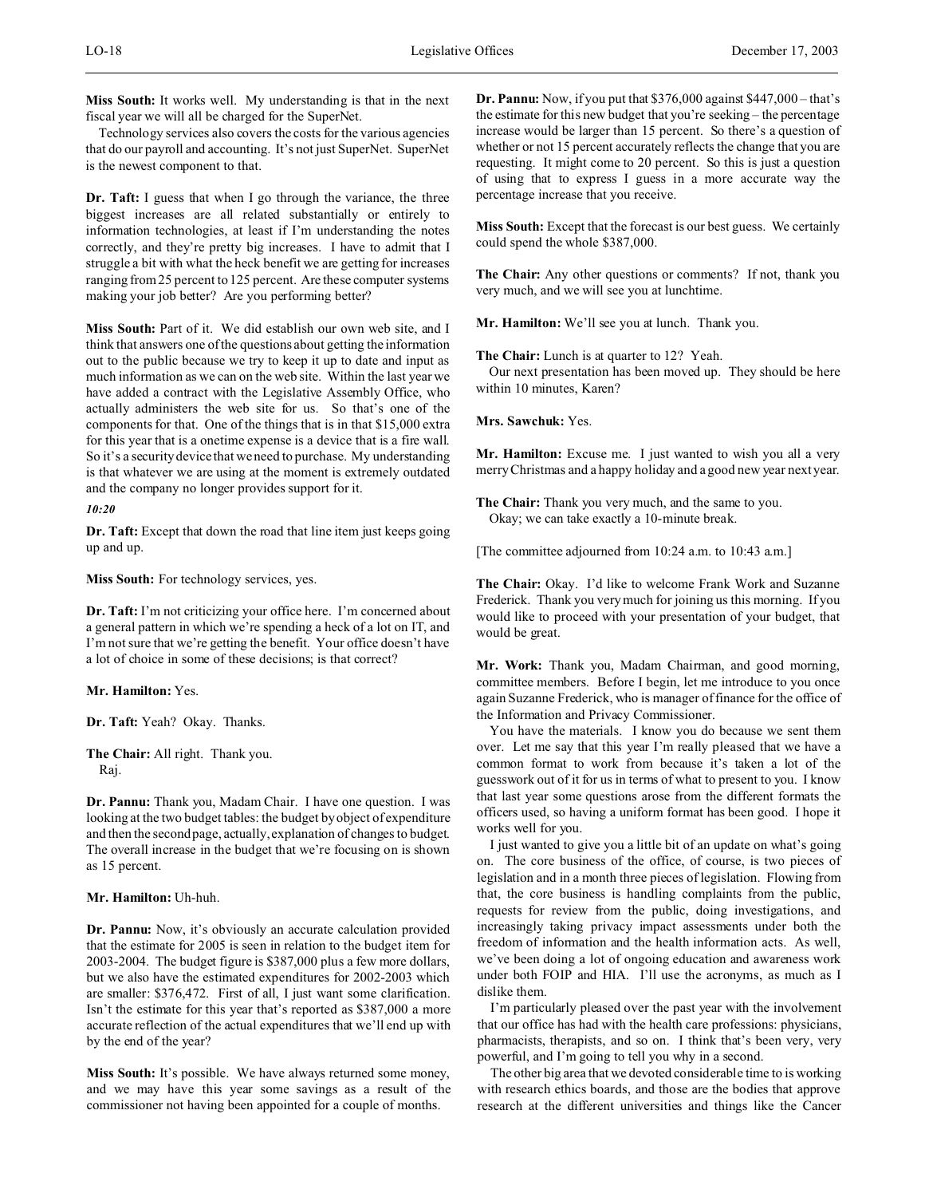**Miss South:** It works well. My understanding is that in the next fiscal year we will all be charged for the SuperNet.

Technology services also covers the costs for the various agencies that do our payroll and accounting. It's not just SuperNet. SuperNet is the newest component to that.

**Dr. Taft:** I guess that when I go through the variance, the three biggest increases are all related substantially or entirely to information technologies, at least if I'm understanding the notes correctly, and they're pretty big increases. I have to admit that I struggle a bit with what the heck benefit we are getting for increases ranging from 25 percent to 125 percent. Are these computer systems making your job better? Are you performing better?

**Miss South:** Part of it. We did establish our own web site, and I think that answers one of the questions about getting the information out to the public because we try to keep it up to date and input as much information as we can on the web site. Within the last year we have added a contract with the Legislative Assembly Office, who actually administers the web site for us. So that's one of the components for that. One of the things that is in that $15,000 extra for this year that is a onetime expense is a device that is a fire wall. So it's a security device that we need to purchase. My understanding is that whatever we are using at the moment is extremely outdated and the company no longer provides support for it.

*10:20*

**Dr. Taft:** Except that down the road that line item just keeps going up and up.

**Miss South:** For technology services, yes.

**Dr. Taft:** I'm not criticizing your office here. I'm concerned about a general pattern in which we're spending a heck of a lot on IT, and I'm not sure that we're getting the benefit. Your office doesn't have a lot of choice in some of these decisions; is that correct?

**Mr. Hamilton:** Yes.

**Dr. Taft:** Yeah? Okay. Thanks.

**The Chair:** All right. Thank you.
Raj.

**Dr. Pannu:** Thank you, Madam Chair. I have one question. I was looking at the two budget tables: the budget by object of expenditure and then the second page, actually, explanation of changes to budget. The overall increase in the budget that we're focusing on is shown as 15 percent.

**Mr. Hamilton:** Uh-huh.

**Dr. Pannu:** Now, it's obviously an accurate calculation provided that the estimate for 2005 is seen in relation to the budget item for 2003-2004. The budget figure is $387,000 plus a few more dollars, but we also have the estimated expenditures for 2002-2003 which are smaller: $376,472. First of all, I just want some clarification. Isn't the estimate for this year that's reported as $387,000 a more accurate reflection of the actual expenditures that we'll end up with by the end of the year?

**Miss South:** It's possible. We have always returned some money, and we may have this year some savings as a result of the commissioner not having been appointed for a couple of months.

**Dr. Pannu:** Now, if you put that $376,000 against $447,000 – that's the estimate for this new budget that you're seeking – the percentage increase would be larger than 15 percent. So there's a question of whether or not 15 percent accurately reflects the change that you are requesting. It might come to 20 percent. So this is just a question of using that to express I guess in a more accurate way the percentage increase that you receive.

**Miss South:** Except that the forecast is our best guess. We certainly could spend the whole $387,000.

**The Chair:** Any other questions or comments? If not, thank you very much, and we will see you at lunchtime.

**Mr. Hamilton:** We'll see you at lunch. Thank you.

**The Chair:** Lunch is at quarter to 12? Yeah.
Our next presentation has been moved up. They should be here within 10 minutes, Karen?

**Mrs. Sawchuk:** Yes.

**Mr. Hamilton:** Excuse me. I just wanted to wish you all a very merry Christmas and a happy holiday and a good new year next year.

**The Chair:** Thank you very much, and the same to you.
Okay; we can take exactly a 10-minute break.

[The committee adjourned from 10:24 a.m. to 10:43 a.m.]

**The Chair:** Okay. I'd like to welcome Frank Work and Suzanne Frederick. Thank you very much for joining us this morning. If you would like to proceed with your presentation of your budget, that would be great.

**Mr. Work:** Thank you, Madam Chairman, and good morning, committee members. Before I begin, let me introduce to you once again Suzanne Frederick, who is manager of finance for the office of the Information and Privacy Commissioner.

You have the materials. I know you do because we sent them over. Let me say that this year I'm really pleased that we have a common format to work from because it's taken a lot of the guesswork out of it for us in terms of what to present to you. I know that last year some questions arose from the different formats the officers used, so having a uniform format has been good. I hope it works well for you.

I just wanted to give you a little bit of an update on what's going on. The core business of the office, of course, is two pieces of legislation and in a month three pieces of legislation. Flowing from that, the core business is handling complaints from the public, requests for review from the public, doing investigations, and increasingly taking privacy impact assessments under both the freedom of information and the health information acts. As well, we've been doing a lot of ongoing education and awareness work under both FOIP and HIA. I'll use the acronyms, as much as I dislike them.

I'm particularly pleased over the past year with the involvement that our office has had with the health care professions: physicians, pharmacists, therapists, and so on. I think that's been very, very powerful, and I'm going to tell you why in a second.

The other big area that we devoted considerable time to is working with research ethics boards, and those are the bodies that approve research at the different universities and things like the Cancer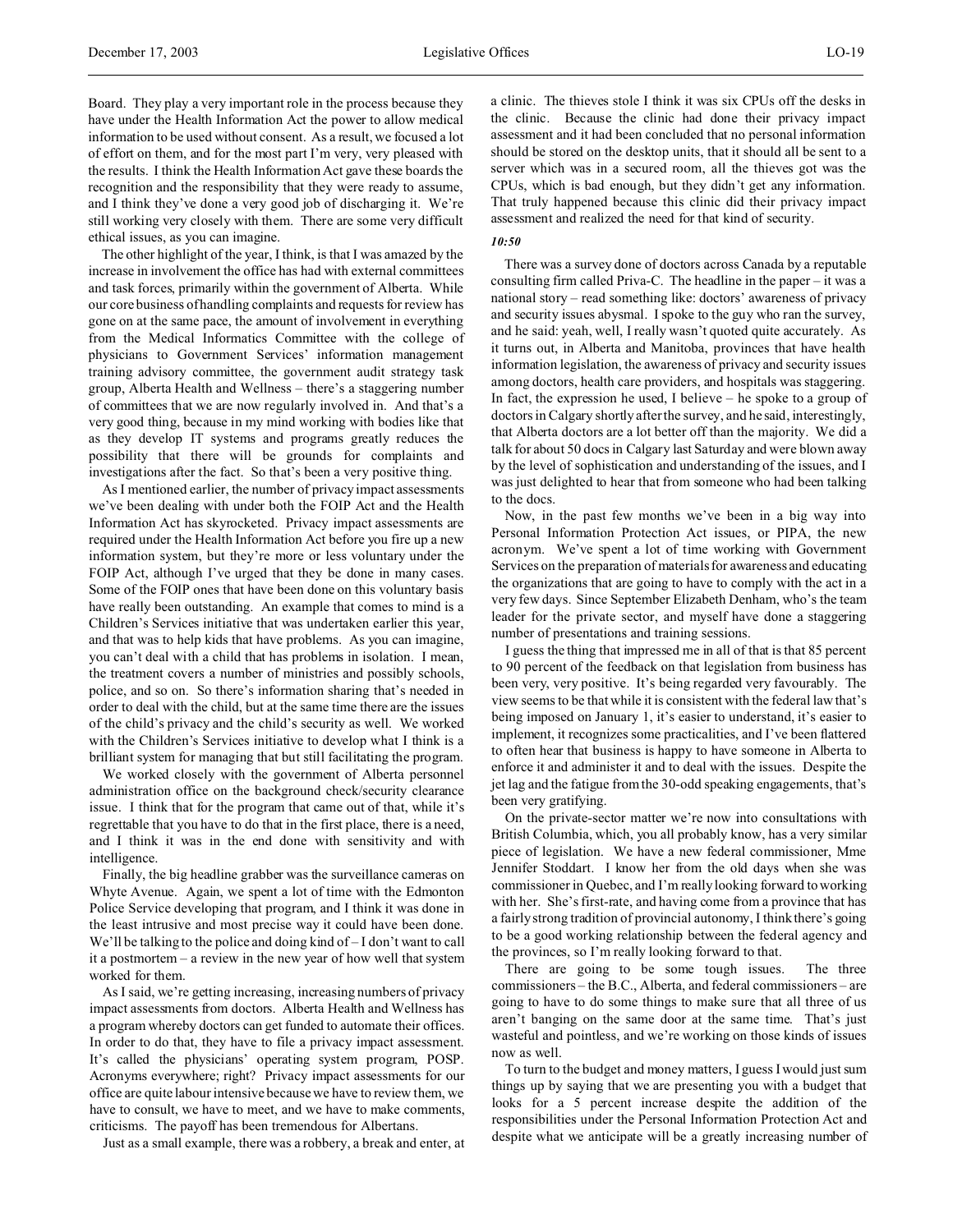Board. They play a very important role in the process because they have under the Health Information Act the power to allow medical information to be used without consent. As a result, we focused a lot of effort on them, and for the most part I'm very, very pleased with the results. I think the Health Information Act gave these boards the recognition and the responsibility that they were ready to assume, and I think they've done a very good job of discharging it. We're still working very closely with them. There are some very difficult ethical issues, as you can imagine.

The other highlight of the year, I think, is that I was amazed by the increase in involvement the office has had with external committees and task forces, primarily within the government of Alberta. While our core business of handling complaints and requests for review has gone on at the same pace, the amount of involvement in everything from the Medical Informatics Committee with the college of physicians to Government Services' information management training advisory committee, the government audit strategy task group, Alberta Health and Wellness – there's a staggering number of committees that we are now regularly involved in. And that's a very good thing, because in my mind working with bodies like that as they develop IT systems and programs greatly reduces the possibility that there will be grounds for complaints and investigations after the fact. So that's been a very positive thing.

As I mentioned earlier, the number of privacy impact assessments we've been dealing with under both the FOIP Act and the Health Information Act has skyrocketed. Privacy impact assessments are required under the Health Information Act before you fire up a new information system, but they're more or less voluntary under the FOIP Act, although I've urged that they be done in many cases. Some of the FOIP ones that have been done on this voluntary basis have really been outstanding. An example that comes to mind is a Children's Services initiative that was undertaken earlier this year, and that was to help kids that have problems. As you can imagine, you can't deal with a child that has problems in isolation. I mean, the treatment covers a number of ministries and possibly schools, police, and so on. So there's information sharing that's needed in order to deal with the child, but at the same time there are the issues of the child's privacy and the child's security as well. We worked with the Children's Services initiative to develop what I think is a brilliant system for managing that but still facilitating the program.

We worked closely with the government of Alberta personnel administration office on the background check/security clearance issue. I think that for the program that came out of that, while it's regrettable that you have to do that in the first place, there is a need, and I think it was in the end done with sensitivity and with intelligence.

Finally, the big headline grabber was the surveillance cameras on Whyte Avenue. Again, we spent a lot of time with the Edmonton Police Service developing that program, and I think it was done in the least intrusive and most precise way it could have been done. We'll be talking to the police and doing kind of – I don't want to call it a postmortem – a review in the new year of how well that system worked for them.

As I said, we're getting increasing, increasing numbers of privacy impact assessments from doctors. Alberta Health and Wellness has a program whereby doctors can get funded to automate their offices. In order to do that, they have to file a privacy impact assessment. It's called the physicians' operating system program, POSP. Acronyms everywhere; right? Privacy impact assessments for our office are quite labour intensive because we have to review them, we have to consult, we have to meet, and we have to make comments, criticisms. The payoff has been tremendous for Albertans.

Just as a small example, there was a robbery, a break and enter, at a clinic. The thieves stole I think it was six CPUs off the desks in the clinic. Because the clinic had done their privacy impact assessment and it had been concluded that no personal information should be stored on the desktop units, that it should all be sent to a server which was in a secured room, all the thieves got was the CPUs, which is bad enough, but they didn't get any information. That truly happened because this clinic did their privacy impact assessment and realized the need for that kind of security.

*10:50*

There was a survey done of doctors across Canada by a reputable consulting firm called Priva-C. The headline in the paper – it was a national story – read something like: doctors' awareness of privacy and security issues abysmal. I spoke to the guy who ran the survey, and he said: yeah, well, I really wasn't quoted quite accurately. As it turns out, in Alberta and Manitoba, provinces that have health information legislation, the awareness of privacy and security issues among doctors, health care providers, and hospitals was staggering. In fact, the expression he used, I believe – he spoke to a group of doctors in Calgary shortly after the survey, and he said, interestingly, that Alberta doctors are a lot better off than the majority. We did a talk for about 50 docs in Calgary last Saturday and were blown away by the level of sophistication and understanding of the issues, and I was just delighted to hear that from someone who had been talking to the docs.

Now, in the past few months we've been in a big way into Personal Information Protection Act issues, or PIPA, the new acronym. We've spent a lot of time working with Government Services on the preparation of materials for awareness and educating the organizations that are going to have to comply with the act in a very few days. Since September Elizabeth Denham, who's the team leader for the private sector, and myself have done a staggering number of presentations and training sessions.

I guess the thing that impressed me in all of that is that 85 percent to 90 percent of the feedback on that legislation from business has been very, very positive. It's being regarded very favourably. The view seems to be that while it is consistent with the federal law that's being imposed on January 1, it's easier to understand, it's easier to implement, it recognizes some practicalities, and I've been flattered to often hear that business is happy to have someone in Alberta to enforce it and administer it and to deal with the issues. Despite the jet lag and the fatigue from the 30-odd speaking engagements, that's been very gratifying.

On the private-sector matter we're now into consultations with British Columbia, which, you all probably know, has a very similar piece of legislation. We have a new federal commissioner, Mme Jennifer Stoddart. I know her from the old days when she was commissioner in Quebec, and I'm really looking forward to working with her. She's first-rate, and having come from a province that has a fairly strong tradition of provincial autonomy, I think there's going to be a good working relationship between the federal agency and the provinces, so I'm really looking forward to that.

There are going to be some tough issues. The three commissioners – the B.C., Alberta, and federal commissioners – are going to have to do some things to make sure that all three of us aren't banging on the same door at the same time. That's just wasteful and pointless, and we're working on those kinds of issues now as well.

To turn to the budget and money matters, I guess I would just sum things up by saying that we are presenting you with a budget that looks for a 5 percent increase despite the addition of the responsibilities under the Personal Information Protection Act and despite what we anticipate will be a greatly increasing number of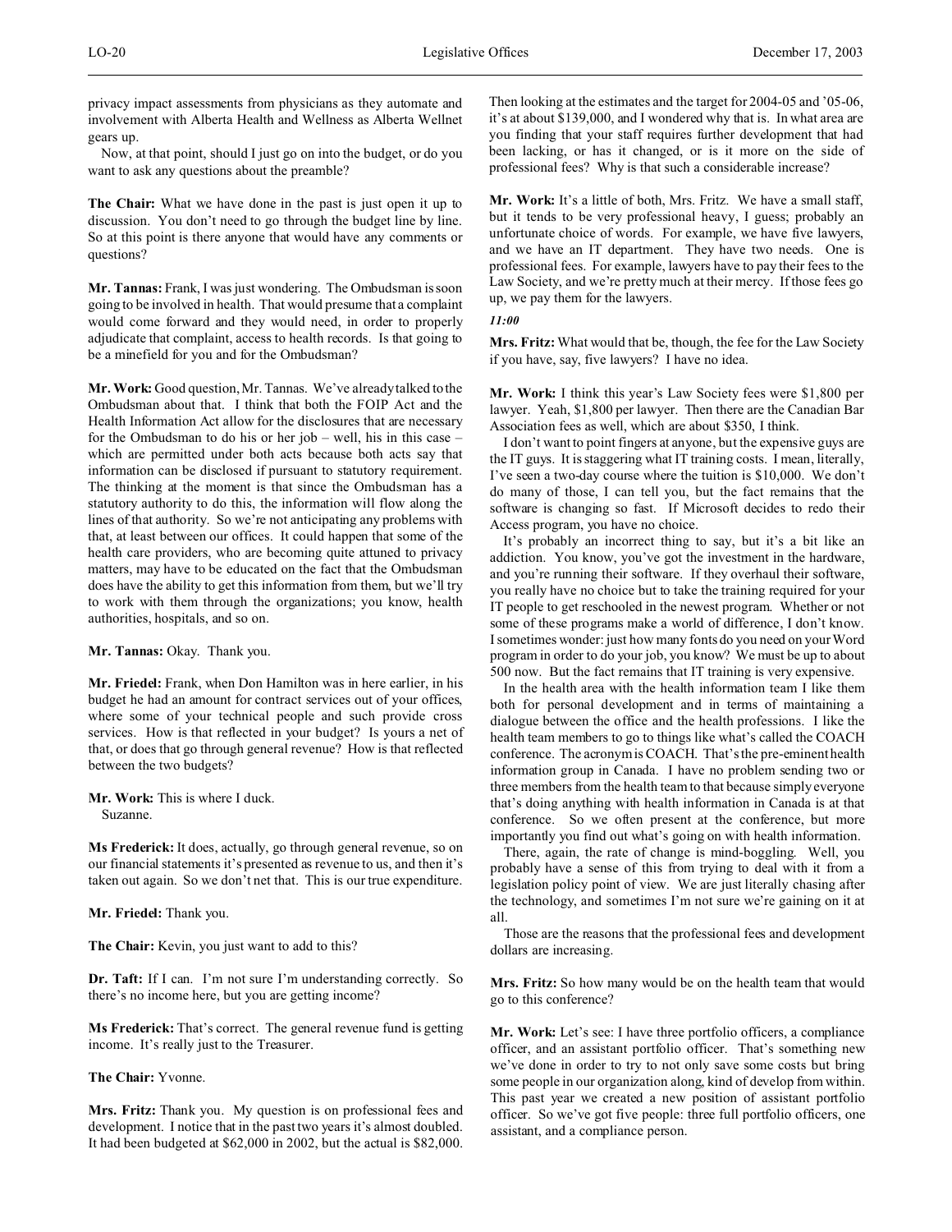privacy impact assessments from physicians as they automate and involvement with Alberta Health and Wellness as Alberta Wellnet gears up.

Now, at that point, should I just go on into the budget, or do you want to ask any questions about the preamble?

**The Chair:** What we have done in the past is just open it up to discussion. You don't need to go through the budget line by line. So at this point is there anyone that would have any comments or questions?

**Mr. Tannas:** Frank, I was just wondering. The Ombudsman is soon going to be involved in health. That would presume that a complaint would come forward and they would need, in order to properly adjudicate that complaint, access to health records. Is that going to be a minefield for you and for the Ombudsman?

**Mr. Work:** Good question, Mr. Tannas. We've already talked to the Ombudsman about that. I think that both the FOIP Act and the Health Information Act allow for the disclosures that are necessary for the Ombudsman to do his or her job – well, his in this case – which are permitted under both acts because both acts say that information can be disclosed if pursuant to statutory requirement. The thinking at the moment is that since the Ombudsman has a statutory authority to do this, the information will flow along the lines of that authority. So we're not anticipating any problems with that, at least between our offices. It could happen that some of the health care providers, who are becoming quite attuned to privacy matters, may have to be educated on the fact that the Ombudsman does have the ability to get this information from them, but we'll try to work with them through the organizations; you know, health authorities, hospitals, and so on.

**Mr. Tannas:** Okay. Thank you.

**Mr. Friedel:** Frank, when Don Hamilton was in here earlier, in his budget he had an amount for contract services out of your offices, where some of your technical people and such provide cross services. How is that reflected in your budget? Is yours a net of that, or does that go through general revenue? How is that reflected between the two budgets?

**Mr. Work:** This is where I duck.
Suzanne.

**Ms Frederick:** It does, actually, go through general revenue, so on our financial statements it's presented as revenue to us, and then it's taken out again. So we don't net that. This is our true expenditure.

**Mr. Friedel:** Thank you.

**The Chair:** Kevin, you just want to add to this?

**Dr. Taft:** If I can. I'm not sure I'm understanding correctly. So there's no income here, but you are getting income?

**Ms Frederick:** That's correct. The general revenue fund is getting income. It's really just to the Treasurer.

**The Chair:** Yvonne.

**Mrs. Fritz:** Thank you. My question is on professional fees and development. I notice that in the past two years it's almost doubled. It had been budgeted at $62,000 in 2002, but the actual is $82,000. Then looking at the estimates and the target for 2004-05 and '05-06, it's at about $139,000, and I wondered why that is. In what area are you finding that your staff requires further development that had been lacking, or has it changed, or is it more on the side of professional fees? Why is that such a considerable increase?

**Mr. Work:** It's a little of both, Mrs. Fritz. We have a small staff, but it tends to be very professional heavy, I guess; probably an unfortunate choice of words. For example, we have five lawyers, and we have an IT department. They have two needs. One is professional fees. For example, lawyers have to pay their fees to the Law Society, and we're pretty much at their mercy. If those fees go up, we pay them for the lawyers.

*11:00*

**Mrs. Fritz:** What would that be, though, the fee for the Law Society if you have, say, five lawyers? I have no idea.

**Mr. Work:** I think this year's Law Society fees were $1,800 per lawyer. Yeah, $1,800 per lawyer. Then there are the Canadian Bar Association fees as well, which are about $350, I think.

I don't want to point fingers at anyone, but the expensive guys are the IT guys. It is staggering what IT training costs. I mean, literally, I've seen a two-day course where the tuition is $10,000. We don't do many of those, I can tell you, but the fact remains that the software is changing so fast. If Microsoft decides to redo their Access program, you have no choice.

It's probably an incorrect thing to say, but it's a bit like an addiction. You know, you've got the investment in the hardware, and you're running their software. If they overhaul their software, you really have no choice but to take the training required for your IT people to get reschooled in the newest program. Whether or not some of these programs make a world of difference, I don't know. I sometimes wonder: just how many fonts do you need on your Word program in order to do your job, you know? We must be up to about 500 now. But the fact remains that IT training is very expensive.

In the health area with the health information team I like them both for personal development and in terms of maintaining a dialogue between the office and the health professions. I like the health team members to go to things like what's called the COACH conference. The acronym is COACH. That's the pre-eminent health information group in Canada. I have no problem sending two or three members from the health team to that because simply everyone that's doing anything with health information in Canada is at that conference. So we often present at the conference, but more importantly you find out what's going on with health information.

There, again, the rate of change is mind-boggling. Well, you probably have a sense of this from trying to deal with it from a legislation policy point of view. We are just literally chasing after the technology, and sometimes I'm not sure we're gaining on it at all.

Those are the reasons that the professional fees and development dollars are increasing.

**Mrs. Fritz:** So how many would be on the health team that would go to this conference?

**Mr. Work:** Let's see: I have three portfolio officers, a compliance officer, and an assistant portfolio officer. That's something new we've done in order to try to not only save some costs but bring some people in our organization along, kind of develop from within. This past year we created a new position of assistant portfolio officer. So we've got five people: three full portfolio officers, one assistant, and a compliance person.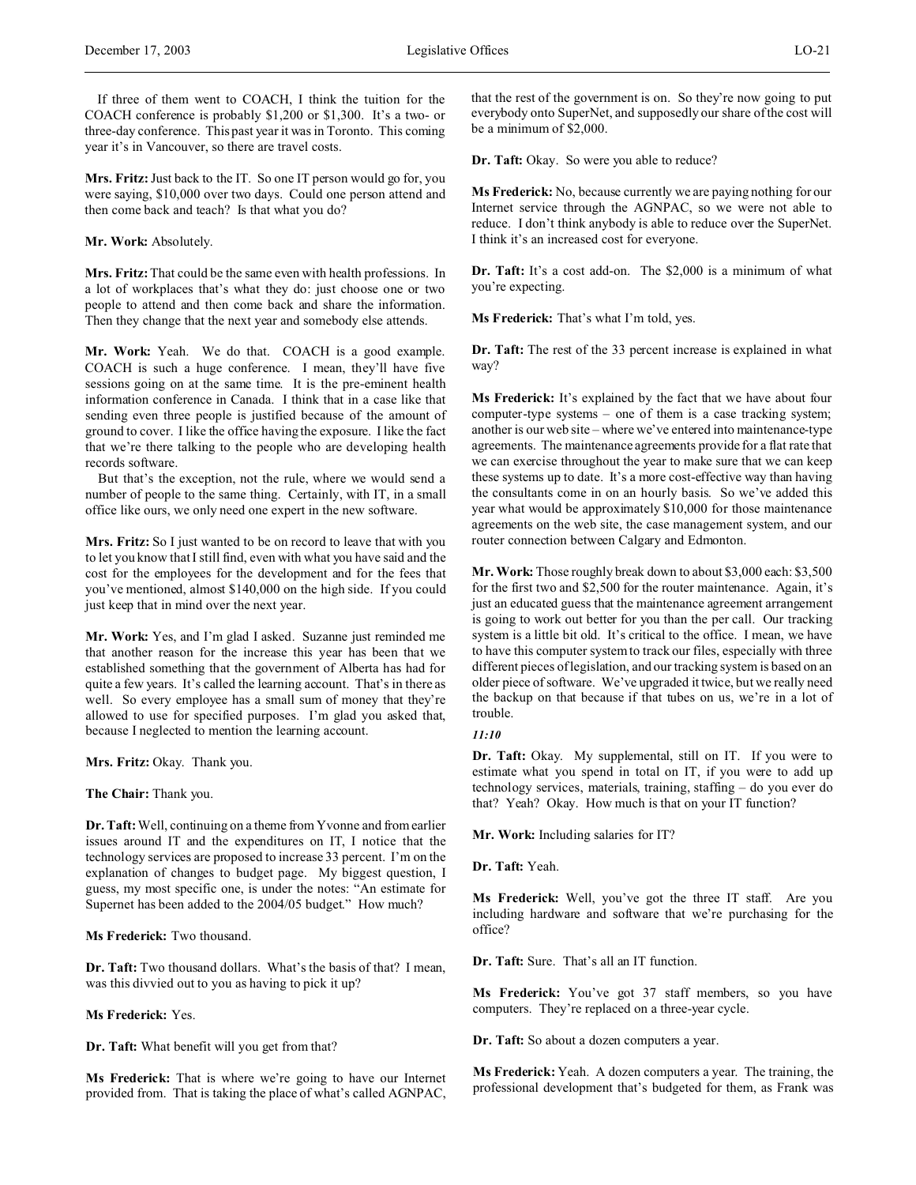If three of them went to COACH, I think the tuition for the COACH conference is probably $1,200 or $1,300. It's a two- or three-day conference. This past year it was in Toronto. This coming year it's in Vancouver, so there are travel costs.

**Mrs. Fritz:** Just back to the IT. So one IT person would go for, you were saying, $10,000 over two days. Could one person attend and then come back and teach? Is that what you do?

**Mr. Work:** Absolutely.

**Mrs. Fritz:** That could be the same even with health professions. In a lot of workplaces that's what they do: just choose one or two people to attend and then come back and share the information. Then they change that the next year and somebody else attends.

**Mr. Work:** Yeah. We do that. COACH is a good example. COACH is such a huge conference. I mean, they'll have five sessions going on at the same time. It is the pre-eminent health information conference in Canada. I think that in a case like that sending even three people is justified because of the amount of ground to cover. I like the office having the exposure. I like the fact that we're there talking to the people who are developing health records software.

But that's the exception, not the rule, where we would send a number of people to the same thing. Certainly, with IT, in a small office like ours, we only need one expert in the new software.

**Mrs. Fritz:** So I just wanted to be on record to leave that with you to let you know that I still find, even with what you have said and the cost for the employees for the development and for the fees that you've mentioned, almost $140,000 on the high side. If you could just keep that in mind over the next year.

**Mr. Work:** Yes, and I'm glad I asked. Suzanne just reminded me that another reason for the increase this year has been that we established something that the government of Alberta has had for quite a few years. It's called the learning account. That's in there as well. So every employee has a small sum of money that they're allowed to use for specified purposes. I'm glad you asked that, because I neglected to mention the learning account.

**Mrs. Fritz:** Okay. Thank you.

**The Chair:** Thank you.

**Dr. Taft:** Well, continuing on a theme from Yvonne and from earlier issues around IT and the expenditures on IT, I notice that the technology services are proposed to increase 33 percent. I'm on the explanation of changes to budget page. My biggest question, I guess, my most specific one, is under the notes: "An estimate for Supernet has been added to the 2004/05 budget." How much?

**Ms Frederick:** Two thousand.

**Dr. Taft:** Two thousand dollars. What's the basis of that? I mean, was this divvied out to you as having to pick it up?

**Ms Frederick:** Yes.

**Dr. Taft:** What benefit will you get from that?

**Ms Frederick:** That is where we're going to have our Internet provided from. That is taking the place of what's called AGNPAC, that the rest of the government is on. So they're now going to put everybody onto SuperNet, and supposedly our share of the cost will be a minimum of $2,000.

**Dr. Taft:** Okay. So were you able to reduce?

**Ms Frederick:** No, because currently we are paying nothing for our Internet service through the AGNPAC, so we were not able to reduce. I don't think anybody is able to reduce over the SuperNet. I think it's an increased cost for everyone.

**Dr. Taft:** It's a cost add-on. The $2,000 is a minimum of what you're expecting.

**Ms Frederick:** That's what I'm told, yes.

**Dr. Taft:** The rest of the 33 percent increase is explained in what way?

**Ms Frederick:** It's explained by the fact that we have about four computer-type systems – one of them is a case tracking system; another is our web site – where we've entered into maintenance-type agreements. The maintenance agreements provide for a flat rate that we can exercise throughout the year to make sure that we can keep these systems up to date. It's a more cost-effective way than having the consultants come in on an hourly basis. So we've added this year what would be approximately $10,000 for those maintenance agreements on the web site, the case management system, and our router connection between Calgary and Edmonton.

**Mr. Work:** Those roughly break down to about $3,000 each: $3,500 for the first two and $2,500 for the router maintenance. Again, it's just an educated guess that the maintenance agreement arrangement is going to work out better for you than the per call. Our tracking system is a little bit old. It's critical to the office. I mean, we have to have this computer system to track our files, especially with three different pieces of legislation, and our tracking system is based on an older piece of software. We've upgraded it twice, but we really need the backup on that because if that tubes on us, we're in a lot of trouble.

*11:10*

**Dr. Taft:** Okay. My supplemental, still on IT. If you were to estimate what you spend in total on IT, if you were to add up technology services, materials, training, staffing – do you ever do that? Yeah? Okay. How much is that on your IT function?

**Mr. Work:** Including salaries for IT?

**Dr. Taft:** Yeah.

**Ms Frederick:** Well, you've got the three IT staff. Are you including hardware and software that we're purchasing for the office?

**Dr. Taft:** Sure. That's all an IT function.

**Ms Frederick:** You've got 37 staff members, so you have computers. They're replaced on a three-year cycle.

**Dr. Taft:** So about a dozen computers a year.

**Ms Frederick:** Yeah. A dozen computers a year. The training, the professional development that's budgeted for them, as Frank was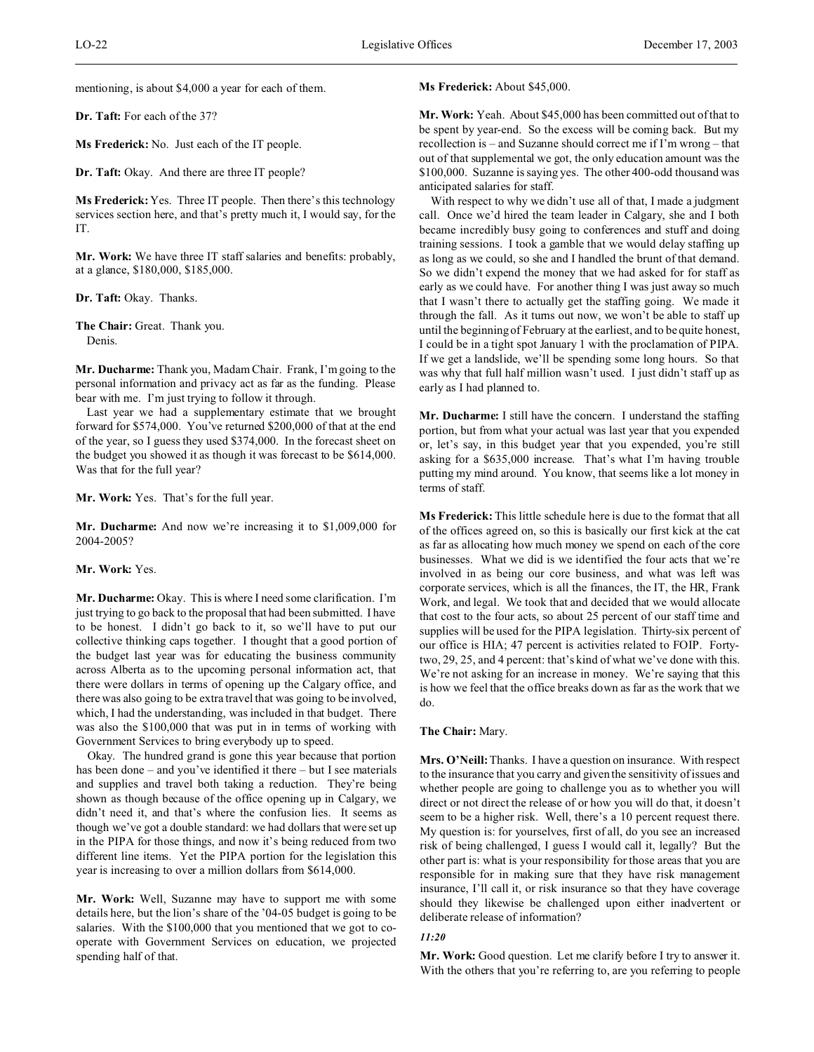mentioning, is about $4,000 a year for each of them.

**Dr. Taft:** For each of the 37?

**Ms Frederick:** No. Just each of the IT people.

**Dr. Taft:** Okay. And there are three IT people?

**Ms Frederick:** Yes. Three IT people. Then there's this technology services section here, and that's pretty much it, I would say, for the IT.

**Mr. Work:** We have three IT staff salaries and benefits: probably, at a glance, $180,000, $185,000.

**Dr. Taft:** Okay. Thanks.

**The Chair:** Great. Thank you.
Denis.

**Mr. Ducharme:** Thank you, Madam Chair. Frank, I'm going to the personal information and privacy act as far as the funding. Please bear with me. I'm just trying to follow it through.

Last year we had a supplementary estimate that we brought forward for $574,000. You've returned $200,000 of that at the end of the year, so I guess they used $374,000. In the forecast sheet on the budget you showed it as though it was forecast to be $614,000. Was that for the full year?

**Mr. Work:** Yes. That's for the full year.

**Mr. Ducharme:** And now we're increasing it to $1,009,000 for 2004-2005?

**Mr. Work:** Yes.

**Mr. Ducharme:** Okay. This is where I need some clarification. I'm just trying to go back to the proposal that had been submitted. I have to be honest. I didn't go back to it, so we'll have to put our collective thinking caps together. I thought that a good portion of the budget last year was for educating the business community across Alberta as to the upcoming personal information act, that there were dollars in terms of opening up the Calgary office, and there was also going to be extra travel that was going to be involved, which, I had the understanding, was included in that budget. There was also the $100,000 that was put in in terms of working with Government Services to bring everybody up to speed.

Okay. The hundred grand is gone this year because that portion has been done – and you've identified it there – but I see materials and supplies and travel both taking a reduction. They're being shown as though because of the office opening up in Calgary, we didn't need it, and that's where the confusion lies. It seems as though we've got a double standard: we had dollars that were set up in the PIPA for those things, and now it's being reduced from two different line items. Yet the PIPA portion for the legislation this year is increasing to over a million dollars from $614,000.

**Mr. Work:** Well, Suzanne may have to support me with some details here, but the lion's share of the '04-05 budget is going to be salaries. With the $100,000 that you mentioned that we got to co-operate with Government Services on education, we projected spending half of that.

**Ms Frederick:** About $45,000.

**Mr. Work:** Yeah. About $45,000 has been committed out of that to be spent by year-end. So the excess will be coming back. But my recollection is – and Suzanne should correct me if I'm wrong – that out of that supplemental we got, the only education amount was the $100,000. Suzanne is saying yes. The other 400-odd thousand was anticipated salaries for staff.

With respect to why we didn't use all of that, I made a judgment call. Once we'd hired the team leader in Calgary, she and I both became incredibly busy going to conferences and stuff and doing training sessions. I took a gamble that we would delay staffing up as long as we could, so she and I handled the brunt of that demand. So we didn't expend the money that we had asked for for staff as early as we could have. For another thing I was just away so much that I wasn't there to actually get the staffing going. We made it through the fall. As it turns out now, we won't be able to staff up until the beginning of February at the earliest, and to be quite honest, I could be in a tight spot January 1 with the proclamation of PIPA. If we get a landslide, we'll be spending some long hours. So that was why that full half million wasn't used. I just didn't staff up as early as I had planned to.

**Mr. Ducharme:** I still have the concern. I understand the staffing portion, but from what your actual was last year that you expended or, let's say, in this budget year that you expended, you're still asking for a $635,000 increase. That's what I'm having trouble putting my mind around. You know, that seems like a lot money in terms of staff.

**Ms Frederick:** This little schedule here is due to the format that all of the offices agreed on, so this is basically our first kick at the cat as far as allocating how much money we spend on each of the core businesses. What we did is we identified the four acts that we're involved in as being our core business, and what was left was corporate services, which is all the finances, the IT, the HR, Frank Work, and legal. We took that and decided that we would allocate that cost to the four acts, so about 25 percent of our staff time and supplies will be used for the PIPA legislation. Thirty-six percent of our office is HIA; 47 percent is activities related to FOIP. Forty-two, 29, 25, and 4 percent: that's kind of what we've done with this. We're not asking for an increase in money. We're saying that this is how we feel that the office breaks down as far as the work that we do.

**The Chair:** Mary.

**Mrs. O'Neill:** Thanks. I have a question on insurance. With respect to the insurance that you carry and given the sensitivity of issues and whether people are going to challenge you as to whether you will direct or not direct the release of or how you will do that, it doesn't seem to be a higher risk. Well, there's a 10 percent request there. My question is: for yourselves, first of all, do you see an increased risk of being challenged, I guess I would call it, legally? But the other part is: what is your responsibility for those areas that you are responsible for in making sure that they have risk management insurance, I'll call it, or risk insurance so that they have coverage should they likewise be challenged upon either inadvertent or deliberate release of information?

*11:20*

**Mr. Work:** Good question. Let me clarify before I try to answer it. With the others that you're referring to, are you referring to people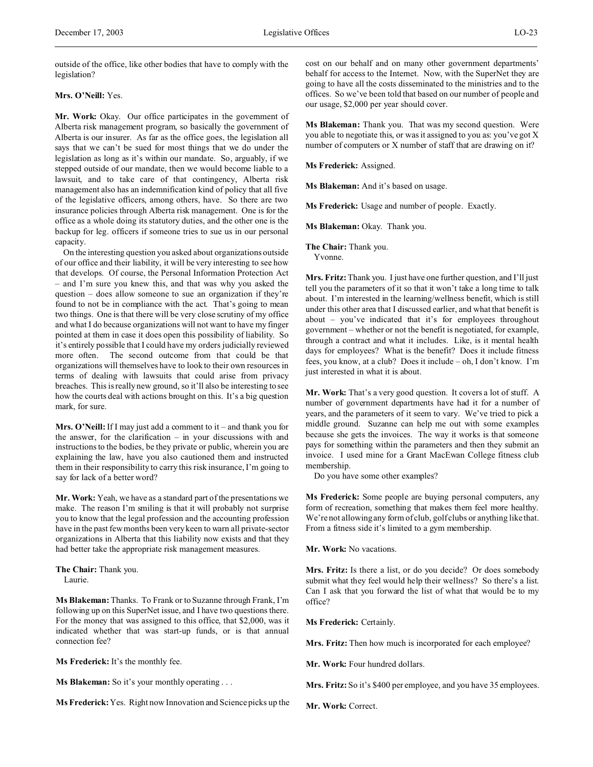outside of the office, like other bodies that have to comply with the legislation?

**Mrs. O'Neill:** Yes.

**Mr. Work:** Okay. Our office participates in the government of Alberta risk management program, so basically the government of Alberta is our insurer. As far as the office goes, the legislation all says that we can't be sued for most things that we do under the legislation as long as it's within our mandate. So, arguably, if we stepped outside of our mandate, then we would become liable to a lawsuit, and to take care of that contingency, Alberta risk management also has an indemnification kind of policy that all five of the legislative officers, among others, have. So there are two insurance policies through Alberta risk management. One is for the office as a whole doing its statutory duties, and the other one is the backup for leg. officers if someone tries to sue us in our personal capacity.

On the interesting question you asked about organizations outside of our office and their liability, it will be very interesting to see how that develops. Of course, the Personal Information Protection Act – and I'm sure you knew this, and that was why you asked the question – does allow someone to sue an organization if they're found to not be in compliance with the act. That's going to mean two things. One is that there will be very close scrutiny of my office and what I do because organizations will not want to have my finger pointed at them in case it does open this possibility of liability. So it's entirely possible that I could have my orders judicially reviewed more often. The second outcome from that could be that organizations will themselves have to look to their own resources in terms of dealing with lawsuits that could arise from privacy breaches. This is really new ground, so it'll also be interesting to see how the courts deal with actions brought on this. It's a big question mark, for sure.

**Mrs. O'Neill:** If I may just add a comment to it – and thank you for the answer, for the clarification – in your discussions with and instructions to the bodies, be they private or public, wherein you are explaining the law, have you also cautioned them and instructed them in their responsibility to carry this risk insurance, I'm going to say for lack of a better word?

**Mr. Work:** Yeah, we have as a standard part of the presentations we make. The reason I'm smiling is that it will probably not surprise you to know that the legal profession and the accounting profession have in the past few months been very keen to warn all private-sector organizations in Alberta that this liability now exists and that they had better take the appropriate risk management measures.

**The Chair:** Thank you.
Laurie.

**Ms Blakeman:** Thanks. To Frank or to Suzanne through Frank, I'm following up on this SuperNet issue, and I have two questions there. For the money that was assigned to this office, that $2,000, was it indicated whether that was start-up funds, or is that annual connection fee?

**Ms Frederick:** It's the monthly fee.

**Ms Blakeman:** So it's your monthly operating . . .

**Ms Frederick:** Yes. Right now Innovation and Science picks up the cost on our behalf and on many other government departments' behalf for access to the Internet. Now, with the SuperNet they are going to have all the costs disseminated to the ministries and to the offices. So we've been told that based on our number of people and our usage, $2,000 per year should cover.

**Ms Blakeman:** Thank you. That was my second question. Were you able to negotiate this, or was it assigned to you as: you've got X number of computers or X number of staff that are drawing on it?

**Ms Frederick:** Assigned.

**Ms Blakeman:** And it's based on usage.

**Ms Frederick:** Usage and number of people. Exactly.

**Ms Blakeman:** Okay. Thank you.

**The Chair:** Thank you.
Yvonne.

**Mrs. Fritz:** Thank you. I just have one further question, and I'll just tell you the parameters of it so that it won't take a long time to talk about. I'm interested in the learning/wellness benefit, which is still under this other area that I discussed earlier, and what that benefit is about – you've indicated that it's for employees throughout government – whether or not the benefit is negotiated, for example, through a contract and what it includes. Like, is it mental health days for employees? What is the benefit? Does it include fitness fees, you know, at a club? Does it include – oh, I don't know. I'm just interested in what it is about.

**Mr. Work:** That's a very good question. It covers a lot of stuff. A number of government departments have had it for a number of years, and the parameters of it seem to vary. We've tried to pick a middle ground. Suzanne can help me out with some examples because she gets the invoices. The way it works is that someone pays for something within the parameters and then they submit an invoice. I used mine for a Grant MacEwan College fitness club membership.
Do you have some other examples?

**Ms Frederick:** Some people are buying personal computers, any form of recreation, something that makes them feel more healthy. We're not allowing any form of club, golf clubs or anything like that. From a fitness side it's limited to a gym membership.

**Mr. Work:** No vacations.

**Mrs. Fritz:** Is there a list, or do you decide? Or does somebody submit what they feel would help their wellness? So there's a list. Can I ask that you forward the list of what that would be to my office?

**Ms Frederick:** Certainly.

**Mrs. Fritz:** Then how much is incorporated for each employee?

**Mr. Work:** Four hundred dollars.

**Mrs. Fritz:** So it's $400 per employee, and you have 35 employees.

**Mr. Work:** Correct.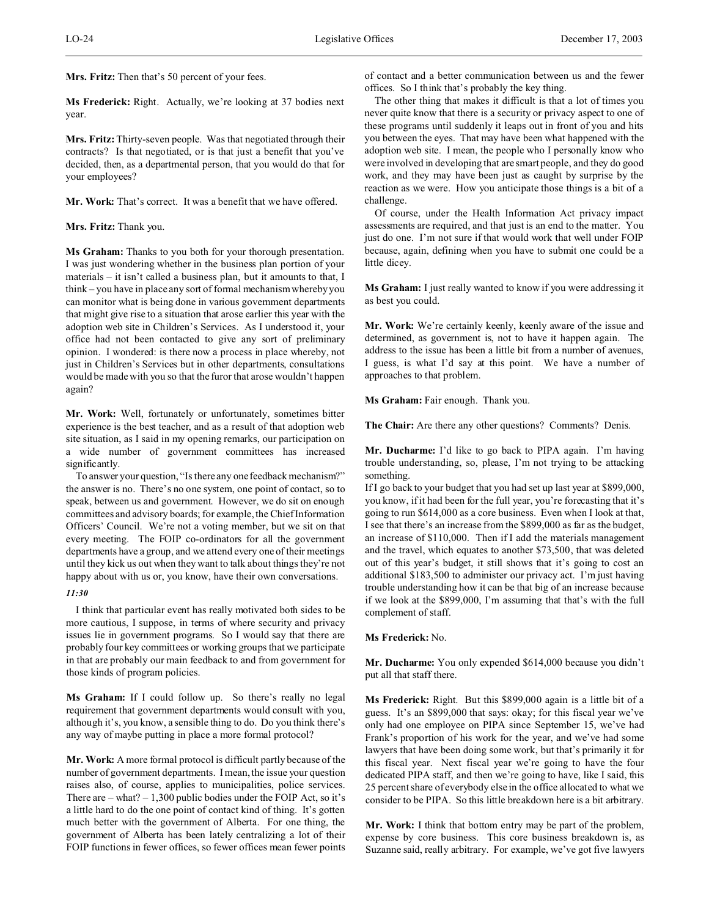**Mrs. Fritz:** Then that's 50 percent of your fees.

**Ms Frederick:** Right. Actually, we're looking at 37 bodies next year.

**Mrs. Fritz:** Thirty-seven people. Was that negotiated through their contracts? Is that negotiated, or is that just a benefit that you've decided, then, as a departmental person, that you would do that for your employees?

**Mr. Work:** That's correct. It was a benefit that we have offered.

**Mrs. Fritz:** Thank you.

**Ms Graham:** Thanks to you both for your thorough presentation. I was just wondering whether in the business plan portion of your materials – it isn't called a business plan, but it amounts to that, I think – you have in place any sort of formal mechanism whereby you can monitor what is being done in various government departments that might give rise to a situation that arose earlier this year with the adoption web site in Children's Services. As I understood it, your office had not been contacted to give any sort of preliminary opinion. I wondered: is there now a process in place whereby, not just in Children's Services but in other departments, consultations would be made with you so that the furor that arose wouldn't happen again?

**Mr. Work:** Well, fortunately or unfortunately, sometimes bitter experience is the best teacher, and as a result of that adoption web site situation, as I said in my opening remarks, our participation on a wide number of government committees has increased significantly.

To answer your question, "Is there any one feedback mechanism?" the answer is no. There's no one system, one point of contact, so to speak, between us and government. However, we do sit on enough committees and advisory boards; for example, the Chief Information Officers' Council. We're not a voting member, but we sit on that every meeting. The FOIP co-ordinators for all the government departments have a group, and we attend every one of their meetings until they kick us out when they want to talk about things they're not happy about with us or, you know, have their own conversations.

*11:30*

I think that particular event has really motivated both sides to be more cautious, I suppose, in terms of where security and privacy issues lie in government programs. So I would say that there are probably four key committees or working groups that we participate in that are probably our main feedback to and from government for those kinds of program policies.

**Ms Graham:** If I could follow up. So there's really no legal requirement that government departments would consult with you, although it's, you know, a sensible thing to do. Do you think there's any way of maybe putting in place a more formal protocol?

**Mr. Work:** A more formal protocol is difficult partly because of the number of government departments. I mean, the issue your question raises also, of course, applies to municipalities, police services. There are – what? – 1,300 public bodies under the FOIP Act, so it's a little hard to do the one point of contact kind of thing. It's gotten much better with the government of Alberta. For one thing, the government of Alberta has been lately centralizing a lot of their FOIP functions in fewer offices, so fewer offices mean fewer points of contact and a better communication between us and the fewer offices. So I think that's probably the key thing.

The other thing that makes it difficult is that a lot of times you never quite know that there is a security or privacy aspect to one of these programs until suddenly it leaps out in front of you and hits you between the eyes. That may have been what happened with the adoption web site. I mean, the people who I personally know who were involved in developing that are smart people, and they do good work, and they may have been just as caught by surprise by the reaction as we were. How you anticipate those things is a bit of a challenge.

Of course, under the Health Information Act privacy impact assessments are required, and that just is an end to the matter. You just do one. I'm not sure if that would work that well under FOIP because, again, defining when you have to submit one could be a little dicey.

**Ms Graham:** I just really wanted to know if you were addressing it as best you could.

**Mr. Work:** We're certainly keenly, keenly aware of the issue and determined, as government is, not to have it happen again. The address to the issue has been a little bit from a number of avenues, I guess, is what I'd say at this point. We have a number of approaches to that problem.

**Ms Graham:** Fair enough. Thank you.

**The Chair:** Are there any other questions? Comments? Denis.

**Mr. Ducharme:** I'd like to go back to PIPA again. I'm having trouble understanding, so, please, I'm not trying to be attacking something.

If I go back to your budget that you had set up last year at $899,000, you know, if it had been for the full year, you're forecasting that it's going to run $614,000 as a core business. Even when I look at that, I see that there's an increase from the $899,000 as far as the budget, an increase of $110,000. Then if I add the materials management and the travel, which equates to another $73,500, that was deleted out of this year's budget, it still shows that it's going to cost an additional $183,500 to administer our privacy act. I'm just having trouble understanding how it can be that big of an increase because if we look at the $899,000, I'm assuming that that's with the full complement of staff.

**Ms Frederick:** No.

**Mr. Ducharme:** You only expended $614,000 because you didn't put all that staff there.

**Ms Frederick:** Right. But this $899,000 again is a little bit of a guess. It's an $899,000 that says: okay; for this fiscal year we've only had one employee on PIPA since September 15, we've had Frank's proportion of his work for the year, and we've had some lawyers that have been doing some work, but that's primarily it for this fiscal year. Next fiscal year we're going to have the four dedicated PIPA staff, and then we're going to have, like I said, this 25 percent share of everybody else in the office allocated to what we consider to be PIPA. So this little breakdown here is a bit arbitrary.

**Mr. Work:** I think that bottom entry may be part of the problem, expense by core business. This core business breakdown is, as Suzanne said, really arbitrary. For example, we've got five lawyers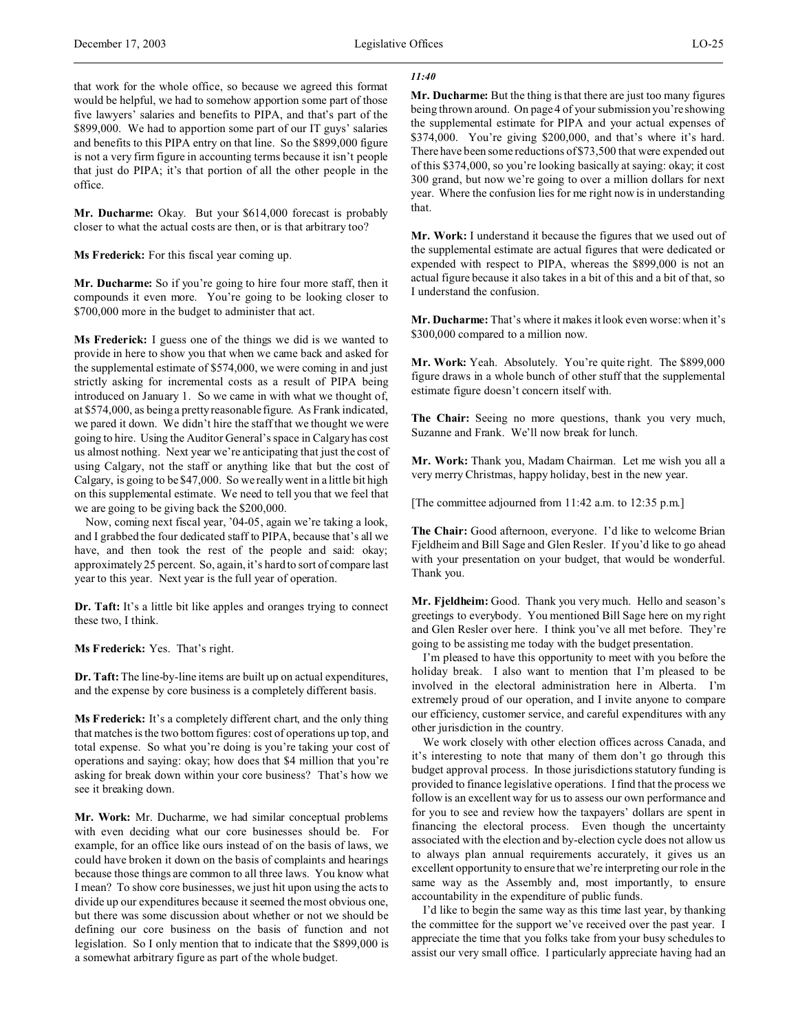that work for the whole office, so because we agreed this format would be helpful, we had to somehow apportion some part of those five lawyers' salaries and benefits to PIPA, and that's part of the $899,000. We had to apportion some part of our IT guys' salaries and benefits to this PIPA entry on that line. So the $899,000 figure is not a very firm figure in accounting terms because it isn't people that just do PIPA; it's that portion of all the other people in the office.

**Mr. Ducharme:** Okay. But your $614,000 forecast is probably closer to what the actual costs are then, or is that arbitrary too?

**Ms Frederick:** For this fiscal year coming up.

**Mr. Ducharme:** So if you're going to hire four more staff, then it compounds it even more. You're going to be looking closer to $700,000 more in the budget to administer that act.

**Ms Frederick:** I guess one of the things we did is we wanted to provide in here to show you that when we came back and asked for the supplemental estimate of $574,000, we were coming in and just strictly asking for incremental costs as a result of PIPA being introduced on January 1. So we came in with what we thought of, at $574,000, as being a pretty reasonable figure. As Frank indicated, we pared it down. We didn't hire the staff that we thought we were going to hire. Using the Auditor General's space in Calgary has cost us almost nothing. Next year we're anticipating that just the cost of using Calgary, not the staff or anything like that but the cost of Calgary, is going to be $47,000. So we really went in a little bit high on this supplemental estimate. We need to tell you that we feel that we are going to be giving back the $200,000.

Now, coming next fiscal year, '04-05, again we're taking a look, and I grabbed the four dedicated staff to PIPA, because that's all we have, and then took the rest of the people and said: okay; approximately 25 percent. So, again, it's hard to sort of compare last year to this year. Next year is the full year of operation.

**Dr. Taft:** It's a little bit like apples and oranges trying to connect these two, I think.

**Ms Frederick:** Yes. That's right.

**Dr. Taft:** The line-by-line items are built up on actual expenditures, and the expense by core business is a completely different basis.

**Ms Frederick:** It's a completely different chart, and the only thing that matches is the two bottom figures: cost of operations up top, and total expense. So what you're doing is you're taking your cost of operations and saying: okay; how does that $4 million that you're asking for break down within your core business? That's how we see it breaking down.

**Mr. Work:** Mr. Ducharme, we had similar conceptual problems with even deciding what our core businesses should be. For example, for an office like ours instead of on the basis of laws, we could have broken it down on the basis of complaints and hearings because those things are common to all three laws. You know what I mean? To show core businesses, we just hit upon using the acts to divide up our expenditures because it seemed the most obvious one, but there was some discussion about whether or not we should be defining our core business on the basis of function and not legislation. So I only mention that to indicate that the $899,000 is a somewhat arbitrary figure as part of the whole budget.

*11:40*

**Mr. Ducharme:** But the thing is that there are just too many figures being thrown around. On page 4 of your submission you're showing the supplemental estimate for PIPA and your actual expenses of $374,000. You're giving $200,000, and that's where it's hard. There have been some reductions of $73,500 that were expended out of this $374,000, so you're looking basically at saying: okay; it cost 300 grand, but now we're going to over a million dollars for next year. Where the confusion lies for me right now is in understanding that.

**Mr. Work:** I understand it because the figures that we used out of the supplemental estimate are actual figures that were dedicated or expended with respect to PIPA, whereas the $899,000 is not an actual figure because it also takes in a bit of this and a bit of that, so I understand the confusion.

**Mr. Ducharme:** That's where it makes it look even worse: when it's $300,000 compared to a million now.

**Mr. Work:** Yeah. Absolutely. You're quite right. The $899,000 figure draws in a whole bunch of other stuff that the supplemental estimate figure doesn't concern itself with.

**The Chair:** Seeing no more questions, thank you very much, Suzanne and Frank. We'll now break for lunch.

**Mr. Work:** Thank you, Madam Chairman. Let me wish you all a very merry Christmas, happy holiday, best in the new year.

[The committee adjourned from 11:42 a.m. to 12:35 p.m.]

**The Chair:** Good afternoon, everyone. I'd like to welcome Brian Fjeldheim and Bill Sage and Glen Resler. If you'd like to go ahead with your presentation on your budget, that would be wonderful. Thank you.

**Mr. Fjeldheim:** Good. Thank you very much. Hello and season's greetings to everybody. You mentioned Bill Sage here on my right and Glen Resler over here. I think you've all met before. They're going to be assisting me today with the budget presentation.

I'm pleased to have this opportunity to meet with you before the holiday break. I also want to mention that I'm pleased to be involved in the electoral administration here in Alberta. I'm extremely proud of our operation, and I invite anyone to compare our efficiency, customer service, and careful expenditures with any other jurisdiction in the country.

We work closely with other election offices across Canada, and it's interesting to note that many of them don't go through this budget approval process. In those jurisdictions statutory funding is provided to finance legislative operations. I find that the process we follow is an excellent way for us to assess our own performance and for you to see and review how the taxpayers' dollars are spent in financing the electoral process. Even though the uncertainty associated with the election and by-election cycle does not allow us to always plan annual requirements accurately, it gives us an excellent opportunity to ensure that we're interpreting our role in the same way as the Assembly and, most importantly, to ensure accountability in the expenditure of public funds.

I'd like to begin the same way as this time last year, by thanking the committee for the support we've received over the past year. I appreciate the time that you folks take from your busy schedules to assist our very small office. I particularly appreciate having had an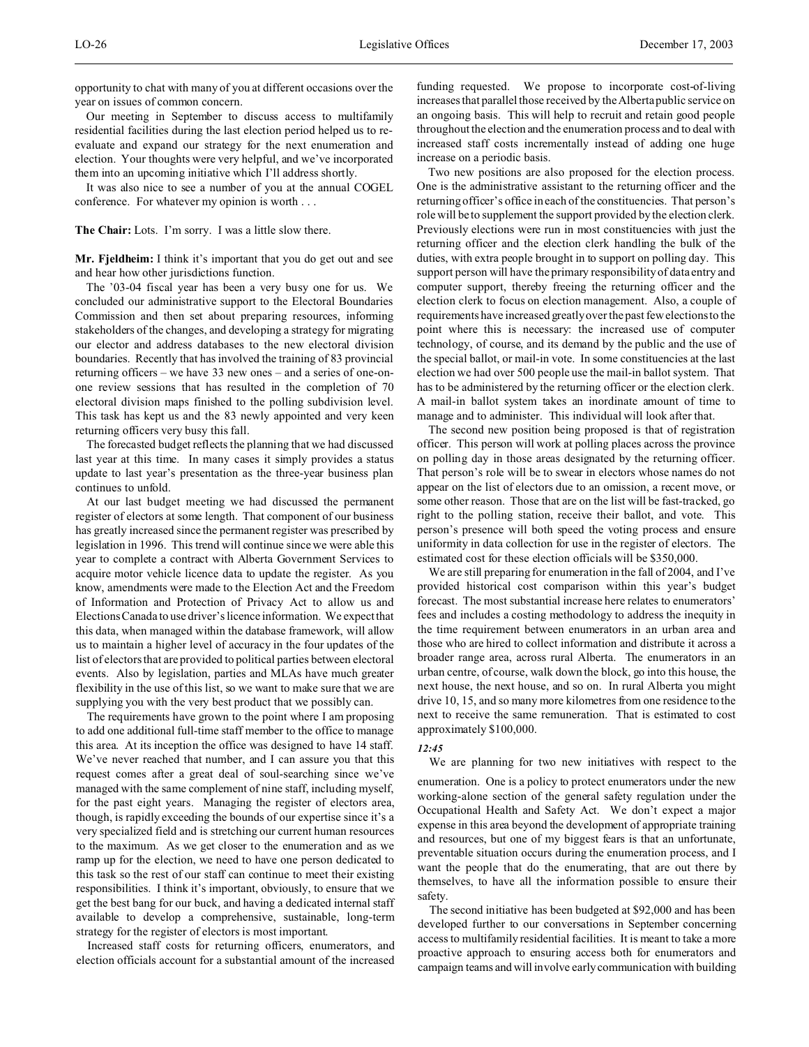opportunity to chat with many of you at different occasions over the year on issues of common concern.

Our meeting in September to discuss access to multifamily residential facilities during the last election period helped us to re-evaluate and expand our strategy for the next enumeration and election. Your thoughts were very helpful, and we've incorporated them into an upcoming initiative which I'll address shortly.

It was also nice to see a number of you at the annual COGEL conference. For whatever my opinion is worth . . .

**The Chair:** Lots. I'm sorry. I was a little slow there.

**Mr. Fjeldheim:** I think it's important that you do get out and see and hear how other jurisdictions function.

The '03-04 fiscal year has been a very busy one for us. We concluded our administrative support to the Electoral Boundaries Commission and then set about preparing resources, informing stakeholders of the changes, and developing a strategy for migrating our elector and address databases to the new electoral division boundaries. Recently that has involved the training of 83 provincial returning officers – we have 33 new ones – and a series of one-on-one review sessions that has resulted in the completion of 70 electoral division maps finished to the polling subdivision level. This task has kept us and the 83 newly appointed and very keen returning officers very busy this fall.

The forecasted budget reflects the planning that we had discussed last year at this time. In many cases it simply provides a status update to last year's presentation as the three-year business plan continues to unfold.

At our last budget meeting we had discussed the permanent register of electors at some length. That component of our business has greatly increased since the permanent register was prescribed by legislation in 1996. This trend will continue since we were able this year to complete a contract with Alberta Government Services to acquire motor vehicle licence data to update the register. As you know, amendments were made to the Election Act and the Freedom of Information and Protection of Privacy Act to allow us and Elections Canada to use driver's licence information. We expect that this data, when managed within the database framework, will allow us to maintain a higher level of accuracy in the four updates of the list of electors that are provided to political parties between electoral events. Also by legislation, parties and MLAs have much greater flexibility in the use of this list, so we want to make sure that we are supplying you with the very best product that we possibly can.

The requirements have grown to the point where I am proposing to add one additional full-time staff member to the office to manage this area. At its inception the office was designed to have 14 staff. We've never reached that number, and I can assure you that this request comes after a great deal of soul-searching since we've managed with the same complement of nine staff, including myself, for the past eight years. Managing the register of electors area, though, is rapidly exceeding the bounds of our expertise since it's a very specialized field and is stretching our current human resources to the maximum. As we get closer to the enumeration and as we ramp up for the election, we need to have one person dedicated to this task so the rest of our staff can continue to meet their existing responsibilities. I think it's important, obviously, to ensure that we get the best bang for our buck, and having a dedicated internal staff available to develop a comprehensive, sustainable, long-term strategy for the register of electors is most important.

Increased staff costs for returning officers, enumerators, and election officials account for a substantial amount of the increased funding requested. We propose to incorporate cost-of-living increases that parallel those received by the Alberta public service on an ongoing basis. This will help to recruit and retain good people throughout the election and the enumeration process and to deal with increased staff costs incrementally instead of adding one huge increase on a periodic basis.

Two new positions are also proposed for the election process. One is the administrative assistant to the returning officer and the returning officer's office in each of the constituencies. That person's role will be to supplement the support provided by the election clerk. Previously elections were run in most constituencies with just the returning officer and the election clerk handling the bulk of the duties, with extra people brought in to support on polling day. This support person will have the primary responsibility of data entry and computer support, thereby freeing the returning officer and the election clerk to focus on election management. Also, a couple of requirements have increased greatly over the past few elections to the point where this is necessary: the increased use of computer technology, of course, and its demand by the public and the use of the special ballot, or mail-in vote. In some constituencies at the last election we had over 500 people use the mail-in ballot system. That has to be administered by the returning officer or the election clerk. A mail-in ballot system takes an inordinate amount of time to manage and to administer. This individual will look after that.

The second new position being proposed is that of registration officer. This person will work at polling places across the province on polling day in those areas designated by the returning officer. That person's role will be to swear in electors whose names do not appear on the list of electors due to an omission, a recent move, or some other reason. Those that are on the list will be fast-tracked, go right to the polling station, receive their ballot, and vote. This person's presence will both speed the voting process and ensure uniformity in data collection for use in the register of electors. The estimated cost for these election officials will be $350,000.

We are still preparing for enumeration in the fall of 2004, and I've provided historical cost comparison within this year's budget forecast. The most substantial increase here relates to enumerators' fees and includes a costing methodology to address the inequity in the time requirement between enumerators in an urban area and those who are hired to collect information and distribute it across a broader range area, across rural Alberta. The enumerators in an urban centre, of course, walk down the block, go into this house, the next house, the next house, and so on. In rural Alberta you might drive 10, 15, and so many more kilometres from one residence to the next to receive the same remuneration. That is estimated to cost approximately $100,000.

*12:45*

We are planning for two new initiatives with respect to the enumeration. One is a policy to protect enumerators under the new working-alone section of the general safety regulation under the Occupational Health and Safety Act. We don't expect a major expense in this area beyond the development of appropriate training and resources, but one of my biggest fears is that an unfortunate, preventable situation occurs during the enumeration process, and I want the people that do the enumerating, that are out there by themselves, to have all the information possible to ensure their safety.

The second initiative has been budgeted at $92,000 and has been developed further to our conversations in September concerning access to multifamily residential facilities. It is meant to take a more proactive approach to ensuring access both for enumerators and campaign teams and will involve early communication with building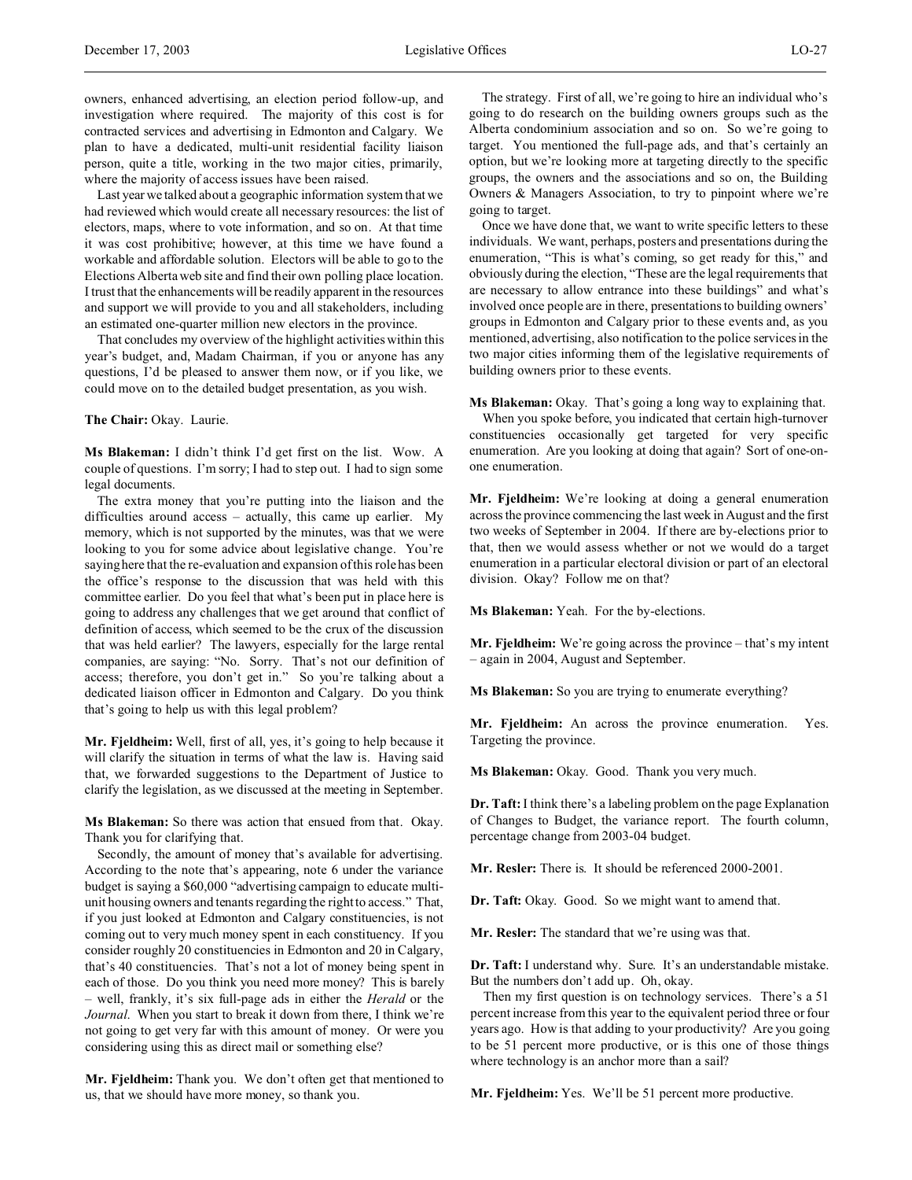owners, enhanced advertising, an election period follow-up, and investigation where required. The majority of this cost is for contracted services and advertising in Edmonton and Calgary. We plan to have a dedicated, multi-unit residential facility liaison person, quite a title, working in the two major cities, primarily, where the majority of access issues have been raised.

Last year we talked about a geographic information system that we had reviewed which would create all necessary resources: the list of electors, maps, where to vote information, and so on. At that time it was cost prohibitive; however, at this time we have found a workable and affordable solution. Electors will be able to go to the Elections Alberta web site and find their own polling place location. I trust that the enhancements will be readily apparent in the resources and support we will provide to you and all stakeholders, including an estimated one-quarter million new electors in the province.

That concludes my overview of the highlight activities within this year's budget, and, Madam Chairman, if you or anyone has any questions, I'd be pleased to answer them now, or if you like, we could move on to the detailed budget presentation, as you wish.

**The Chair:** Okay. Laurie.

**Ms Blakeman:** I didn't think I'd get first on the list. Wow. A couple of questions. I'm sorry; I had to step out. I had to sign some legal documents.

The extra money that you're putting into the liaison and the difficulties around access – actually, this came up earlier. My memory, which is not supported by the minutes, was that we were looking to you for some advice about legislative change. You're saying here that the re-evaluation and expansion of this role has been the office's response to the discussion that was held with this committee earlier. Do you feel that what's been put in place here is going to address any challenges that we get around that conflict of definition of access, which seemed to be the crux of the discussion that was held earlier? The lawyers, especially for the large rental companies, are saying: "No. Sorry. That's not our definition of access; therefore, you don't get in." So you're talking about a dedicated liaison officer in Edmonton and Calgary. Do you think that's going to help us with this legal problem?

**Mr. Fjeldheim:** Well, first of all, yes, it's going to help because it will clarify the situation in terms of what the law is. Having said that, we forwarded suggestions to the Department of Justice to clarify the legislation, as we discussed at the meeting in September.

**Ms Blakeman:** So there was action that ensued from that. Okay. Thank you for clarifying that.

Secondly, the amount of money that's available for advertising. According to the note that's appearing, note 6 under the variance budget is saying a $60,000 "advertising campaign to educate multi-unit housing owners and tenants regarding the right to access." That, if you just looked at Edmonton and Calgary constituencies, is not coming out to very much money spent in each constituency. If you consider roughly 20 constituencies in Edmonton and 20 in Calgary, that's 40 constituencies. That's not a lot of money being spent in each of those. Do you think you need more money? This is barely – well, frankly, it's six full-page ads in either the *Herald* or the *Journal*. When you start to break it down from there, I think we're not going to get very far with this amount of money. Or were you considering using this as direct mail or something else?

**Mr. Fjeldheim:** Thank you. We don't often get that mentioned to us, that we should have more money, so thank you.

The strategy. First of all, we're going to hire an individual who's going to do research on the building owners groups such as the Alberta condominium association and so on. So we're going to target. You mentioned the full-page ads, and that's certainly an option, but we're looking more at targeting directly to the specific groups, the owners and the associations and so on, the Building Owners & Managers Association, to try to pinpoint where we're going to target.

Once we have done that, we want to write specific letters to these individuals. We want, perhaps, posters and presentations during the enumeration, "This is what's coming, so get ready for this," and obviously during the election, "These are the legal requirements that are necessary to allow entrance into these buildings" and what's involved once people are in there, presentations to building owners' groups in Edmonton and Calgary prior to these events and, as you mentioned, advertising, also notification to the police services in the two major cities informing them of the legislative requirements of building owners prior to these events.

**Ms Blakeman:** Okay. That's going a long way to explaining that.

When you spoke before, you indicated that certain high-turnover constituencies occasionally get targeted for very specific enumeration. Are you looking at doing that again? Sort of one-on-one enumeration.

**Mr. Fjeldheim:** We're looking at doing a general enumeration across the province commencing the last week in August and the first two weeks of September in 2004. If there are by-elections prior to that, then we would assess whether or not we would do a target enumeration in a particular electoral division or part of an electoral division. Okay? Follow me on that?

**Ms Blakeman:** Yeah. For the by-elections.

**Mr. Fjeldheim:** We're going across the province – that's my intent – again in 2004, August and September.

**Ms Blakeman:** So you are trying to enumerate everything?

**Mr. Fjeldheim:** An across the province enumeration. Yes. Targeting the province.

**Ms Blakeman:** Okay. Good. Thank you very much.

**Dr. Taft:** I think there's a labeling problem on the page Explanation of Changes to Budget, the variance report. The fourth column, percentage change from 2003-04 budget.

**Mr. Resler:** There is. It should be referenced 2000-2001.

**Dr. Taft:** Okay. Good. So we might want to amend that.

**Mr. Resler:** The standard that we're using was that.

**Dr. Taft:** I understand why. Sure. It's an understandable mistake. But the numbers don't add up. Oh, okay.

Then my first question is on technology services. There's a 51 percent increase from this year to the equivalent period three or four years ago. How is that adding to your productivity? Are you going to be 51 percent more productive, or is this one of those things where technology is an anchor more than a sail?

**Mr. Fjeldheim:** Yes. We'll be 51 percent more productive.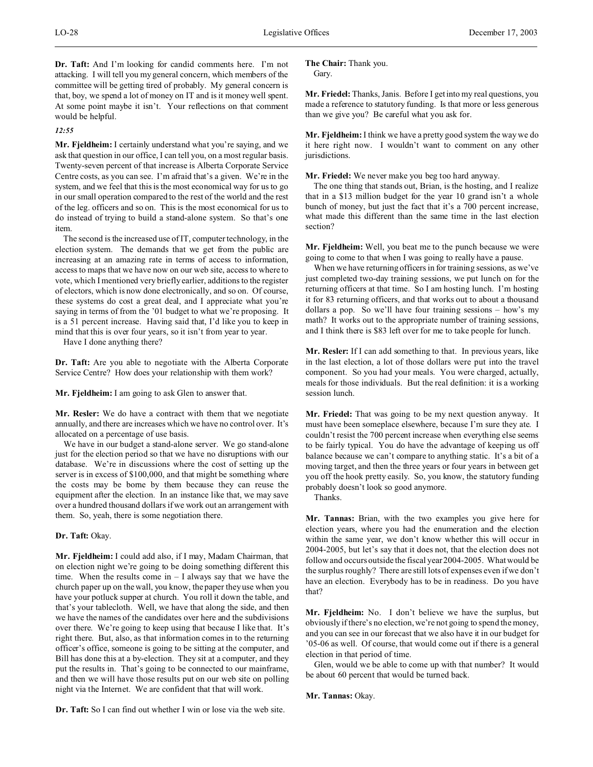**Dr. Taft:** And I'm looking for candid comments here. I'm not attacking. I will tell you my general concern, which members of the committee will be getting tired of probably. My general concern is that, boy, we spend a lot of money on IT and is it money well spent. At some point maybe it isn't. Your reflections on that comment would be helpful.

*12:55*

**Mr. Fjeldheim:** I certainly understand what you're saying, and we ask that question in our office, I can tell you, on a most regular basis. Twenty-seven percent of that increase is Alberta Corporate Service Centre costs, as you can see. I'm afraid that's a given. We're in the system, and we feel that this is the most economical way for us to go in our small operation compared to the rest of the world and the rest of the leg. officers and so on. This is the most economical for us to do instead of trying to build a stand-alone system. So that's one item.

The second is the increased use of IT, computer technology, in the election system. The demands that we get from the public are increasing at an amazing rate in terms of access to information, access to maps that we have now on our web site, access to where to vote, which I mentioned very briefly earlier, additions to the register of electors, which is now done electronically, and so on. Of course, these systems do cost a great deal, and I appreciate what you're saying in terms of from the '01 budget to what we're proposing. It is a 51 percent increase. Having said that, I'd like you to keep in mind that this is over four years, so it isn't from year to year.

Have I done anything there?

**Dr. Taft:** Are you able to negotiate with the Alberta Corporate Service Centre? How does your relationship with them work?

**Mr. Fjeldheim:** I am going to ask Glen to answer that.

**Mr. Resler:** We do have a contract with them that we negotiate annually, and there are increases which we have no control over. It's allocated on a percentage of use basis.

We have in our budget a stand-alone server. We go stand-alone just for the election period so that we have no disruptions with our database. We're in discussions where the cost of setting up the server is in excess of $100,000, and that might be something where the costs may be borne by them because they can reuse the equipment after the election. In an instance like that, we may save over a hundred thousand dollars if we work out an arrangement with them. So, yeah, there is some negotiation there.

**Dr. Taft:** Okay.

**Mr. Fjeldheim:** I could add also, if I may, Madam Chairman, that on election night we're going to be doing something different this time. When the results come in – I always say that we have the church paper up on the wall, you know, the paper they use when you have your potluck supper at church. You roll it down the table, and that's your tablecloth. Well, we have that along the side, and then we have the names of the candidates over here and the subdivisions over there. We're going to keep using that because I like that. It's right there. But, also, as that information comes in to the returning officer's office, someone is going to be sitting at the computer, and Bill has done this at a by-election. They sit at a computer, and they put the results in. That's going to be connected to our mainframe, and then we will have those results put on our web site on polling night via the Internet. We are confident that that will work.

**Dr. Taft:** So I can find out whether I win or lose via the web site.

**The Chair:** Thank you.

Gary.

**Mr. Friedel:** Thanks, Janis. Before I get into my real questions, you made a reference to statutory funding. Is that more or less generous than we give you? Be careful what you ask for.

**Mr. Fjeldheim:** I think we have a pretty good system the way we do it here right now. I wouldn't want to comment on any other jurisdictions.

**Mr. Friedel:** We never make you beg too hard anyway.

The one thing that stands out, Brian, is the hosting, and I realize that in a $13 million budget for the year 10 grand isn't a whole bunch of money, but just the fact that it's a 700 percent increase, what made this different than the same time in the last election section?

**Mr. Fjeldheim:** Well, you beat me to the punch because we were going to come to that when I was going to really have a pause.

When we have returning officers in for training sessions, as we've just completed two-day training sessions, we put lunch on for the returning officers at that time. So I am hosting lunch. I'm hosting it for 83 returning officers, and that works out to about a thousand dollars a pop. So we'll have four training sessions – how's my math? It works out to the appropriate number of training sessions, and I think there is $83 left over for me to take people for lunch.

**Mr. Resler:** If I can add something to that. In previous years, like in the last election, a lot of those dollars were put into the travel component. So you had your meals. You were charged, actually, meals for those individuals. But the real definition: it is a working session lunch.

**Mr. Friedel:** That was going to be my next question anyway. It must have been someplace elsewhere, because I'm sure they ate. I couldn't resist the 700 percent increase when everything else seems to be fairly typical. You do have the advantage of keeping us off balance because we can't compare to anything static. It's a bit of a moving target, and then the three years or four years in between get you off the hook pretty easily. So, you know, the statutory funding probably doesn't look so good anymore.

Thanks.

**Mr. Tannas:** Brian, with the two examples you give here for election years, where you had the enumeration and the election within the same year, we don't know whether this will occur in 2004-2005, but let's say that it does not, that the election does not follow and occurs outside the fiscal year 2004-2005. What would be the surplus roughly? There are still lots of expenses even if we don't have an election. Everybody has to be in readiness. Do you have that?

**Mr. Fjeldheim:** No. I don't believe we have the surplus, but obviously if there's no election, we're not going to spend the money, and you can see in our forecast that we also have it in our budget for '05-06 as well. Of course, that would come out if there is a general election in that period of time.

Glen, would we be able to come up with that number? It would be about 60 percent that would be turned back.

**Mr. Tannas:** Okay.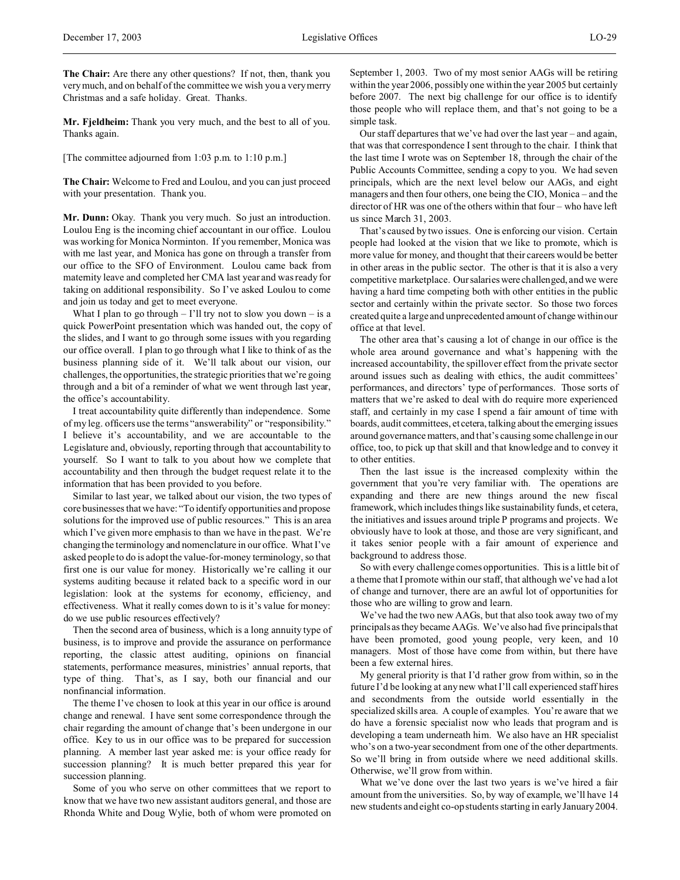**The Chair:** Are there any other questions? If not, then, thank you very much, and on behalf of the committee we wish you a very merry Christmas and a safe holiday. Great. Thanks.

**Mr. Fjeldheim:** Thank you very much, and the best to all of you. Thanks again.

[The committee adjourned from 1:03 p.m. to 1:10 p.m.]

**The Chair:** Welcome to Fred and Loulou, and you can just proceed with your presentation. Thank you.

**Mr. Dunn:** Okay. Thank you very much. So just an introduction. Loulou Eng is the incoming chief accountant in our office. Loulou was working for Monica Norminton. If you remember, Monica was with me last year, and Monica has gone on through a transfer from our office to the SFO of Environment. Loulou came back from maternity leave and completed her CMA last year and was ready for taking on additional responsibility. So I've asked Loulou to come and join us today and get to meet everyone.

What I plan to go through – I'll try not to slow you down – is a quick PowerPoint presentation which was handed out, the copy of the slides, and I want to go through some issues with you regarding our office overall. I plan to go through what I like to think of as the business planning side of it. We'll talk about our vision, our challenges, the opportunities, the strategic priorities that we're going through and a bit of a reminder of what we went through last year, the office's accountability.

I treat accountability quite differently than independence. Some of my leg. officers use the terms "answerability" or "responsibility." I believe it's accountability, and we are accountable to the Legislature and, obviously, reporting through that accountability to yourself. So I want to talk to you about how we complete that accountability and then through the budget request relate it to the information that has been provided to you before.

Similar to last year, we talked about our vision, the two types of core businesses that we have: "To identify opportunities and propose solutions for the improved use of public resources." This is an area which I've given more emphasis to than we have in the past. We're changing the terminology and nomenclature in our office. What I've asked people to do is adopt the value-for-money terminology, so that first one is our value for money. Historically we're calling it our systems auditing because it related back to a specific word in our legislation: look at the systems for economy, efficiency, and effectiveness. What it really comes down to is it's value for money: do we use public resources effectively?

Then the second area of business, which is a long annuity type of business, is to improve and provide the assurance on performance reporting, the classic attest auditing, opinions on financial statements, performance measures, ministries' annual reports, that type of thing. That's, as I say, both our financial and our nonfinancial information.

The theme I've chosen to look at this year in our office is around change and renewal. I have sent some correspondence through the chair regarding the amount of change that's been undergone in our office. Key to us in our office was to be prepared for succession planning. A member last year asked me: is your office ready for succession planning? It is much better prepared this year for succession planning.

Some of you who serve on other committees that we report to know that we have two new assistant auditors general, and those are Rhonda White and Doug Wylie, both of whom were promoted on September 1, 2003. Two of my most senior AAGs will be retiring within the year 2006, possibly one within the year 2005 but certainly before 2007. The next big challenge for our office is to identify those people who will replace them, and that's not going to be a simple task.

Our staff departures that we've had over the last year – and again, that was that correspondence I sent through to the chair. I think that the last time I wrote was on September 18, through the chair of the Public Accounts Committee, sending a copy to you. We had seven principals, which are the next level below our AAGs, and eight managers and then four others, one being the CIO, Monica – and the director of HR was one of the others within that four – who have left us since March 31, 2003.

That's caused by two issues. One is enforcing our vision. Certain people had looked at the vision that we like to promote, which is more value for money, and thought that their careers would be better in other areas in the public sector. The other is that it is also a very competitive marketplace. Our salaries were challenged, and we were having a hard time competing both with other entities in the public sector and certainly within the private sector. So those two forces created quite a large and unprecedented amount of change within our office at that level.

The other area that's causing a lot of change in our office is the whole area around governance and what's happening with the increased accountability, the spillover effect from the private sector around issues such as dealing with ethics, the audit committees' performances, and directors' type of performances. Those sorts of matters that we're asked to deal with do require more experienced staff, and certainly in my case I spend a fair amount of time with boards, audit committees, et cetera, talking about the emerging issues around governance matters, and that's causing some challenge in our office, too, to pick up that skill and that knowledge and to convey it to other entities.

Then the last issue is the increased complexity within the government that you're very familiar with. The operations are expanding and there are new things around the new fiscal framework, which includes things like sustainability funds, et cetera, the initiatives and issues around triple P programs and projects. We obviously have to look at those, and those are very significant, and it takes senior people with a fair amount of experience and background to address those.

So with every challenge comes opportunities. This is a little bit of a theme that I promote within our staff, that although we've had a lot of change and turnover, there are an awful lot of opportunities for those who are willing to grow and learn.

We've had the two new AAGs, but that also took away two of my principals as they became AAGs. We've also had five principals that have been promoted, good young people, very keen, and 10 managers. Most of those have come from within, but there have been a few external hires.

My general priority is that I'd rather grow from within, so in the future I'd be looking at any new what I'll call experienced staff hires and secondments from the outside world essentially in the specialized skills area. A couple of examples. You're aware that we do have a forensic specialist now who leads that program and is developing a team underneath him. We also have an HR specialist who's on a two-year secondment from one of the other departments. So we'll bring in from outside where we need additional skills. Otherwise, we'll grow from within.

What we've done over the last two years is we've hired a fair amount from the universities. So, by way of example, we'll have 14 new students and eight co-op students starting in early January 2004.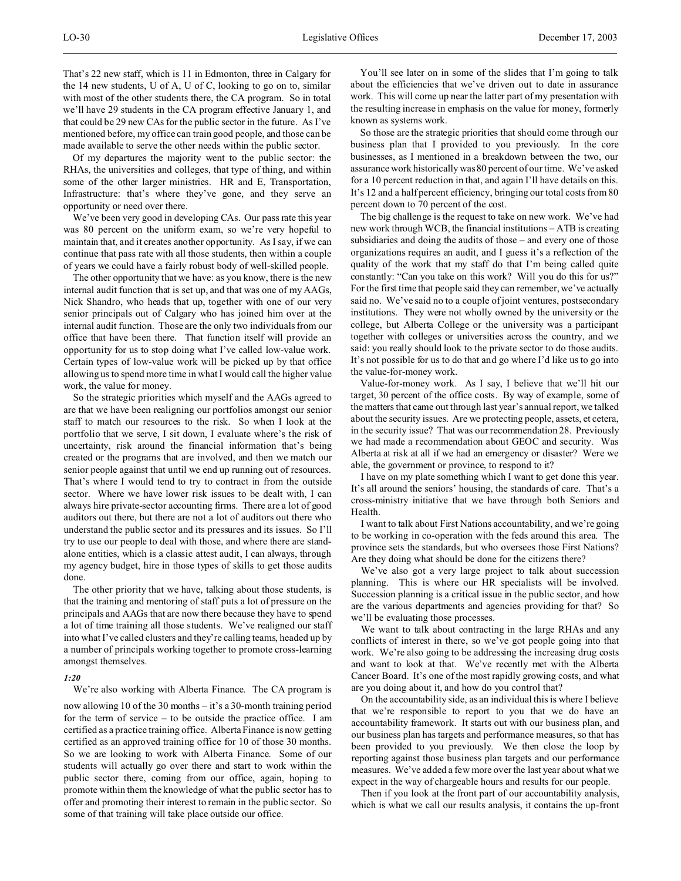That's 22 new staff, which is 11 in Edmonton, three in Calgary for the 14 new students, U of A, U of C, looking to go on to, similar with most of the other students there, the CA program. So in total we'll have 29 students in the CA program effective January 1, and that could be 29 new CAs for the public sector in the future. As I've mentioned before, my office can train good people, and those can be made available to serve the other needs within the public sector.

Of my departures the majority went to the public sector: the RHAs, the universities and colleges, that type of thing, and within some of the other larger ministries. HR and E, Transportation, Infrastructure: that's where they've gone, and they serve an opportunity or need over there.

We've been very good in developing CAs. Our pass rate this year was 80 percent on the uniform exam, so we're very hopeful to maintain that, and it creates another opportunity. As I say, if we can continue that pass rate with all those students, then within a couple of years we could have a fairly robust body of well-skilled people.

The other opportunity that we have: as you know, there is the new internal audit function that is set up, and that was one of my AAGs, Nick Shandro, who heads that up, together with one of our very senior principals out of Calgary who has joined him over at the internal audit function. Those are the only two individuals from our office that have been there. That function itself will provide an opportunity for us to stop doing what I've called low-value work. Certain types of low-value work will be picked up by that office allowing us to spend more time in what I would call the higher value work, the value for money.

So the strategic priorities which myself and the AAGs agreed to are that we have been realigning our portfolios amongst our senior staff to match our resources to the risk. So when I look at the portfolio that we serve, I sit down, I evaluate where's the risk of uncertainty, risk around the financial information that's being created or the programs that are involved, and then we match our senior people against that until we end up running out of resources. That's where I would tend to try to contract in from the outside sector. Where we have lower risk issues to be dealt with, I can always hire private-sector accounting firms. There are a lot of good auditors out there, but there are not a lot of auditors out there who understand the public sector and its pressures and its issues. So I'll try to use our people to deal with those, and where there are stand-alone entities, which is a classic attest audit, I can always, through my agency budget, hire in those types of skills to get those audits done.

The other priority that we have, talking about those students, is that the training and mentoring of staff puts a lot of pressure on the principals and AAGs that are now there because they have to spend a lot of time training all those students. We've realigned our staff into what I've called clusters and they're calling teams, headed up by a number of principals working together to promote cross-learning amongst themselves.

*1:20*

We're also working with Alberta Finance. The CA program is now allowing 10 of the 30 months – it's a 30-month training period for the term of service – to be outside the practice office. I am certified as a practice training office. Alberta Finance is now getting certified as an approved training office for 10 of those 30 months. So we are looking to work with Alberta Finance. Some of our students will actually go over there and start to work within the public sector there, coming from our office, again, hoping to promote within them the knowledge of what the public sector has to offer and promoting their interest to remain in the public sector. So some of that training will take place outside our office.

You'll see later on in some of the slides that I'm going to talk about the efficiencies that we've driven out to date in assurance work. This will come up near the latter part of my presentation with the resulting increase in emphasis on the value for money, formerly known as systems work.

So those are the strategic priorities that should come through our business plan that I provided to you previously. In the core businesses, as I mentioned in a breakdown between the two, our assurance work historically was 80 percent of our time. We've asked for a 10 percent reduction in that, and again I'll have details on this. It's 12 and a half percent efficiency, bringing our total costs from 80 percent down to 70 percent of the cost.

The big challenge is the request to take on new work. We've had new work through WCB, the financial institutions – ATB is creating subsidiaries and doing the audits of those – and every one of those organizations requires an audit, and I guess it's a reflection of the quality of the work that my staff do that I'm being called quite constantly: "Can you take on this work? Will you do this for us?" For the first time that people said they can remember, we've actually said no. We've said no to a couple of joint ventures, postsecondary institutions. They were not wholly owned by the university or the college, but Alberta College or the university was a participant together with colleges or universities across the country, and we said: you really should look to the private sector to do those audits. It's not possible for us to do that and go where I'd like us to go into the value-for-money work.

Value-for-money work. As I say, I believe that we'll hit our target, 30 percent of the office costs. By way of example, some of the matters that came out through last year's annual report, we talked about the security issues. Are we protecting people, assets, et cetera, in the security issue? That was our recommendation 28. Previously we had made a recommendation about GEOC and security. Was Alberta at risk at all if we had an emergency or disaster? Were we able, the government or province, to respond to it?

I have on my plate something which I want to get done this year. It's all around the seniors' housing, the standards of care. That's a cross-ministry initiative that we have through both Seniors and Health.

I want to talk about First Nations accountability, and we're going to be working in co-operation with the feds around this area. The province sets the standards, but who oversees those First Nations? Are they doing what should be done for the citizens there?

We've also got a very large project to talk about succession planning. This is where our HR specialists will be involved. Succession planning is a critical issue in the public sector, and how are the various departments and agencies providing for that? So we'll be evaluating those processes.

We want to talk about contracting in the large RHAs and any conflicts of interest in there, so we've got people going into that work. We're also going to be addressing the increasing drug costs and want to look at that. We've recently met with the Alberta Cancer Board. It's one of the most rapidly growing costs, and what are you doing about it, and how do you control that?

On the accountability side, as an individual this is where I believe that we're responsible to report to you that we do have an accountability framework. It starts out with our business plan, and our business plan has targets and performance measures, so that has been provided to you previously. We then close the loop by reporting against those business plan targets and our performance measures. We've added a few more over the last year about what we expect in the way of chargeable hours and results for our people.

Then if you look at the front part of our accountability analysis, which is what we call our results analysis, it contains the up-front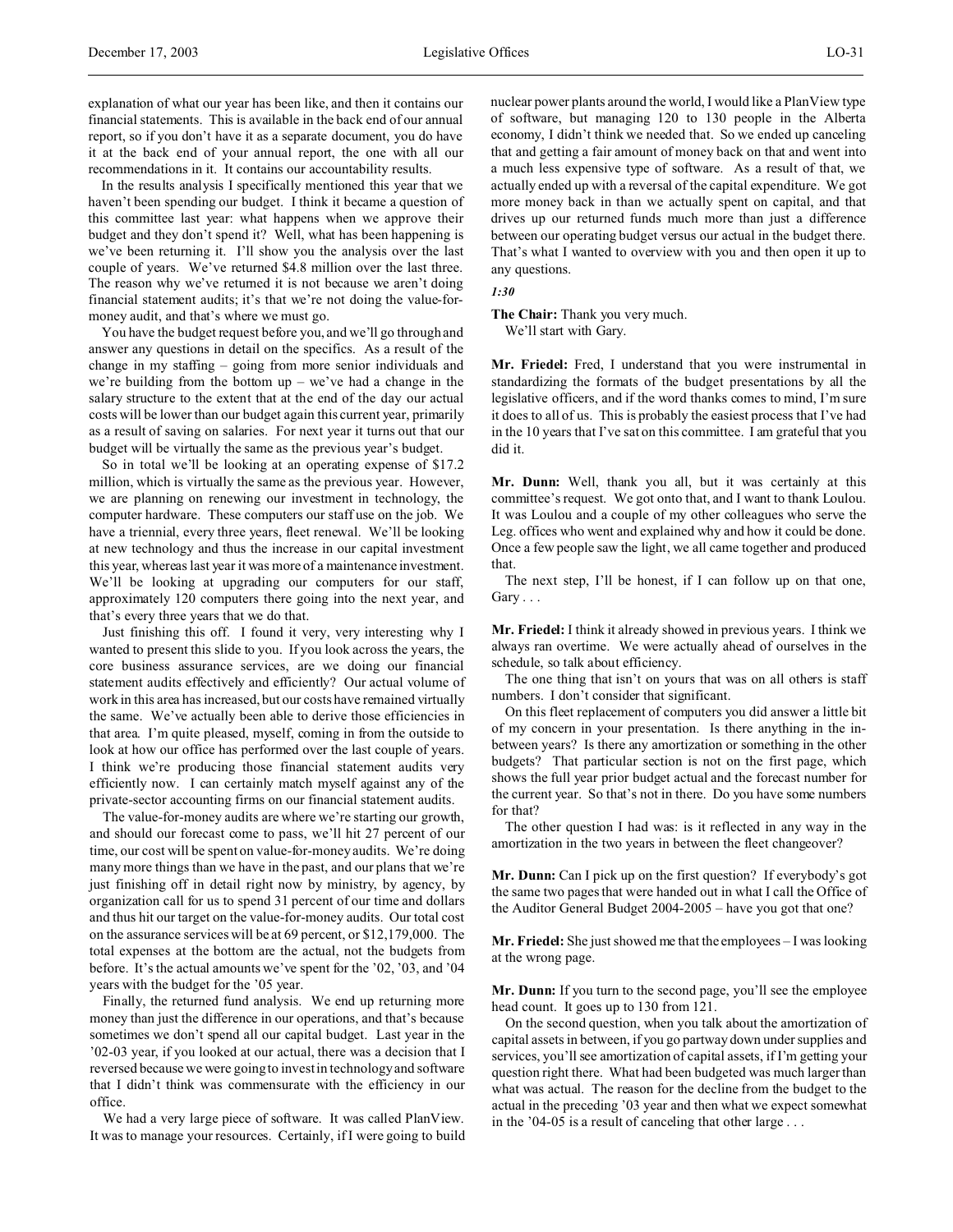explanation of what our year has been like, and then it contains our financial statements. This is available in the back end of our annual report, so if you don't have it as a separate document, you do have it at the back end of your annual report, the one with all our recommendations in it. It contains our accountability results.

In the results analysis I specifically mentioned this year that we haven't been spending our budget. I think it became a question of this committee last year: what happens when we approve their budget and they don't spend it? Well, what has been happening is we've been returning it. I'll show you the analysis over the last couple of years. We've returned $4.8 million over the last three. The reason why we've returned it is not because we aren't doing financial statement audits; it's that we're not doing the value-for-money audit, and that's where we must go.

You have the budget request before you, and we'll go through and answer any questions in detail on the specifics. As a result of the change in my staffing – going from more senior individuals and we're building from the bottom up – we've had a change in the salary structure to the extent that at the end of the day our actual costs will be lower than our budget again this current year, primarily as a result of saving on salaries. For next year it turns out that our budget will be virtually the same as the previous year's budget.

So in total we'll be looking at an operating expense of $17.2 million, which is virtually the same as the previous year. However, we are planning on renewing our investment in technology, the computer hardware. These computers our staff use on the job. We have a triennial, every three years, fleet renewal. We'll be looking at new technology and thus the increase in our capital investment this year, whereas last year it was more of a maintenance investment. We'll be looking at upgrading our computers for our staff, approximately 120 computers there going into the next year, and that's every three years that we do that.

Just finishing this off. I found it very, very interesting why I wanted to present this slide to you. If you look across the years, the core business assurance services, are we doing our financial statement audits effectively and efficiently? Our actual volume of work in this area has increased, but our costs have remained virtually the same. We've actually been able to derive those efficiencies in that area. I'm quite pleased, myself, coming in from the outside to look at how our office has performed over the last couple of years. I think we're producing those financial statement audits very efficiently now. I can certainly match myself against any of the private-sector accounting firms on our financial statement audits.

The value-for-money audits are where we're starting our growth, and should our forecast come to pass, we'll hit 27 percent of our time, our cost will be spent on value-for-money audits. We're doing many more things than we have in the past, and our plans that we're just finishing off in detail right now by ministry, by agency, by organization call for us to spend 31 percent of our time and dollars and thus hit our target on the value-for-money audits. Our total cost on the assurance services will be at 69 percent, or $12,179,000. The total expenses at the bottom are the actual, not the budgets from before. It's the actual amounts we've spent for the '02, '03, and '04 years with the budget for the '05 year.

Finally, the returned fund analysis. We end up returning more money than just the difference in our operations, and that's because sometimes we don't spend all our capital budget. Last year in the '02-03 year, if you looked at our actual, there was a decision that I reversed because we were going to invest in technology and software that I didn't think was commensurate with the efficiency in our office.

We had a very large piece of software. It was called PlanView. It was to manage your resources. Certainly, if I were going to build nuclear power plants around the world, I would like a PlanView type of software, but managing 120 to 130 people in the Alberta economy, I didn't think we needed that. So we ended up canceling that and getting a fair amount of money back on that and went into a much less expensive type of software. As a result of that, we actually ended up with a reversal of the capital expenditure. We got more money back in than we actually spent on capital, and that drives up our returned funds much more than just a difference between our operating budget versus our actual in the budget there. That's what I wanted to overview with you and then open it up to any questions.

*1:30*

**The Chair:** Thank you very much.
We'll start with Gary.

**Mr. Friedel:** Fred, I understand that you were instrumental in standardizing the formats of the budget presentations by all the legislative officers, and if the word thanks comes to mind, I'm sure it does to all of us. This is probably the easiest process that I've had in the 10 years that I've sat on this committee. I am grateful that you did it.

**Mr. Dunn:** Well, thank you all, but it was certainly at this committee's request. We got onto that, and I want to thank Loulou. It was Loulou and a couple of my other colleagues who serve the Leg. offices who went and explained why and how it could be done. Once a few people saw the light, we all came together and produced that.

The next step, I'll be honest, if I can follow up on that one, Gary . . .

**Mr. Friedel:** I think it already showed in previous years. I think we always ran overtime. We were actually ahead of ourselves in the schedule, so talk about efficiency.

The one thing that isn't on yours that was on all others is staff numbers. I don't consider that significant.

On this fleet replacement of computers you did answer a little bit of my concern in your presentation. Is there anything in the in-between years? Is there any amortization or something in the other budgets? That particular section is not on the first page, which shows the full year prior budget actual and the forecast number for the current year. So that's not in there. Do you have some numbers for that?

The other question I had was: is it reflected in any way in the amortization in the two years in between the fleet changeover?

**Mr. Dunn:** Can I pick up on the first question? If everybody's got the same two pages that were handed out in what I call the Office of the Auditor General Budget 2004-2005 – have you got that one?

**Mr. Friedel:** She just showed me that the employees – I was looking at the wrong page.

**Mr. Dunn:** If you turn to the second page, you'll see the employee head count. It goes up to 130 from 121.

On the second question, when you talk about the amortization of capital assets in between, if you go partway down under supplies and services, you'll see amortization of capital assets, if I'm getting your question right there. What had been budgeted was much larger than what was actual. The reason for the decline from the budget to the actual in the preceding '03 year and then what we expect somewhat in the '04-05 is a result of canceling that other large . . .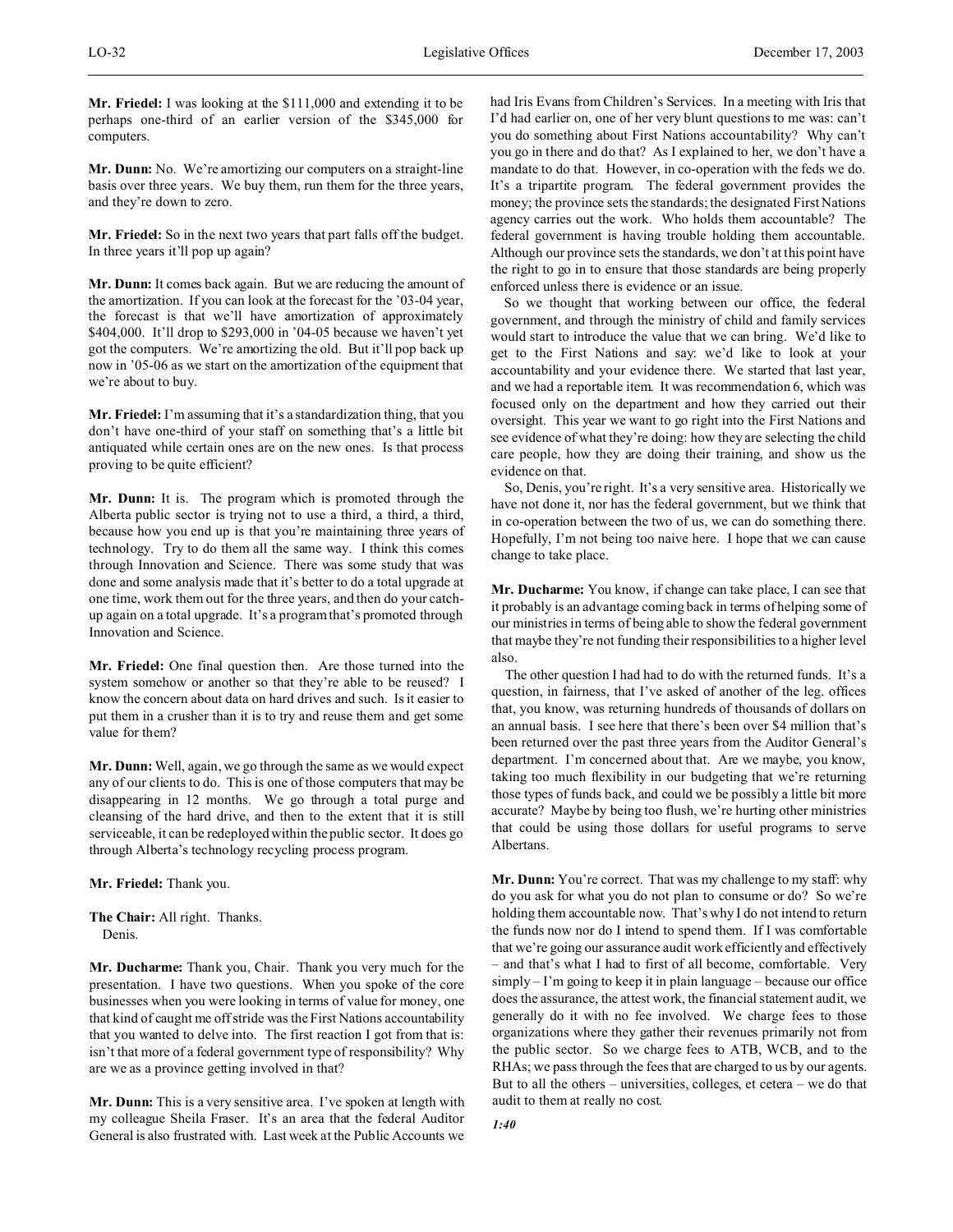**Mr. Friedel:** I was looking at the $111,000 and extending it to be perhaps one-third of an earlier version of the $345,000 for computers.

**Mr. Dunn:** No. We're amortizing our computers on a straight-line basis over three years. We buy them, run them for the three years, and they're down to zero.

**Mr. Friedel:** So in the next two years that part falls off the budget. In three years it'll pop up again?

**Mr. Dunn:** It comes back again. But we are reducing the amount of the amortization. If you can look at the forecast for the '03-04 year, the forecast is that we'll have amortization of approximately $404,000. It'll drop to $293,000 in '04-05 because we haven't yet got the computers. We're amortizing the old. But it'll pop back up now in '05-06 as we start on the amortization of the equipment that we're about to buy.

**Mr. Friedel:** I'm assuming that it's a standardization thing, that you don't have one-third of your staff on something that's a little bit antiquated while certain ones are on the new ones. Is that process proving to be quite efficient?

**Mr. Dunn:** It is. The program which is promoted through the Alberta public sector is trying not to use a third, a third, a third, because how you end up is that you're maintaining three years of technology. Try to do them all the same way. I think this comes through Innovation and Science. There was some study that was done and some analysis made that it's better to do a total upgrade at one time, work them out for the three years, and then do your catch-up again on a total upgrade. It's a program that's promoted through Innovation and Science.

**Mr. Friedel:** One final question then. Are those turned into the system somehow or another so that they're able to be reused? I know the concern about data on hard drives and such. Is it easier to put them in a crusher than it is to try and reuse them and get some value for them?

**Mr. Dunn:** Well, again, we go through the same as we would expect any of our clients to do. This is one of those computers that may be disappearing in 12 months. We go through a total purge and cleansing of the hard drive, and then to the extent that it is still serviceable, it can be redeployed within the public sector. It does go through Alberta's technology recycling process program.

**Mr. Friedel:** Thank you.

**The Chair:** All right. Thanks.
Denis.

**Mr. Ducharme:** Thank you, Chair. Thank you very much for the presentation. I have two questions. When you spoke of the core businesses when you were looking in terms of value for money, one that kind of caught me off stride was the First Nations accountability that you wanted to delve into. The first reaction I got from that is: isn't that more of a federal government type of responsibility? Why are we as a province getting involved in that?

**Mr. Dunn:** This is a very sensitive area. I've spoken at length with my colleague Sheila Fraser. It's an area that the federal Auditor General is also frustrated with. Last week at the Public Accounts we had Iris Evans from Children's Services. In a meeting with Iris that I'd had earlier on, one of her very blunt questions to me was: can't you do something about First Nations accountability? Why can't you go in there and do that? As I explained to her, we don't have a mandate to do that. However, in co-operation with the feds we do. It's a tripartite program. The federal government provides the money; the province sets the standards; the designated First Nations agency carries out the work. Who holds them accountable? The federal government is having trouble holding them accountable. Although our province sets the standards, we don't at this point have the right to go in to ensure that those standards are being properly enforced unless there is evidence or an issue.

So we thought that working between our office, the federal government, and through the ministry of child and family services would start to introduce the value that we can bring. We'd like to get to the First Nations and say: we'd like to look at your accountability and your evidence there. We started that last year, and we had a reportable item. It was recommendation 6, which was focused only on the department and how they carried out their oversight. This year we want to go right into the First Nations and see evidence of what they're doing: how they are selecting the child care people, how they are doing their training, and show us the evidence on that.

So, Denis, you're right. It's a very sensitive area. Historically we have not done it, nor has the federal government, but we think that in co-operation between the two of us, we can do something there. Hopefully, I'm not being too naive here. I hope that we can cause change to take place.

**Mr. Ducharme:** You know, if change can take place, I can see that it probably is an advantage coming back in terms of helping some of our ministries in terms of being able to show the federal government that maybe they're not funding their responsibilities to a higher level also.

The other question I had had to do with the returned funds. It's a question, in fairness, that I've asked of another of the leg. offices that, you know, was returning hundreds of thousands of dollars on an annual basis. I see here that there's been over $4 million that's been returned over the past three years from the Auditor General's department. I'm concerned about that. Are we maybe, you know, taking too much flexibility in our budgeting that we're returning those types of funds back, and could we be possibly a little bit more accurate? Maybe by being too flush, we're hurting other ministries that could be using those dollars for useful programs to serve Albertans.

**Mr. Dunn:** You're correct. That was my challenge to my staff: why do you ask for what you do not plan to consume or do? So we're holding them accountable now. That's why I do not intend to return the funds now nor do I intend to spend them. If I was comfortable that we're going our assurance audit work efficiently and effectively – and that's what I had to first of all become, comfortable. Very simply – I'm going to keep it in plain language – because our office does the assurance, the attest work, the financial statement audit, we generally do it with no fee involved. We charge fees to those organizations where they gather their revenues primarily not from the public sector. So we charge fees to ATB, WCB, and to the RHAs; we pass through the fees that are charged to us by our agents. But to all the others – universities, colleges, et cetera – we do that audit to them at really no cost.

*1:40*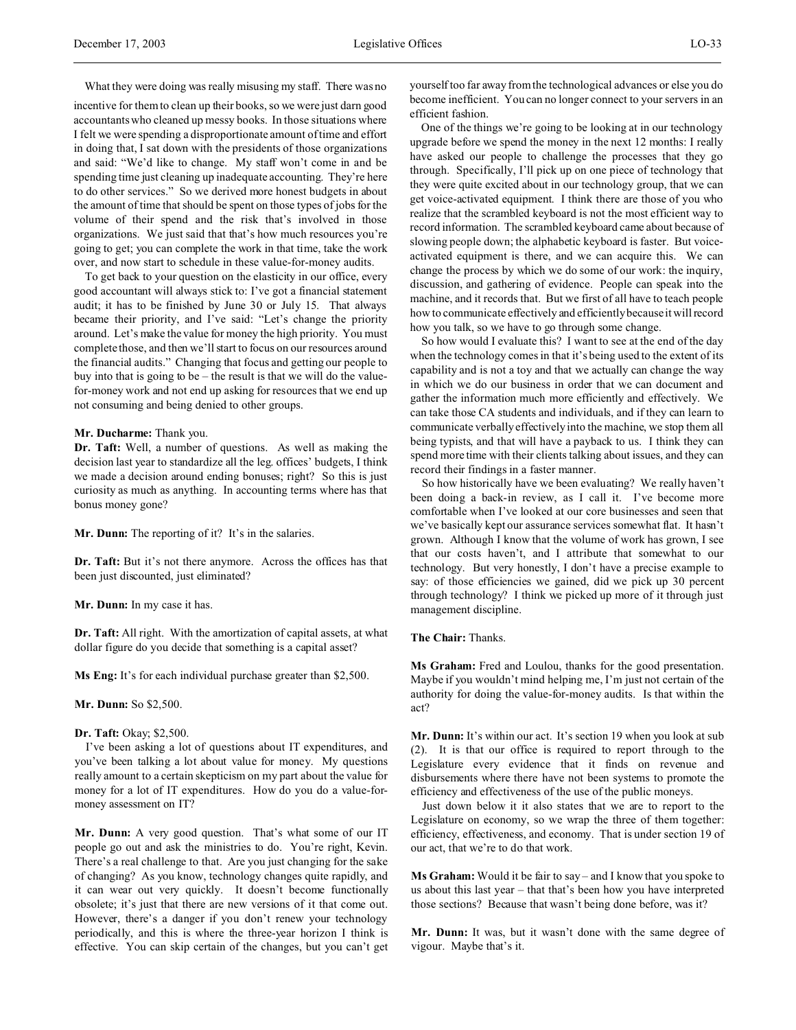What they were doing was really misusing my staff. There was no incentive for them to clean up their books, so we were just darn good accountants who cleaned up messy books. In those situations where I felt we were spending a disproportionate amount of time and effort in doing that, I sat down with the presidents of those organizations and said: "We'd like to change. My staff won't come in and be spending time just cleaning up inadequate accounting. They're here to do other services." So we derived more honest budgets in about the amount of time that should be spent on those types of jobs for the volume of their spend and the risk that's involved in those organizations. We just said that that's how much resources you're going to get; you can complete the work in that time, take the work over, and now start to schedule in these value-for-money audits.

To get back to your question on the elasticity in our office, every good accountant will always stick to: I've got a financial statement audit; it has to be finished by June 30 or July 15. That always became their priority, and I've said: "Let's change the priority around. Let's make the value for money the high priority. You must complete those, and then we'll start to focus on our resources around the financial audits." Changing that focus and getting our people to buy into that is going to be – the result is that we will do the value-for-money work and not end up asking for resources that we end up not consuming and being denied to other groups.

**Mr. Ducharme:** Thank you.

**Dr. Taft:** Well, a number of questions. As well as making the decision last year to standardize all the leg. offices' budgets, I think we made a decision around ending bonuses; right? So this is just curiosity as much as anything. In accounting terms where has that bonus money gone?

**Mr. Dunn:** The reporting of it? It's in the salaries.

**Dr. Taft:** But it's not there anymore. Across the offices has that been just discounted, just eliminated?

**Mr. Dunn:** In my case it has.

**Dr. Taft:** All right. With the amortization of capital assets, at what dollar figure do you decide that something is a capital asset?

**Ms Eng:** It's for each individual purchase greater than $2,500.

**Mr. Dunn:** So $2,500.

**Dr. Taft:** Okay; $2,500.

I've been asking a lot of questions about IT expenditures, and you've been talking a lot about value for money. My questions really amount to a certain skepticism on my part about the value for money for a lot of IT expenditures. How do you do a value-for-money assessment on IT?

**Mr. Dunn:** A very good question. That's what some of our IT people go out and ask the ministries to do. You're right, Kevin. There's a real challenge to that. Are you just changing for the sake of changing? As you know, technology changes quite rapidly, and it can wear out very quickly. It doesn't become functionally obsolete; it's just that there are new versions of it that come out. However, there's a danger if you don't renew your technology periodically, and this is where the three-year horizon I think is effective. You can skip certain of the changes, but you can't get yourself too far away from the technological advances or else you do become inefficient. You can no longer connect to your servers in an efficient fashion.

One of the things we're going to be looking at in our technology upgrade before we spend the money in the next 12 months: I really have asked our people to challenge the processes that they go through. Specifically, I'll pick up on one piece of technology that they were quite excited about in our technology group, that we can get voice-activated equipment. I think there are those of you who realize that the scrambled keyboard is not the most efficient way to record information. The scrambled keyboard came about because of slowing people down; the alphabetic keyboard is faster. But voice-activated equipment is there, and we can acquire this. We can change the process by which we do some of our work: the inquiry, discussion, and gathering of evidence. People can speak into the machine, and it records that. But we first of all have to teach people how to communicate effectively and efficiently because it will record how you talk, so we have to go through some change.

So how would I evaluate this? I want to see at the end of the day when the technology comes in that it's being used to the extent of its capability and is not a toy and that we actually can change the way in which we do our business in order that we can document and gather the information much more efficiently and effectively. We can take those CA students and individuals, and if they can learn to communicate verbally effectively into the machine, we stop them all being typists, and that will have a payback to us. I think they can spend more time with their clients talking about issues, and they can record their findings in a faster manner.

So how historically have we been evaluating? We really haven't been doing a back-in review, as I call it. I've become more comfortable when I've looked at our core businesses and seen that we've basically kept our assurance services somewhat flat. It hasn't grown. Although I know that the volume of work has grown, I see that our costs haven't, and I attribute that somewhat to our technology. But very honestly, I don't have a precise example to say: of those efficiencies we gained, did we pick up 30 percent through technology? I think we picked up more of it through just management discipline.

**The Chair:** Thanks.

**Ms Graham:** Fred and Loulou, thanks for the good presentation. Maybe if you wouldn't mind helping me, I'm just not certain of the authority for doing the value-for-money audits. Is that within the act?

**Mr. Dunn:** It's within our act. It's section 19 when you look at sub (2). It is that our office is required to report through to the Legislature every evidence that it finds on revenue and disbursements where there have not been systems to promote the efficiency and effectiveness of the use of the public moneys.

Just down below it it also states that we are to report to the Legislature on economy, so we wrap the three of them together: efficiency, effectiveness, and economy. That is under section 19 of our act, that we're to do that work.

**Ms Graham:** Would it be fair to say – and I know that you spoke to us about this last year – that that's been how you have interpreted those sections? Because that wasn't being done before, was it?

**Mr. Dunn:** It was, but it wasn't done with the same degree of vigour. Maybe that's it.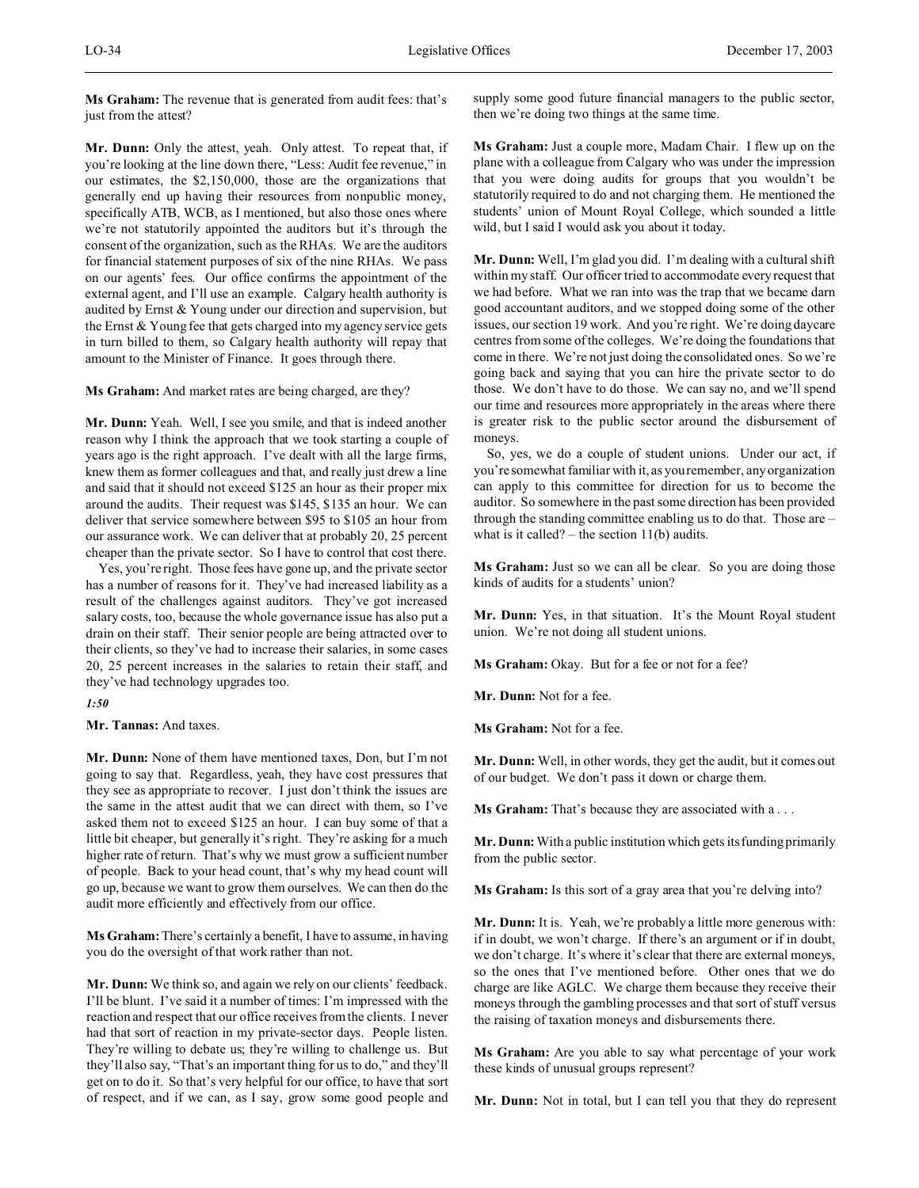**Ms Graham:** The revenue that is generated from audit fees: that's just from the attest?

**Mr. Dunn:** Only the attest, yeah. Only attest. To repeat that, if you're looking at the line down there, "Less: Audit fee revenue," in our estimates, the $2,150,000, those are the organizations that generally end up having their resources from nonpublic money, specifically ATB, WCB, as I mentioned, but also those ones where we're not statutorily appointed the auditors but it's through the consent of the organization, such as the RHAs. We are the auditors for financial statement purposes of six of the nine RHAs. We pass on our agents' fees. Our office confirms the appointment of the external agent, and I'll use an example. Calgary health authority is audited by Ernst & Young under our direction and supervision, but the Ernst & Young fee that gets charged into my agency service gets in turn billed to them, so Calgary health authority will repay that amount to the Minister of Finance. It goes through there.

**Ms Graham:** And market rates are being charged, are they?

**Mr. Dunn:** Yeah. Well, I see you smile, and that is indeed another reason why I think the approach that we took starting a couple of years ago is the right approach. I've dealt with all the large firms, knew them as former colleagues and that, and really just drew a line and said that it should not exceed $125 an hour as their proper mix around the audits. Their request was $145, $135 an hour. We can deliver that service somewhere between $95 to $105 an hour from our assurance work. We can deliver that at probably 20, 25 percent cheaper than the private sector. So I have to control that cost there.

Yes, you're right. Those fees have gone up, and the private sector has a number of reasons for it. They've had increased liability as a result of the challenges against auditors. They've got increased salary costs, too, because the whole governance issue has also put a drain on their staff. Their senior people are being attracted over to their clients, so they've had to increase their salaries, in some cases 20, 25 percent increases in the salaries to retain their staff, and they've had technology upgrades too.

*1:50*

**Mr. Tannas:** And taxes.

**Mr. Dunn:** None of them have mentioned taxes, Don, but I'm not going to say that. Regardless, yeah, they have cost pressures that they see as appropriate to recover. I just don't think the issues are the same in the attest audit that we can direct with them, so I've asked them not to exceed $125 an hour. I can buy some of that a little bit cheaper, but generally it's right. They're asking for a much higher rate of return. That's why we must grow a sufficient number of people. Back to your head count, that's why my head count will go up, because we want to grow them ourselves. We can then do the audit more efficiently and effectively from our office.

**Ms Graham:** There's certainly a benefit, I have to assume, in having you do the oversight of that work rather than not.

**Mr. Dunn:** We think so, and again we rely on our clients' feedback. I'll be blunt. I've said it a number of times: I'm impressed with the reaction and respect that our office receives from the clients. I never had that sort of reaction in my private-sector days. People listen. They're willing to debate us; they're willing to challenge us. But they'll also say, "That's an important thing for us to do," and they'll get on to do it. So that's very helpful for our office, to have that sort of respect, and if we can, as I say, grow some good people and supply some good future financial managers to the public sector, then we're doing two things at the same time.

**Ms Graham:** Just a couple more, Madam Chair. I flew up on the plane with a colleague from Calgary who was under the impression that you were doing audits for groups that you wouldn't be statutorily required to do and not charging them. He mentioned the students' union of Mount Royal College, which sounded a little wild, but I said I would ask you about it today.

**Mr. Dunn:** Well, I'm glad you did. I'm dealing with a cultural shift within my staff. Our officer tried to accommodate every request that we had before. What we ran into was the trap that we became darn good accountant auditors, and we stopped doing some of the other issues, our section 19 work. And you're right. We're doing daycare centres from some of the colleges. We're doing the foundations that come in there. We're not just doing the consolidated ones. So we're going back and saying that you can hire the private sector to do those. We don't have to do those. We can say no, and we'll spend our time and resources more appropriately in the areas where there is greater risk to the public sector around the disbursement of moneys.

So, yes, we do a couple of student unions. Under our act, if you're somewhat familiar with it, as you remember, any organization can apply to this committee for direction for us to become the auditor. So somewhere in the past some direction has been provided through the standing committee enabling us to do that. Those are – what is it called? – the section 11(b) audits.

**Ms Graham:** Just so we can all be clear. So you are doing those kinds of audits for a students' union?

**Mr. Dunn:** Yes, in that situation. It's the Mount Royal student union. We're not doing all student unions.

**Ms Graham:** Okay. But for a fee or not for a fee?

**Mr. Dunn:** Not for a fee.

**Ms Graham:** Not for a fee.

**Mr. Dunn:** Well, in other words, they get the audit, but it comes out of our budget. We don't pass it down or charge them.

**Ms Graham:** That's because they are associated with a . . .

**Mr. Dunn:** With a public institution which gets its funding primarily from the public sector.

**Ms Graham:** Is this sort of a gray area that you're delving into?

**Mr. Dunn:** It is. Yeah, we're probably a little more generous with: if in doubt, we won't charge. If there's an argument or if in doubt, we don't charge. It's where it's clear that there are external moneys, so the ones that I've mentioned before. Other ones that we do charge are like AGLC. We charge them because they receive their moneys through the gambling processes and that sort of stuff versus the raising of taxation moneys and disbursements there.

**Ms Graham:** Are you able to say what percentage of your work these kinds of unusual groups represent?

**Mr. Dunn:** Not in total, but I can tell you that they do represent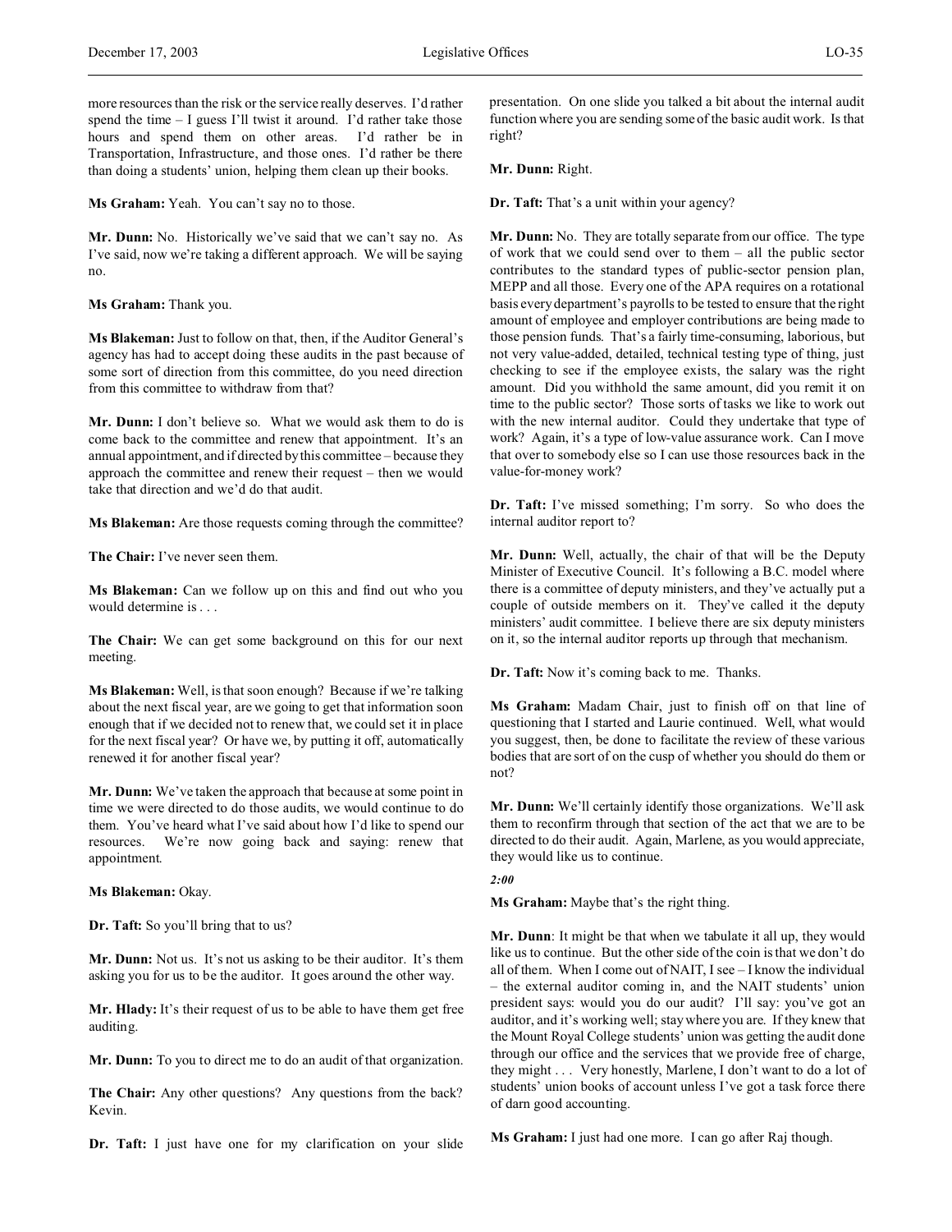more resources than the risk or the service really deserves. I'd rather spend the time – I guess I'll twist it around. I'd rather take those hours and spend them on other areas. I'd rather be in Transportation, Infrastructure, and those ones. I'd rather be there than doing a students' union, helping them clean up their books.

**Ms Graham:** Yeah. You can't say no to those.

**Mr. Dunn:** No. Historically we've said that we can't say no. As I've said, now we're taking a different approach. We will be saying no.

**Ms Graham:** Thank you.

**Ms Blakeman:** Just to follow on that, then, if the Auditor General's agency has had to accept doing these audits in the past because of some sort of direction from this committee, do you need direction from this committee to withdraw from that?

**Mr. Dunn:** I don't believe so. What we would ask them to do is come back to the committee and renew that appointment. It's an annual appointment, and if directed by this committee – because they approach the committee and renew their request – then we would take that direction and we'd do that audit.

**Ms Blakeman:** Are those requests coming through the committee?

**The Chair:** I've never seen them.

**Ms Blakeman:** Can we follow up on this and find out who you would determine is . . .

**The Chair:** We can get some background on this for our next meeting.

**Ms Blakeman:** Well, is that soon enough? Because if we're talking about the next fiscal year, are we going to get that information soon enough that if we decided not to renew that, we could set it in place for the next fiscal year? Or have we, by putting it off, automatically renewed it for another fiscal year?

**Mr. Dunn:** We've taken the approach that because at some point in time we were directed to do those audits, we would continue to do them. You've heard what I've said about how I'd like to spend our resources. We're now going back and saying: renew that appointment.

**Ms Blakeman:** Okay.

**Dr. Taft:** So you'll bring that to us?

**Mr. Dunn:** Not us. It's not us asking to be their auditor. It's them asking you for us to be the auditor. It goes around the other way.

**Mr. Hlady:** It's their request of us to be able to have them get free auditing.

**Mr. Dunn:** To you to direct me to do an audit of that organization.

**The Chair:** Any other questions? Any questions from the back? Kevin.

**Dr. Taft:** I just have one for my clarification on your slide presentation. On one slide you talked a bit about the internal audit function where you are sending some of the basic audit work. Is that right?

**Mr. Dunn:** Right.

**Dr. Taft:** That's a unit within your agency?

**Mr. Dunn:** No. They are totally separate from our office. The type of work that we could send over to them – all the public sector contributes to the standard types of public-sector pension plan, MEPP and all those. Every one of the APA requires on a rotational basis every department's payrolls to be tested to ensure that the right amount of employee and employer contributions are being made to those pension funds. That's a fairly time-consuming, laborious, but not very value-added, detailed, technical testing type of thing, just checking to see if the employee exists, the salary was the right amount. Did you withhold the same amount, did you remit it on time to the public sector? Those sorts of tasks we like to work out with the new internal auditor. Could they undertake that type of work? Again, it's a type of low-value assurance work. Can I move that over to somebody else so I can use those resources back in the value-for-money work?

**Dr. Taft:** I've missed something; I'm sorry. So who does the internal auditor report to?

**Mr. Dunn:** Well, actually, the chair of that will be the Deputy Minister of Executive Council. It's following a B.C. model where there is a committee of deputy ministers, and they've actually put a couple of outside members on it. They've called it the deputy ministers' audit committee. I believe there are six deputy ministers on it, so the internal auditor reports up through that mechanism.

**Dr. Taft:** Now it's coming back to me. Thanks.

**Ms Graham:** Madam Chair, just to finish off on that line of questioning that I started and Laurie continued. Well, what would you suggest, then, be done to facilitate the review of these various bodies that are sort of on the cusp of whether you should do them or not?

**Mr. Dunn:** We'll certainly identify those organizations. We'll ask them to reconfirm through that section of the act that we are to be directed to do their audit. Again, Marlene, as you would appreciate, they would like us to continue.

*2:00*

**Ms Graham:** Maybe that's the right thing.

**Mr. Dunn**: It might be that when we tabulate it all up, they would like us to continue. But the other side of the coin is that we don't do all of them. When I come out of NAIT, I see – I know the individual – the external auditor coming in, and the NAIT students' union president says: would you do our audit? I'll say: you've got an auditor, and it's working well; stay where you are. If they knew that the Mount Royal College students' union was getting the audit done through our office and the services that we provide free of charge, they might . . . Very honestly, Marlene, I don't want to do a lot of students' union books of account unless I've got a task force there of darn good accounting.

**Ms Graham:** I just had one more. I can go after Raj though.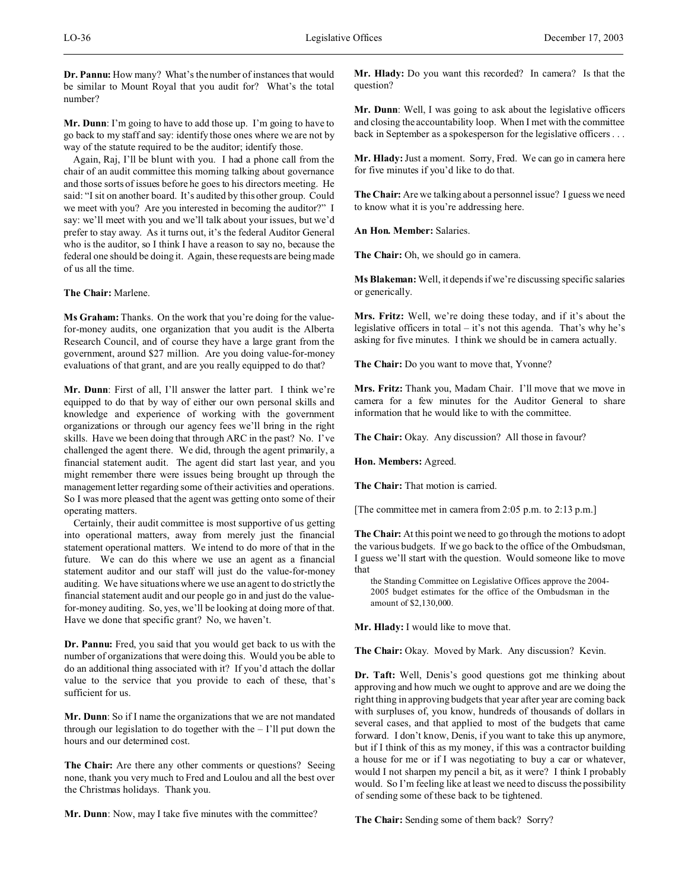**Dr. Pannu:** How many? What's the number of instances that would be similar to Mount Royal that you audit for? What's the total number?

**Mr. Dunn**: I'm going to have to add those up. I'm going to have to go back to my staff and say: identify those ones where we are not by way of the statute required to be the auditor; identify those.

Again, Raj, I'll be blunt with you. I had a phone call from the chair of an audit committee this morning talking about governance and those sorts of issues before he goes to his directors meeting. He said: "I sit on another board. It's audited by this other group. Could we meet with you? Are you interested in becoming the auditor?" I say: we'll meet with you and we'll talk about your issues, but we'd prefer to stay away. As it turns out, it's the federal Auditor General who is the auditor, so I think I have a reason to say no, because the federal one should be doing it. Again, these requests are being made of us all the time.

**The Chair:** Marlene.

**Ms Graham:** Thanks. On the work that you're doing for the value-for-money audits, one organization that you audit is the Alberta Research Council, and of course they have a large grant from the government, around $27 million. Are you doing value-for-money evaluations of that grant, and are you really equipped to do that?

**Mr. Dunn**: First of all, I'll answer the latter part. I think we're equipped to do that by way of either our own personal skills and knowledge and experience of working with the government organizations or through our agency fees we'll bring in the right skills. Have we been doing that through ARC in the past? No. I've challenged the agent there. We did, through the agent primarily, a financial statement audit. The agent did start last year, and you might remember there were issues being brought up through the management letter regarding some of their activities and operations. So I was more pleased that the agent was getting onto some of their operating matters.

Certainly, their audit committee is most supportive of us getting into operational matters, away from merely just the financial statement operational matters. We intend to do more of that in the future. We can do this where we use an agent as a financial statement auditor and our staff will just do the value-for-money auditing. We have situations where we use an agent to do strictly the financial statement audit and our people go in and just do the value-for-money auditing. So, yes, we'll be looking at doing more of that. Have we done that specific grant? No, we haven't.

**Dr. Pannu:** Fred, you said that you would get back to us with the number of organizations that were doing this. Would you be able to do an additional thing associated with it? If you'd attach the dollar value to the service that you provide to each of these, that's sufficient for us.

**Mr. Dunn**: So if I name the organizations that we are not mandated through our legislation to do together with the – I'll put down the hours and our determined cost.

**The Chair:** Are there any other comments or questions? Seeing none, thank you very much to Fred and Loulou and all the best over the Christmas holidays. Thank you.

**Mr. Dunn**: Now, may I take five minutes with the committee?

**Mr. Hlady:** Do you want this recorded? In camera? Is that the question?

**Mr. Dunn**: Well, I was going to ask about the legislative officers and closing the accountability loop. When I met with the committee back in September as a spokesperson for the legislative officers . . .

**Mr. Hlady:** Just a moment. Sorry, Fred. We can go in camera here for five minutes if you'd like to do that.

**The Chair:** Are we talking about a personnel issue? I guess we need to know what it is you're addressing here.

**An Hon. Member:** Salaries.

**The Chair:** Oh, we should go in camera.

**Ms Blakeman:** Well, it depends if we're discussing specific salaries or generically.

**Mrs. Fritz:** Well, we're doing these today, and if it's about the legislative officers in total – it's not this agenda. That's why he's asking for five minutes. I think we should be in camera actually.

**The Chair:** Do you want to move that, Yvonne?

**Mrs. Fritz:** Thank you, Madam Chair. I'll move that we move in camera for a few minutes for the Auditor General to share information that he would like to with the committee.

**The Chair:** Okay. Any discussion? All those in favour?

**Hon. Members:** Agreed.

**The Chair:** That motion is carried.

[The committee met in camera from 2:05 p.m. to 2:13 p.m.]

**The Chair:** At this point we need to go through the motions to adopt the various budgets. If we go back to the office of the Ombudsman, I guess we'll start with the question. Would someone like to move that

> the Standing Committee on Legislative Offices approve the 2004-2005 budget estimates for the office of the Ombudsman in the amount of $2,130,000.

**Mr. Hlady:** I would like to move that.

**The Chair:** Okay. Moved by Mark. Any discussion? Kevin.

**Dr. Taft:** Well, Denis's good questions got me thinking about approving and how much we ought to approve and are we doing the right thing in approving budgets that year after year are coming back with surpluses of, you know, hundreds of thousands of dollars in several cases, and that applied to most of the budgets that came forward. I don't know, Denis, if you want to take this up anymore, but if I think of this as my money, if this was a contractor building a house for me or if I was negotiating to buy a car or whatever, would I not sharpen my pencil a bit, as it were? I think I probably would. So I'm feeling like at least we need to discuss the possibility of sending some of these back to be tightened.

**The Chair:** Sending some of them back? Sorry?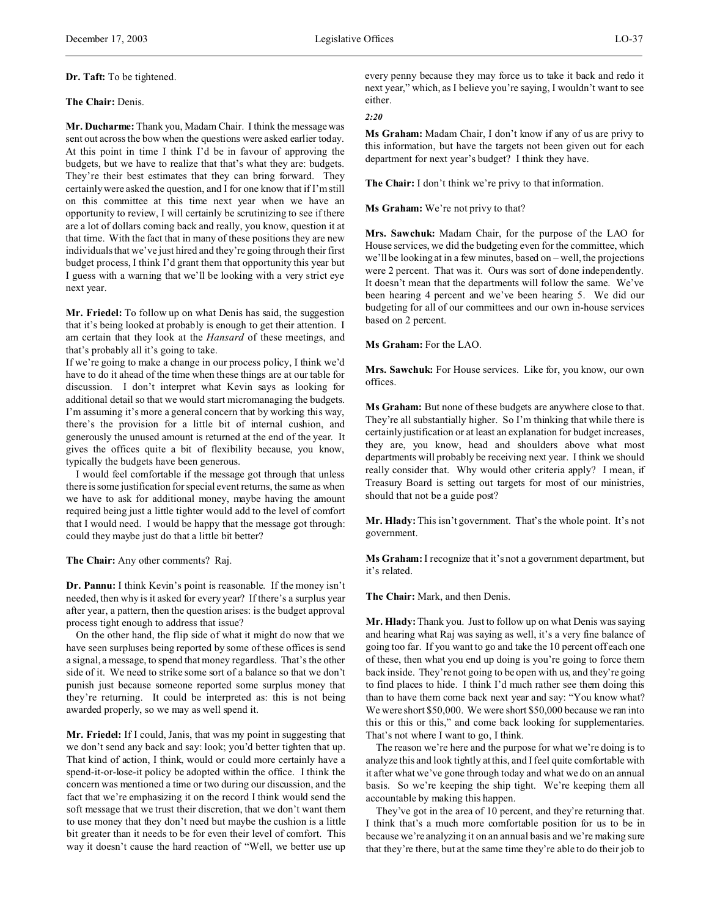**Dr. Taft:** To be tightened.

**The Chair:** Denis.

**Mr. Ducharme:** Thank you, Madam Chair. I think the message was sent out across the bow when the questions were asked earlier today. At this point in time I think I'd be in favour of approving the budgets, but we have to realize that that's what they are: budgets. They're their best estimates that they can bring forward. They certainly were asked the question, and I for one know that if I'm still on this committee at this time next year when we have an opportunity to review, I will certainly be scrutinizing to see if there are a lot of dollars coming back and really, you know, question it at that time. With the fact that in many of these positions they are new individuals that we've just hired and they're going through their first budget process, I think I'd grant them that opportunity this year but I guess with a warning that we'll be looking with a very strict eye next year.

**Mr. Friedel:** To follow up on what Denis has said, the suggestion that it's being looked at probably is enough to get their attention. I am certain that they look at the *Hansard* of these meetings, and that's probably all it's going to take.

If we're going to make a change in our process policy, I think we'd have to do it ahead of the time when these things are at our table for discussion. I don't interpret what Kevin says as looking for additional detail so that we would start micromanaging the budgets. I'm assuming it's more a general concern that by working this way, there's the provision for a little bit of internal cushion, and generously the unused amount is returned at the end of the year. It gives the offices quite a bit of flexibility because, you know, typically the budgets have been generous.

I would feel comfortable if the message got through that unless there is some justification for special event returns, the same as when we have to ask for additional money, maybe having the amount required being just a little tighter would add to the level of comfort that I would need. I would be happy that the message got through: could they maybe just do that a little bit better?

**The Chair:** Any other comments? Raj.

**Dr. Pannu:** I think Kevin's point is reasonable. If the money isn't needed, then why is it asked for every year? If there's a surplus year after year, a pattern, then the question arises: is the budget approval process tight enough to address that issue?

On the other hand, the flip side of what it might do now that we have seen surpluses being reported by some of these offices is send a signal, a message, to spend that money regardless. That's the other side of it. We need to strike some sort of a balance so that we don't punish just because someone reported some surplus money that they're returning. It could be interpreted as: this is not being awarded properly, so we may as well spend it.

**Mr. Friedel:** If I could, Janis, that was my point in suggesting that we don't send any back and say: look; you'd better tighten that up. That kind of action, I think, would or could more certainly have a spend-it-or-lose-it policy be adopted within the office. I think the concern was mentioned a time or two during our discussion, and the fact that we're emphasizing it on the record I think would send the soft message that we trust their discretion, that we don't want them to use money that they don't need but maybe the cushion is a little bit greater than it needs to be for even their level of comfort. This way it doesn't cause the hard reaction of "Well, we better use up every penny because they may force us to take it back and redo it next year," which, as I believe you're saying, I wouldn't want to see either.

*2:20*

**Ms Graham:** Madam Chair, I don't know if any of us are privy to this information, but have the targets not been given out for each department for next year's budget? I think they have.

**The Chair:** I don't think we're privy to that information.

**Ms Graham:** We're not privy to that?

**Mrs. Sawchuk:** Madam Chair, for the purpose of the LAO for House services, we did the budgeting even for the committee, which we'll be looking at in a few minutes, based on – well, the projections were 2 percent. That was it. Ours was sort of done independently. It doesn't mean that the departments will follow the same. We've been hearing 4 percent and we've been hearing 5. We did our budgeting for all of our committees and our own in-house services based on 2 percent.

**Ms Graham:** For the LAO.

**Mrs. Sawchuk:** For House services. Like for, you know, our own offices.

**Ms Graham:** But none of these budgets are anywhere close to that. They're all substantially higher. So I'm thinking that while there is certainly justification or at least an explanation for budget increases, they are, you know, head and shoulders above what most departments will probably be receiving next year. I think we should really consider that. Why would other criteria apply? I mean, if Treasury Board is setting out targets for most of our ministries, should that not be a guide post?

**Mr. Hlady:** This isn't government. That's the whole point. It's not government.

**Ms Graham:** I recognize that it's not a government department, but it's related.

**The Chair:** Mark, and then Denis.

**Mr. Hlady:** Thank you. Just to follow up on what Denis was saying and hearing what Raj was saying as well, it's a very fine balance of going too far. If you want to go and take the 10 percent off each one of these, then what you end up doing is you're going to force them back inside. They're not going to be open with us, and they're going to find places to hide. I think I'd much rather see them doing this than to have them come back next year and say: "You know what? We were short $50,000. We were short $50,000 because we ran into this or this or this," and come back looking for supplementaries. That's not where I want to go, I think.

The reason we're here and the purpose for what we're doing is to analyze this and look tightly at this, and I feel quite comfortable with it after what we've gone through today and what we do on an annual basis. So we're keeping the ship tight. We're keeping them all accountable by making this happen.

They've got in the area of 10 percent, and they're returning that. I think that's a much more comfortable position for us to be in because we're analyzing it on an annual basis and we're making sure that they're there, but at the same time they're able to do their job to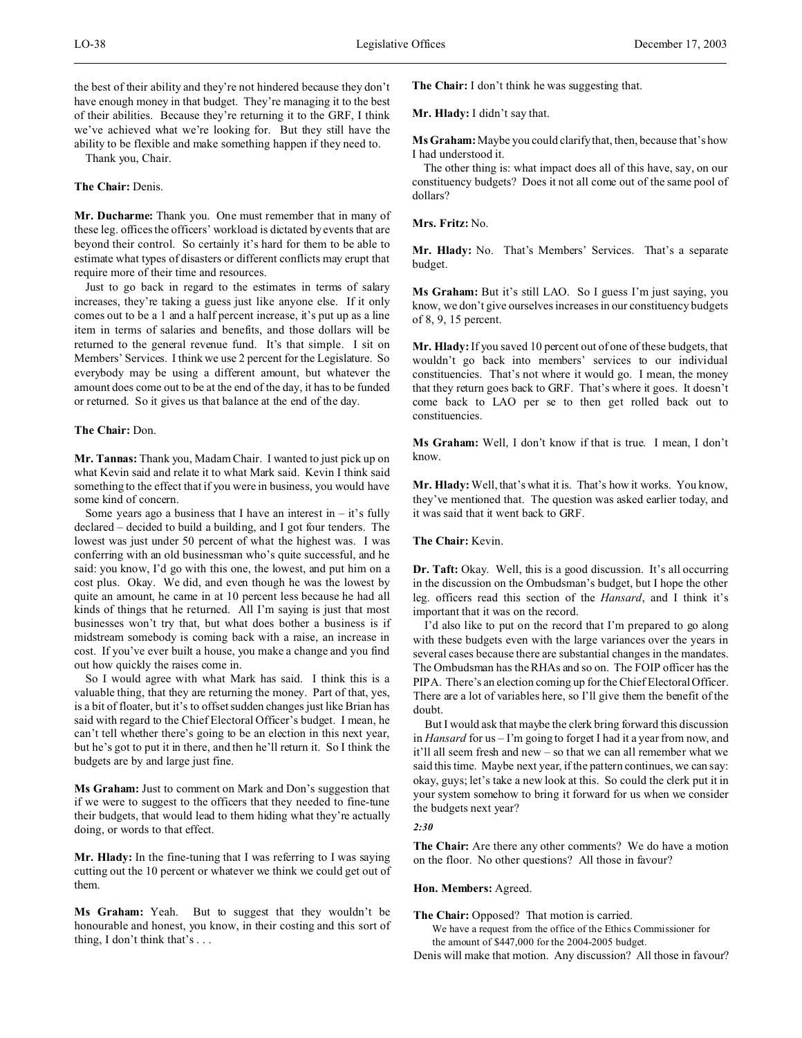the best of their ability and they're not hindered because they don't have enough money in that budget. They're managing it to the best of their abilities. Because they're returning it to the GRF, I think we've achieved what we're looking for. But they still have the ability to be flexible and make something happen if they need to.

Thank you, Chair.

**The Chair:** Denis.

**Mr. Ducharme:** Thank you. One must remember that in many of these leg. offices the officers' workload is dictated by events that are beyond their control. So certainly it's hard for them to be able to estimate what types of disasters or different conflicts may erupt that require more of their time and resources.

Just to go back in regard to the estimates in terms of salary increases, they're taking a guess just like anyone else. If it only comes out to be a 1 and a half percent increase, it's put up as a line item in terms of salaries and benefits, and those dollars will be returned to the general revenue fund. It's that simple. I sit on Members' Services. I think we use 2 percent for the Legislature. So everybody may be using a different amount, but whatever the amount does come out to be at the end of the day, it has to be funded or returned. So it gives us that balance at the end of the day.

**The Chair:** Don.

**Mr. Tannas:** Thank you, Madam Chair. I wanted to just pick up on what Kevin said and relate it to what Mark said. Kevin I think said something to the effect that if you were in business, you would have some kind of concern.

Some years ago a business that I have an interest in – it's fully declared – decided to build a building, and I got four tenders. The lowest was just under 50 percent of what the highest was. I was conferring with an old businessman who's quite successful, and he said: you know, I'd go with this one, the lowest, and put him on a cost plus. Okay. We did, and even though he was the lowest by quite an amount, he came in at 10 percent less because he had all kinds of things that he returned. All I'm saying is just that most businesses won't try that, but what does bother a business is if midstream somebody is coming back with a raise, an increase in cost. If you've ever built a house, you make a change and you find out how quickly the raises come in.

So I would agree with what Mark has said. I think this is a valuable thing, that they are returning the money. Part of that, yes, is a bit of floater, but it's to offset sudden changes just like Brian has said with regard to the Chief Electoral Officer's budget. I mean, he can't tell whether there's going to be an election in this next year, but he's got to put it in there, and then he'll return it. So I think the budgets are by and large just fine.

**Ms Graham:** Just to comment on Mark and Don's suggestion that if we were to suggest to the officers that they needed to fine-tune their budgets, that would lead to them hiding what they're actually doing, or words to that effect.

**Mr. Hlady:** In the fine-tuning that I was referring to I was saying cutting out the 10 percent or whatever we think we could get out of them.

**Ms Graham:** Yeah. But to suggest that they wouldn't be honourable and honest, you know, in their costing and this sort of thing, I don't think that's . . .

**The Chair:** I don't think he was suggesting that.

**Mr. Hlady:** I didn't say that.

**Ms Graham:** Maybe you could clarify that, then, because that's how I had understood it.

The other thing is: what impact does all of this have, say, on our constituency budgets? Does it not all come out of the same pool of dollars?

**Mrs. Fritz:** No.

**Mr. Hlady:** No. That's Members' Services. That's a separate budget.

**Ms Graham:** But it's still LAO. So I guess I'm just saying, you know, we don't give ourselves increases in our constituency budgets of 8, 9, 15 percent.

**Mr. Hlady:** If you saved 10 percent out of one of these budgets, that wouldn't go back into members' services to our individual constituencies. That's not where it would go. I mean, the money that they return goes back to GRF. That's where it goes. It doesn't come back to LAO per se to then get rolled back out to constituencies.

**Ms Graham:** Well, I don't know if that is true. I mean, I don't know.

**Mr. Hlady:** Well, that's what it is. That's how it works. You know, they've mentioned that. The question was asked earlier today, and it was said that it went back to GRF.

**The Chair:** Kevin.

**Dr. Taft:** Okay. Well, this is a good discussion. It's all occurring in the discussion on the Ombudsman's budget, but I hope the other leg. officers read this section of the *Hansard*, and I think it's important that it was on the record.

I'd also like to put on the record that I'm prepared to go along with these budgets even with the large variances over the years in several cases because there are substantial changes in the mandates. The Ombudsman has the RHAs and so on. The FOIP officer has the PIPA. There's an election coming up for the Chief Electoral Officer. There are a lot of variables here, so I'll give them the benefit of the doubt.

But I would ask that maybe the clerk bring forward this discussion in *Hansard* for us – I'm going to forget I had it a year from now, and it'll all seem fresh and new – so that we can all remember what we said this time. Maybe next year, if the pattern continues, we can say: okay, guys; let's take a new look at this. So could the clerk put it in your system somehow to bring it forward for us when we consider the budgets next year?

*2:30*

**The Chair:** Are there any other comments? We do have a motion on the floor. No other questions? All those in favour?

**Hon. Members:** Agreed.

**The Chair:** Opposed? That motion is carried.

> We have a request from the office of the Ethics Commissioner for the amount of $447,000 for the 2004-2005 budget.

Denis will make that motion. Any discussion? All those in favour?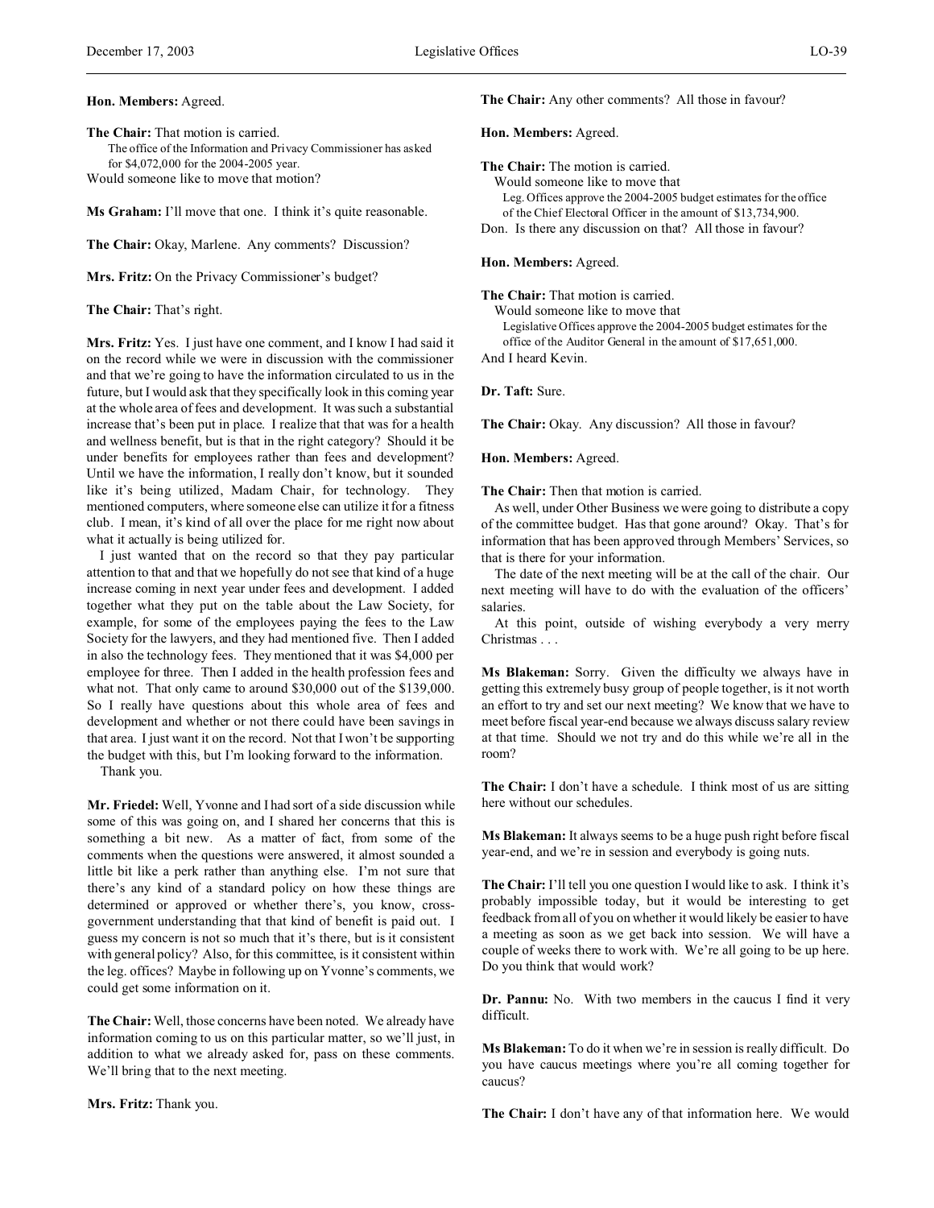**Hon. Members:** Agreed.

**The Chair:** That motion is carried.

The office of the Information and Privacy Commissioner has asked for $4,072,000 for the 2004-2005 year.

Would someone like to move that motion?

**Ms Graham:** I'll move that one. I think it's quite reasonable.

**The Chair:** Okay, Marlene. Any comments? Discussion?

**Mrs. Fritz:** On the Privacy Commissioner's budget?

**The Chair:** That's right.

**Mrs. Fritz:** Yes. I just have one comment, and I know I had said it on the record while we were in discussion with the commissioner and that we're going to have the information circulated to us in the future, but I would ask that they specifically look in this coming year at the whole area of fees and development. It was such a substantial increase that's been put in place. I realize that that was for a health and wellness benefit, but is that in the right category? Should it be under benefits for employees rather than fees and development? Until we have the information, I really don't know, but it sounded like it's being utilized, Madam Chair, for technology. They mentioned computers, where someone else can utilize it for a fitness club. I mean, it's kind of all over the place for me right now about what it actually is being utilized for.

I just wanted that on the record so that they pay particular attention to that and that we hopefully do not see that kind of a huge increase coming in next year under fees and development. I added together what they put on the table about the Law Society, for example, for some of the employees paying the fees to the Law Society for the lawyers, and they had mentioned five. Then I added in also the technology fees. They mentioned that it was $4,000 per employee for three. Then I added in the health profession fees and what not. That only came to around $30,000 out of the $139,000. So I really have questions about this whole area of fees and development and whether or not there could have been savings in that area. I just want it on the record. Not that I won't be supporting the budget with this, but I'm looking forward to the information.

Thank you.

**Mr. Friedel:** Well, Yvonne and I had sort of a side discussion while some of this was going on, and I shared her concerns that this is something a bit new. As a matter of fact, from some of the comments when the questions were answered, it almost sounded a little bit like a perk rather than anything else. I'm not sure that there's any kind of a standard policy on how these things are determined or approved or whether there's, you know, cross-government understanding that that kind of benefit is paid out. I guess my concern is not so much that it's there, but is it consistent with general policy? Also, for this committee, is it consistent within the leg. offices? Maybe in following up on Yvonne's comments, we could get some information on it.

**The Chair:** Well, those concerns have been noted. We already have information coming to us on this particular matter, so we'll just, in addition to what we already asked for, pass on these comments. We'll bring that to the next meeting.

**Mrs. Fritz:** Thank you.

**The Chair:** Any other comments? All those in favour?

**Hon. Members:** Agreed.

**The Chair:** The motion is carried.

Would someone like to move that

Leg. Offices approve the 2004-2005 budget estimates for the office of the Chief Electoral Officer in the amount of $13,734,900.

Don. Is there any discussion on that? All those in favour?

**Hon. Members:** Agreed.

**The Chair:** That motion is carried.

Would someone like to move that

Legislative Offices approve the 2004-2005 budget estimates for the office of the Auditor General in the amount of $17,651,000.

And I heard Kevin.

**Dr. Taft:** Sure.

**The Chair:** Okay. Any discussion? All those in favour?

**Hon. Members:** Agreed.

**The Chair:** Then that motion is carried.

As well, under Other Business we were going to distribute a copy of the committee budget. Has that gone around? Okay. That's for information that has been approved through Members' Services, so that is there for your information.

The date of the next meeting will be at the call of the chair. Our next meeting will have to do with the evaluation of the officers' salaries.

At this point, outside of wishing everybody a very merry Christmas . . .

**Ms Blakeman:** Sorry. Given the difficulty we always have in getting this extremely busy group of people together, is it not worth an effort to try and set our next meeting? We know that we have to meet before fiscal year-end because we always discuss salary review at that time. Should we not try and do this while we're all in the room?

**The Chair:** I don't have a schedule. I think most of us are sitting here without our schedules.

**Ms Blakeman:** It always seems to be a huge push right before fiscal year-end, and we're in session and everybody is going nuts.

**The Chair:** I'll tell you one question I would like to ask. I think it's probably impossible today, but it would be interesting to get feedback from all of you on whether it would likely be easier to have a meeting as soon as we get back into session. We will have a couple of weeks there to work with. We're all going to be up here. Do you think that would work?

**Dr. Pannu:** No. With two members in the caucus I find it very difficult.

**Ms Blakeman:** To do it when we're in session is really difficult. Do you have caucus meetings where you're all coming together for caucus?

**The Chair:** I don't have any of that information here. We would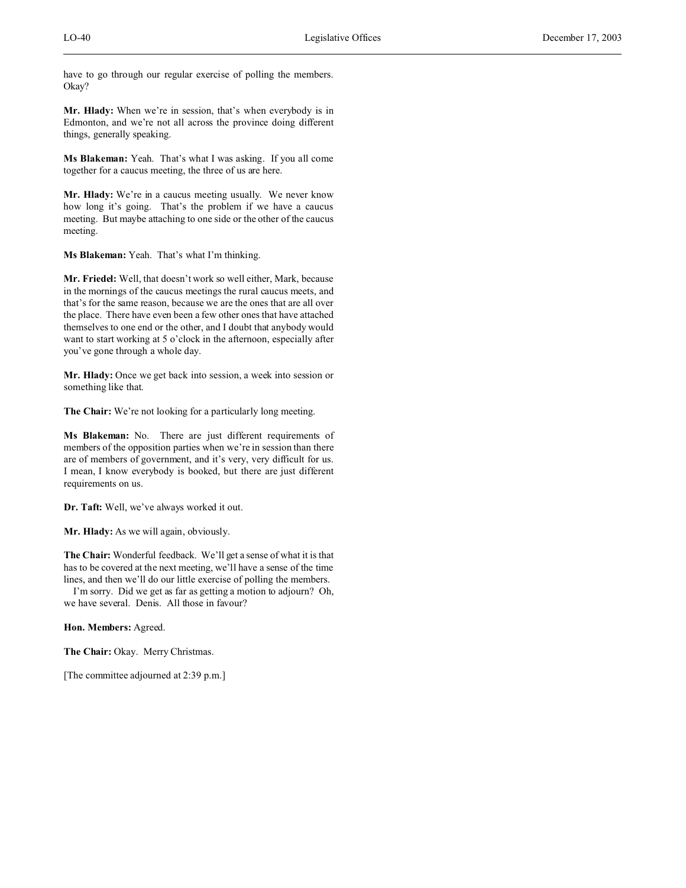have to go through our regular exercise of polling the members. Okay?

**Mr. Hlady:** When we're in session, that's when everybody is in Edmonton, and we're not all across the province doing different things, generally speaking.

**Ms Blakeman:** Yeah. That's what I was asking. If you all come together for a caucus meeting, the three of us are here.

**Mr. Hlady:** We're in a caucus meeting usually. We never know how long it's going. That's the problem if we have a caucus meeting. But maybe attaching to one side or the other of the caucus meeting.

**Ms Blakeman:** Yeah. That's what I'm thinking.

**Mr. Friedel:** Well, that doesn't work so well either, Mark, because in the mornings of the caucus meetings the rural caucus meets, and that's for the same reason, because we are the ones that are all over the place. There have even been a few other ones that have attached themselves to one end or the other, and I doubt that anybody would want to start working at 5 o'clock in the afternoon, especially after you've gone through a whole day.

**Mr. Hlady:** Once we get back into session, a week into session or something like that.

**The Chair:** We're not looking for a particularly long meeting.

**Ms Blakeman:** No. There are just different requirements of members of the opposition parties when we're in session than there are of members of government, and it's very, very difficult for us. I mean, I know everybody is booked, but there are just different requirements on us.

**Dr. Taft:** Well, we've always worked it out.

**Mr. Hlady:** As we will again, obviously.

**The Chair:** Wonderful feedback. We'll get a sense of what it is that has to be covered at the next meeting, we'll have a sense of the time lines, and then we'll do our little exercise of polling the members.

I'm sorry. Did we get as far as getting a motion to adjourn? Oh, we have several. Denis. All those in favour?

**Hon. Members:** Agreed.

**The Chair:** Okay. Merry Christmas.

[The committee adjourned at 2:39 p.m.]